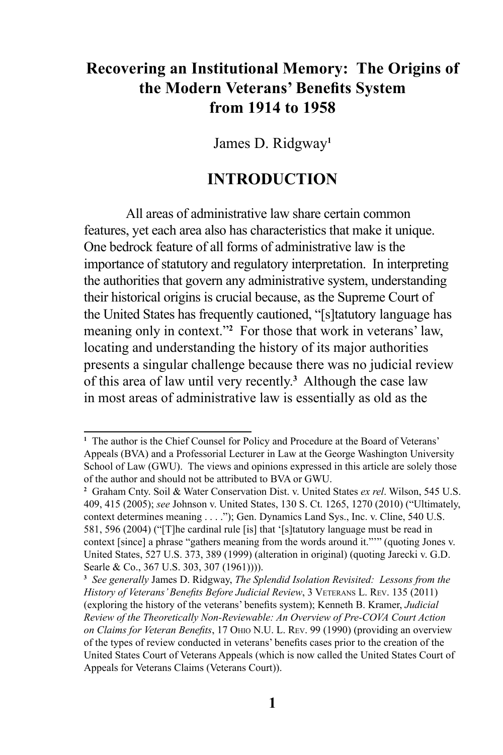# Recovering an Institutional Memory: The Origins of the Modern Veterans' Benefits System from 1914 to 1958

James D. Ridgway[1]

## INTRODUCTION

All areas of administrative law share certain common features, yet each area also has characteristics that make it unique. One bedrock feature of all forms of administrative law is the importance of statutory and regulatory interpretation. In interpreting the authorities that govern any administrative system, understanding their historical origins is crucial because, as the Supreme Court of the United States has frequently cautioned, "[s]tatutory language has meaning only in context."[2] For those that work in veterans' law, locating and understanding the history of its major authorities presents a singular challenge because there was no judicial review of this area of law until very recently.[3] Although the case law in most areas of administrative law is essentially as old as the

---

[1] The author is the Chief Counsel for Policy and Procedure at the Board of Veterans' Appeals (BVA) and a Professorial Lecturer in Law at the George Washington University School of Law (GWU). The views and opinions expressed in this article are solely those of the author and should not be attributed to BVA or GWU.

[2] Graham Cnty. Soil & Water Conservation Dist. v. United States *ex rel*. Wilson, 545 U.S. 409, 415 (2005); *see* Johnson v. United States, 130 S. Ct. 1265, 1270 (2010) ("Ultimately, context determines meaning . . . ."); Gen. Dynamics Land Sys., Inc. v. Cline, 540 U.S. 581, 596 (2004) ("[T]he cardinal rule [is] that '[s]tatutory language must be read in context [since] a phrase "gathers meaning from the words around it."'" (quoting Jones v. United States, 527 U.S. 373, 389 (1999) (alteration in original) (quoting Jarecki v. G.D. Searle & Co., 367 U.S. 303, 307 (1961)))).

[3] *See generally* James D. Ridgway, *The Splendid Isolation Revisited: Lessons from the History of Veterans' Benefits Before Judicial Review*, 3 Veterans L. Rev. 135 (2011) (exploring the history of the veterans' benefits system); Kenneth B. Kramer, *Judicial Review of the Theoretically Non-Reviewable: An Overview of Pre-COVA Court Action on Claims for Veteran Benefits*, 17 Ohio N.U. L. Rev. 99 (1990) (providing an overview of the types of review conducted in veterans' benefits cases prior to the creation of the United States Court of Veterans Appeals (which is now called the United States Court of Appeals for Veterans Claims (Veterans Court)).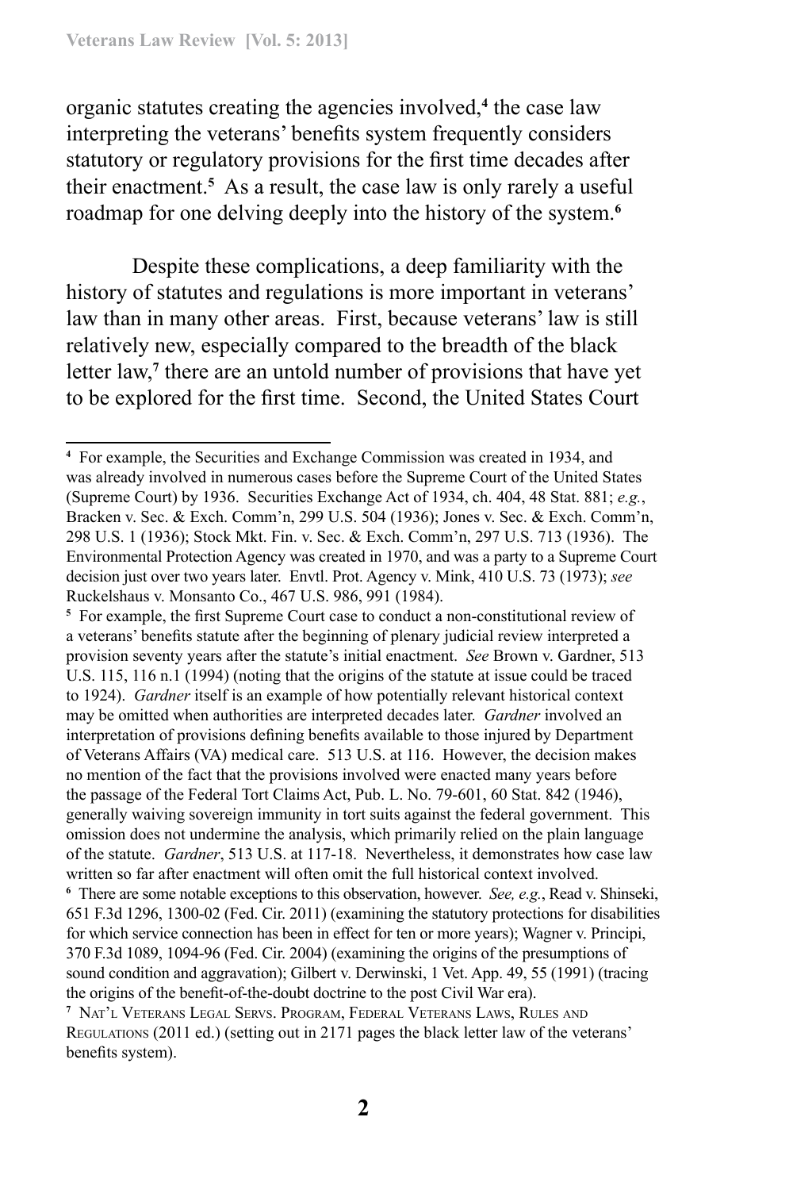organic statutes creating the agencies involved,[4] the case law interpreting the veterans' benefits system frequently considers statutory or regulatory provisions for the first time decades after their enactment.[5] As a result, the case law is only rarely a useful roadmap for one delving deeply into the history of the system.[6]

Despite these complications, a deep familiarity with the history of statutes and regulations is more important in veterans' law than in many other areas. First, because veterans' law is still relatively new, especially compared to the breadth of the black letter law,[7] there are an untold number of provisions that have yet to be explored for the first time. Second, the United States Court

---

[4] For example, the Securities and Exchange Commission was created in 1934, and was already involved in numerous cases before the Supreme Court of the United States (Supreme Court) by 1936. Securities Exchange Act of 1934, ch. 404, 48 Stat. 881; *e.g.*, Bracken v. Sec. & Exch. Comm'n, 299 U.S. 504 (1936); Jones v. Sec. & Exch. Comm'n, 298 U.S. 1 (1936); Stock Mkt. Fin. v. Sec. & Exch. Comm'n, 297 U.S. 713 (1936). The Environmental Protection Agency was created in 1970, and was a party to a Supreme Court decision just over two years later. Envtl. Prot. Agency v. Mink, 410 U.S. 73 (1973); *see* Ruckelshaus v. Monsanto Co., 467 U.S. 986, 991 (1984).

[5] For example, the first Supreme Court case to conduct a non-constitutional review of a veterans' benefits statute after the beginning of plenary judicial review interpreted a provision seventy years after the statute's initial enactment. *See* Brown v. Gardner, 513 U.S. 115, 116 n.1 (1994) (noting that the origins of the statute at issue could be traced to 1924). *Gardner* itself is an example of how potentially relevant historical context may be omitted when authorities are interpreted decades later. *Gardner* involved an interpretation of provisions defining benefits available to those injured by Department of Veterans Affairs (VA) medical care. 513 U.S. at 116. However, the decision makes no mention of the fact that the provisions involved were enacted many years before the passage of the Federal Tort Claims Act, Pub. L. No. 79-601, 60 Stat. 842 (1946), generally waiving sovereign immunity in tort suits against the federal government. This omission does not undermine the analysis, which primarily relied on the plain language of the statute. *Gardner*, 513 U.S. at 117-18. Nevertheless, it demonstrates how case law written so far after enactment will often omit the full historical context involved.

[6] There are some notable exceptions to this observation, however. *See, e.g.*, Read v. Shinseki, 651 F.3d 1296, 1300-02 (Fed. Cir. 2011) (examining the statutory protections for disabilities for which service connection has been in effect for ten or more years); Wagner v. Principi, 370 F.3d 1089, 1094-96 (Fed. Cir. 2004) (examining the origins of the presumptions of sound condition and aggravation); Gilbert v. Derwinski, 1 Vet. App. 49, 55 (1991) (tracing the origins of the benefit-of-the-doubt doctrine to the post Civil War era).

[7] Nat'l Veterans Legal Servs. Program, Federal Veterans Laws, Rules and Regulations (2011 ed.) (setting out in 2171 pages the black letter law of the veterans' benefits system).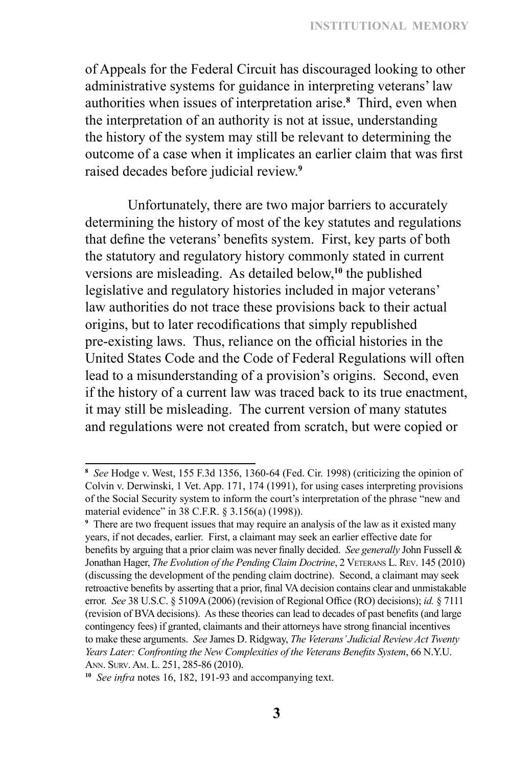of Appeals for the Federal Circuit has discouraged looking to other administrative systems for guidance in interpreting veterans' law authorities when issues of interpretation arise.[8] Third, even when the interpretation of an authority is not at issue, understanding the history of the system may still be relevant to determining the outcome of a case when it implicates an earlier claim that was first raised decades before judicial review.[9]

Unfortunately, there are two major barriers to accurately determining the history of most of the key statutes and regulations that define the veterans' benefits system. First, key parts of both the statutory and regulatory history commonly stated in current versions are misleading. As detailed below,[10] the published legislative and regulatory histories included in major veterans' law authorities do not trace these provisions back to their actual origins, but to later recodifications that simply republished pre-existing laws. Thus, reliance on the official histories in the United States Code and the Code of Federal Regulations will often lead to a misunderstanding of a provision's origins. Second, even if the history of a current law was traced back to its true enactment, it may still be misleading. The current version of many statutes and regulations were not created from scratch, but were copied or

---

[8] *See* Hodge v. West, 155 F.3d 1356, 1360-64 (Fed. Cir. 1998) (criticizing the opinion of Colvin v. Derwinski, 1 Vet. App. 171, 174 (1991), for using cases interpreting provisions of the Social Security system to inform the court's interpretation of the phrase "new and material evidence" in 38 C.F.R. § 3.156(a) (1998)).

[9] There are two frequent issues that may require an analysis of the law as it existed many years, if not decades, earlier. First, a claimant may seek an earlier effective date for benefits by arguing that a prior claim was never finally decided. *See generally* John Fussell & Jonathan Hager, *The Evolution of the Pending Claim Doctrine*, 2 Veterans L. Rev. 145 (2010) (discussing the development of the pending claim doctrine). Second, a claimant may seek retroactive benefits by asserting that a prior, final VA decision contains clear and unmistakable error. *See* 38 U.S.C. § 5109A (2006) (revision of Regional Office (RO) decisions); *id.* § 7111 (revision of BVA decisions). As these theories can lead to decades of past benefits (and large contingency fees) if granted, claimants and their attorneys have strong financial incentives to make these arguments. *See* James D. Ridgway, *The Veterans' Judicial Review Act Twenty Years Later: Confronting the New Complexities of the Veterans Benefits System*, 66 N.Y.U. Ann. Surv. Am. L. 251, 285-86 (2010).

[10] *See infra* notes 16, 182, 191-93 and accompanying text.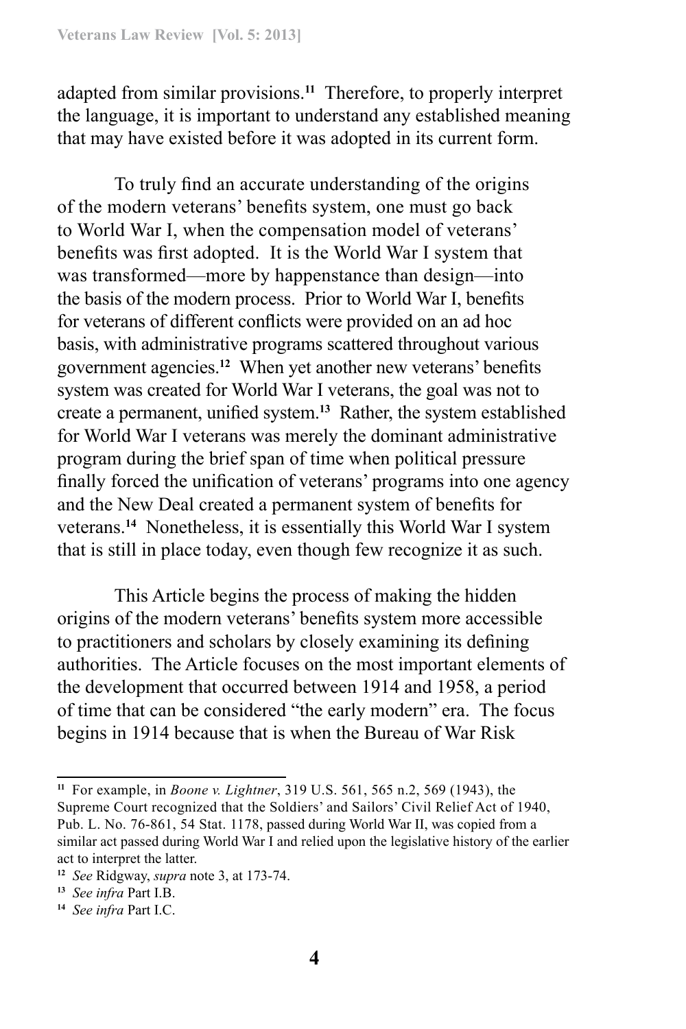adapted from similar provisions.[11] Therefore, to properly interpret the language, it is important to understand any established meaning that may have existed before it was adopted in its current form.

To truly find an accurate understanding of the origins of the modern veterans' benefits system, one must go back to World War I, when the compensation model of veterans' benefits was first adopted. It is the World War I system that was transformed—more by happenstance than design—into the basis of the modern process. Prior to World War I, benefits for veterans of different conflicts were provided on an ad hoc basis, with administrative programs scattered throughout various government agencies.[12] When yet another new veterans' benefits system was created for World War I veterans, the goal was not to create a permanent, unified system.[13] Rather, the system established for World War I veterans was merely the dominant administrative program during the brief span of time when political pressure finally forced the unification of veterans' programs into one agency and the New Deal created a permanent system of benefits for veterans.[14] Nonetheless, it is essentially this World War I system that is still in place today, even though few recognize it as such.

This Article begins the process of making the hidden origins of the modern veterans' benefits system more accessible to practitioners and scholars by closely examining its defining authorities. The Article focuses on the most important elements of the development that occurred between 1914 and 1958, a period of time that can be considered "the early modern" era. The focus begins in 1914 because that is when the Bureau of War Risk

---

[11] For example, in *Boone v. Lightner*, 319 U.S. 561, 565 n.2, 569 (1943), the Supreme Court recognized that the Soldiers' and Sailors' Civil Relief Act of 1940, Pub. L. No. 76-861, 54 Stat. 1178, passed during World War II, was copied from a similar act passed during World War I and relied upon the legislative history of the earlier act to interpret the latter.

[12] *See* Ridgway, *supra* note 3, at 173-74.

[13] *See infra* Part I.B.

[14] *See infra* Part I.C.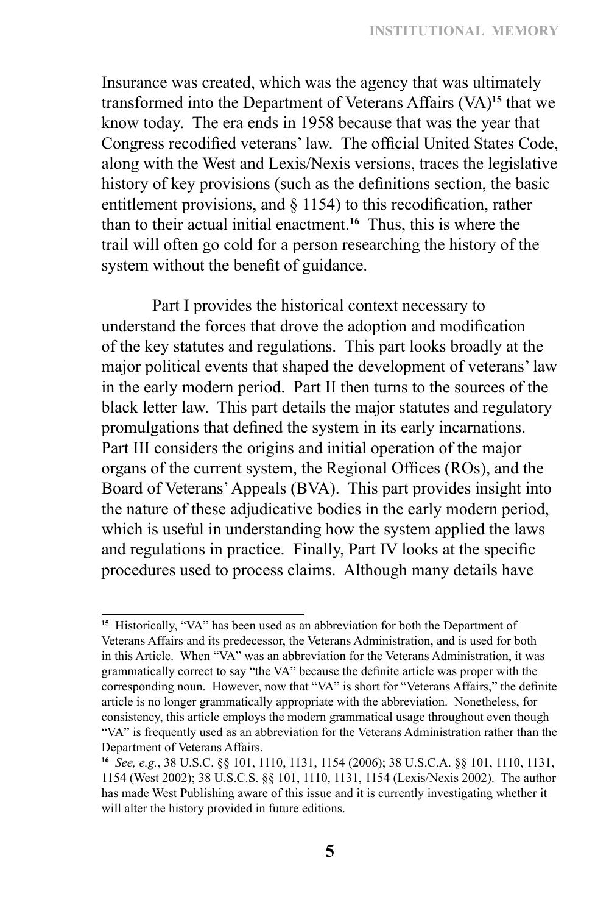Insurance was created, which was the agency that was ultimately transformed into the Department of Veterans Affairs (VA)[15] that we know today. The era ends in 1958 because that was the year that Congress recodified veterans' law. The official United States Code, along with the West and Lexis/Nexis versions, traces the legislative history of key provisions (such as the definitions section, the basic entitlement provisions, and § 1154) to this recodification, rather than to their actual initial enactment.[16] Thus, this is where the trail will often go cold for a person researching the history of the system without the benefit of guidance.

Part I provides the historical context necessary to understand the forces that drove the adoption and modification of the key statutes and regulations. This part looks broadly at the major political events that shaped the development of veterans' law in the early modern period. Part II then turns to the sources of the black letter law. This part details the major statutes and regulatory promulgations that defined the system in its early incarnations. Part III considers the origins and initial operation of the major organs of the current system, the Regional Offices (ROs), and the Board of Veterans' Appeals (BVA). This part provides insight into the nature of these adjudicative bodies in the early modern period, which is useful in understanding how the system applied the laws and regulations in practice. Finally, Part IV looks at the specific procedures used to process claims. Although many details have

---

[15] Historically, "VA" has been used as an abbreviation for both the Department of Veterans Affairs and its predecessor, the Veterans Administration, and is used for both in this Article. When "VA" was an abbreviation for the Veterans Administration, it was grammatically correct to say "the VA" because the definite article was proper with the corresponding noun. However, now that "VA" is short for "Veterans Affairs," the definite article is no longer grammatically appropriate with the abbreviation. Nonetheless, for consistency, this article employs the modern grammatical usage throughout even though "VA" is frequently used as an abbreviation for the Veterans Administration rather than the Department of Veterans Affairs.

[16] *See, e.g.*, 38 U.S.C. §§ 101, 1110, 1131, 1154 (2006); 38 U.S.C.A. §§ 101, 1110, 1131, 1154 (West 2002); 38 U.S.C.S. §§ 101, 1110, 1131, 1154 (Lexis/Nexis 2002). The author has made West Publishing aware of this issue and it is currently investigating whether it will alter the history provided in future editions.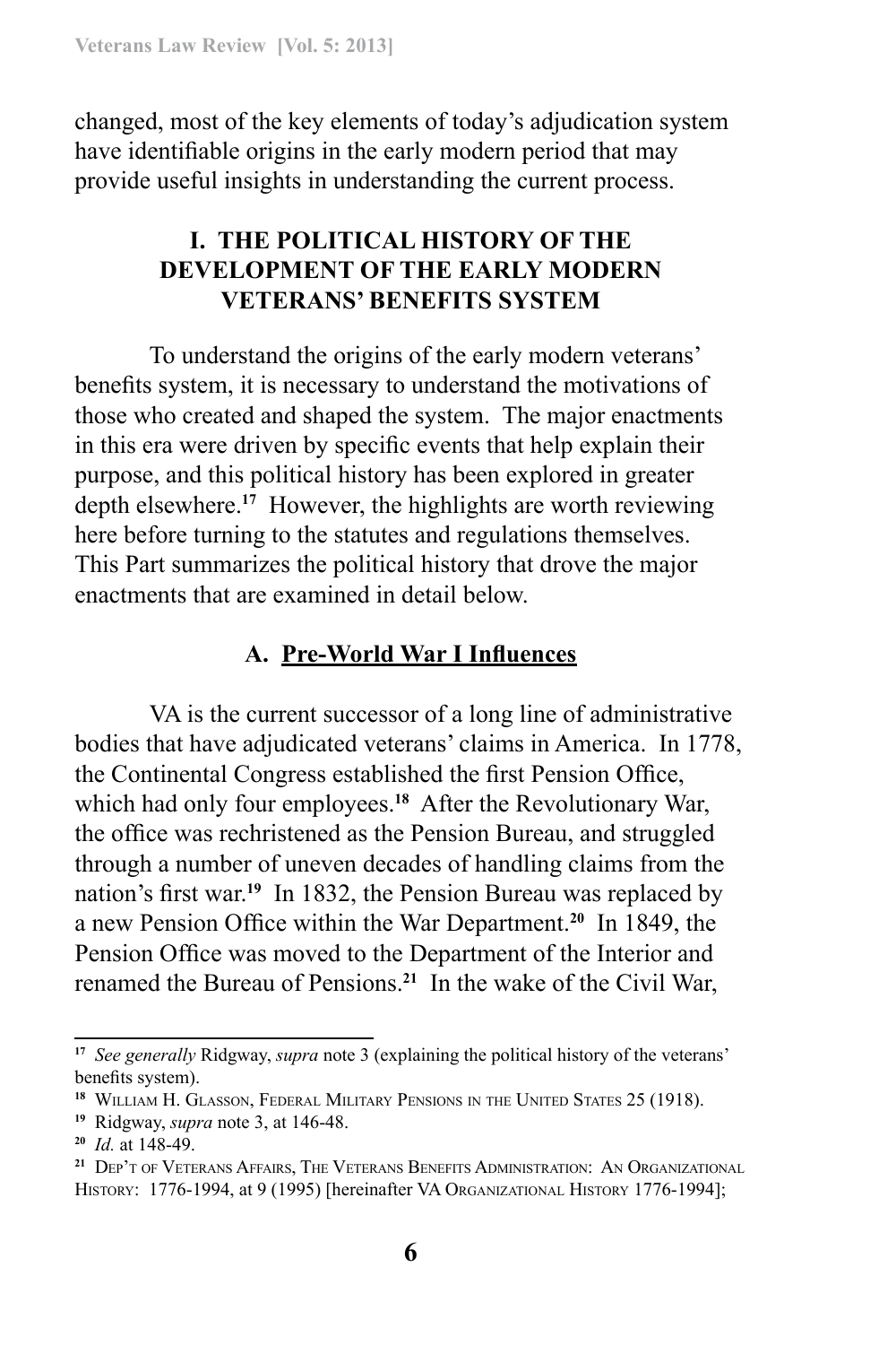changed, most of the key elements of today's adjudication system have identifiable origins in the early modern period that may provide useful insights in understanding the current process.

## I. THE POLITICAL HISTORY OF THE DEVELOPMENT OF THE EARLY MODERN VETERANS' BENEFITS SYSTEM

To understand the origins of the early modern veterans' benefits system, it is necessary to understand the motivations of those who created and shaped the system. The major enactments in this era were driven by specific events that help explain their purpose, and this political history has been explored in greater depth elsewhere.[17] However, the highlights are worth reviewing here before turning to the statutes and regulations themselves. This Part summarizes the political history that drove the major enactments that are examined in detail below.

### A. Pre-World War I Influences

VA is the current successor of a long line of administrative bodies that have adjudicated veterans' claims in America. In 1778, the Continental Congress established the first Pension Office, which had only four employees.[18] After the Revolutionary War, the office was rechristened as the Pension Bureau, and struggled through a number of uneven decades of handling claims from the nation's first war.[19] In 1832, the Pension Bureau was replaced by a new Pension Office within the War Department.[20] In 1849, the Pension Office was moved to the Department of the Interior and renamed the Bureau of Pensions.[21] In the wake of the Civil War,

---

[17] *See generally* Ridgway, *supra* note 3 (explaining the political history of the veterans' benefits system).

[18] William H. Glasson, Federal Military Pensions in the United States 25 (1918).

[19] Ridgway, *supra* note 3, at 146-48.

[20] *Id.* at 148-49.

[21] Dep't of Veterans Affairs, The Veterans Benefits Administration: An Organizational History: 1776-1994, at 9 (1995) [hereinafter VA Organizational History 1776-1994];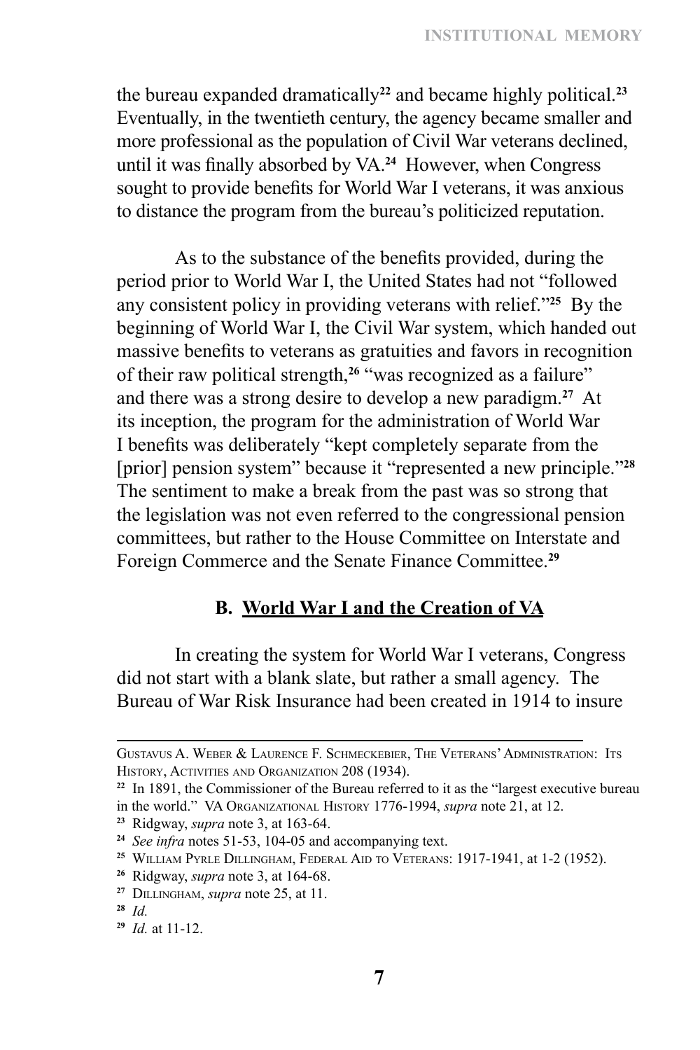the bureau expanded dramatically[22] and became highly political.[23] Eventually, in the twentieth century, the agency became smaller and more professional as the population of Civil War veterans declined, until it was finally absorbed by VA.[24] However, when Congress sought to provide benefits for World War I veterans, it was anxious to distance the program from the bureau's politicized reputation.

As to the substance of the benefits provided, during the period prior to World War I, the United States had not "followed any consistent policy in providing veterans with relief."[25] By the beginning of World War I, the Civil War system, which handed out massive benefits to veterans as gratuities and favors in recognition of their raw political strength,[26] "was recognized as a failure" and there was a strong desire to develop a new paradigm.[27] At its inception, the program for the administration of World War I benefits was deliberately "kept completely separate from the [prior] pension system" because it "represented a new principle."[28] The sentiment to make a break from the past was so strong that the legislation was not even referred to the congressional pension committees, but rather to the House Committee on Interstate and Foreign Commerce and the Senate Finance Committee.[29]

### B. World War I and the Creation of VA

In creating the system for World War I veterans, Congress did not start with a blank slate, but rather a small agency. The Bureau of War Risk Insurance had been created in 1914 to insure

---

Gustavus A. Weber & Laurence F. Schmeckebier, The Veterans' Administration: Its History, Activities and Organization 208 (1934).

[22] In 1891, the Commissioner of the Bureau referred to it as the "largest executive bureau in the world." VA Organizational History 1776-1994, *supra* note 21, at 12.

[23] Ridgway, *supra* note 3, at 163-64.

[24] *See infra* notes 51-53, 104-05 and accompanying text.

[25] William Pyrle Dillingham, Federal Aid to Veterans: 1917-1941, at 1-2 (1952).

[26] Ridgway, *supra* note 3, at 164-68.

[27] Dillingham, *supra* note 25, at 11.

[28] *Id.*

[29] *Id.* at 11-12.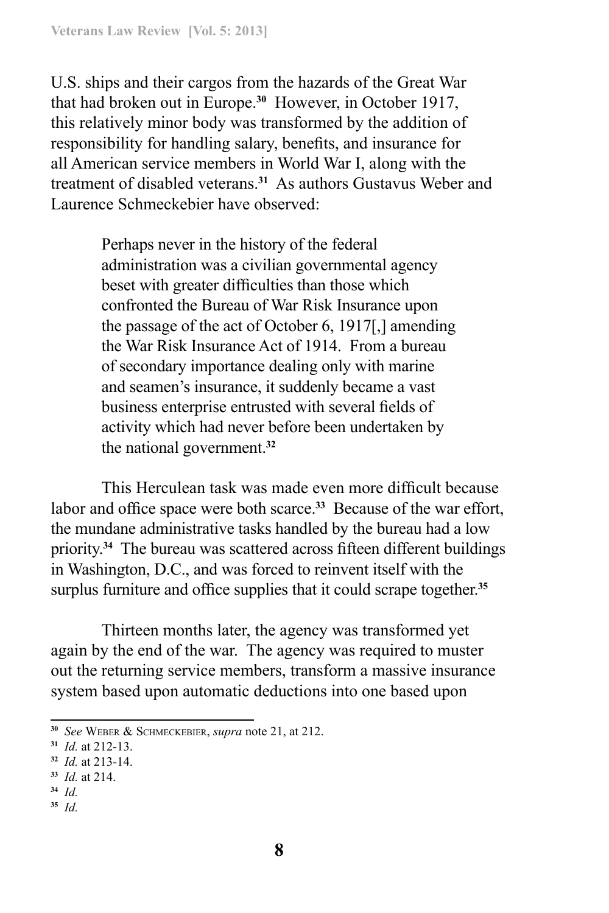U.S. ships and their cargos from the hazards of the Great War that had broken out in Europe.[30] However, in October 1917, this relatively minor body was transformed by the addition of responsibility for handling salary, benefits, and insurance for all American service members in World War I, along with the treatment of disabled veterans.[31] As authors Gustavus Weber and Laurence Schmeckebier have observed:

> Perhaps never in the history of the federal administration was a civilian governmental agency beset with greater difficulties than those which confronted the Bureau of War Risk Insurance upon the passage of the act of October 6, 1917[,] amending the War Risk Insurance Act of 1914. From a bureau of secondary importance dealing only with marine and seamen's insurance, it suddenly became a vast business enterprise entrusted with several fields of activity which had never before been undertaken by the national government.[32]

This Herculean task was made even more difficult because labor and office space were both scarce.[33] Because of the war effort, the mundane administrative tasks handled by the bureau had a low priority.[34] The bureau was scattered across fifteen different buildings in Washington, D.C., and was forced to reinvent itself with the surplus furniture and office supplies that it could scrape together.[35]

Thirteen months later, the agency was transformed yet again by the end of the war. The agency was required to muster out the returning service members, transform a massive insurance system based upon automatic deductions into one based upon

---

[30] *See* Weber & Schmeckebier, *supra* note 21, at 212.

[31] *Id.* at 212-13.

[32] *Id.* at 213-14.

[33] *Id.* at 214.

[34] *Id.*

[35] *Id.*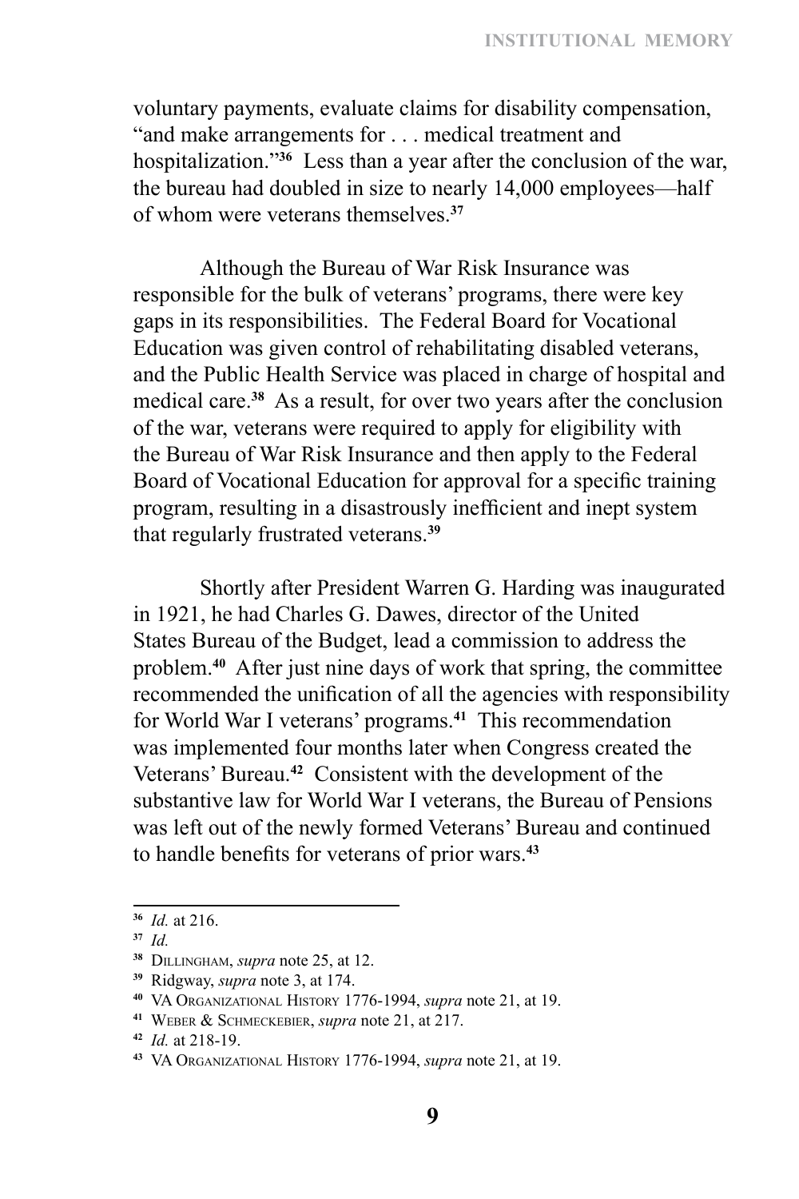voluntary payments, evaluate claims for disability compensation, "and make arrangements for . . . medical treatment and hospitalization."[36] Less than a year after the conclusion of the war, the bureau had doubled in size to nearly 14,000 employees—half of whom were veterans themselves.[37]

Although the Bureau of War Risk Insurance was responsible for the bulk of veterans' programs, there were key gaps in its responsibilities. The Federal Board for Vocational Education was given control of rehabilitating disabled veterans, and the Public Health Service was placed in charge of hospital and medical care.[38] As a result, for over two years after the conclusion of the war, veterans were required to apply for eligibility with the Bureau of War Risk Insurance and then apply to the Federal Board of Vocational Education for approval for a specific training program, resulting in a disastrously inefficient and inept system that regularly frustrated veterans.[39]

Shortly after President Warren G. Harding was inaugurated in 1921, he had Charles G. Dawes, director of the United States Bureau of the Budget, lead a commission to address the problem.[40] After just nine days of work that spring, the committee recommended the unification of all the agencies with responsibility for World War I veterans' programs.[41] This recommendation was implemented four months later when Congress created the Veterans' Bureau.[42] Consistent with the development of the substantive law for World War I veterans, the Bureau of Pensions was left out of the newly formed Veterans' Bureau and continued to handle benefits for veterans of prior wars.[43]

---

[36] *Id.* at 216.

[37] *Id.*

[38] Dillingham, *supra* note 25, at 12.

[39] Ridgway, *supra* note 3, at 174.

[40] VA Organizational History 1776-1994, *supra* note 21, at 19.

[41] Weber & Schmeckebier, *supra* note 21, at 217.

[42] *Id.* at 218-19.

[43] VA Organizational History 1776-1994, *supra* note 21, at 19.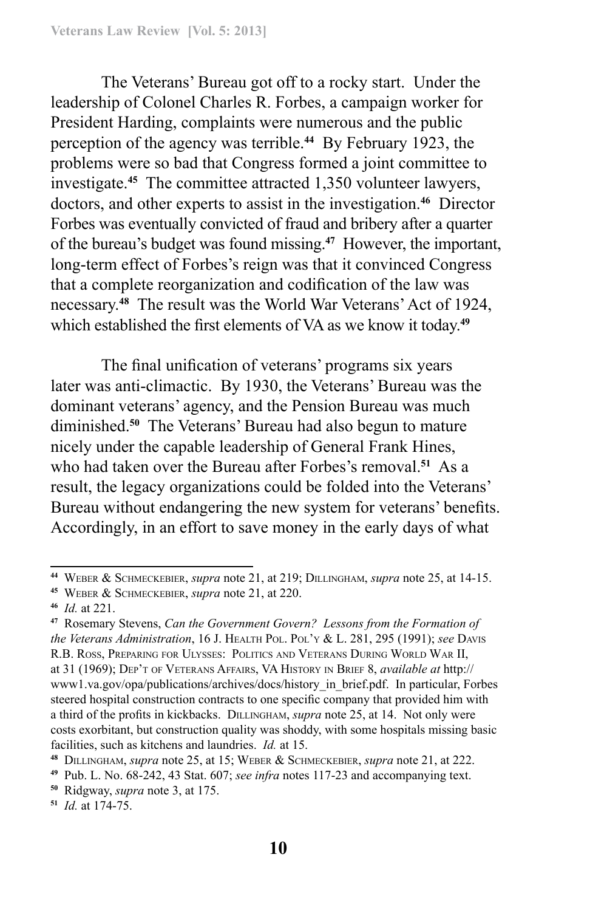The Veterans' Bureau got off to a rocky start. Under the leadership of Colonel Charles R. Forbes, a campaign worker for President Harding, complaints were numerous and the public perception of the agency was terrible.[44] By February 1923, the problems were so bad that Congress formed a joint committee to investigate.[45] The committee attracted 1,350 volunteer lawyers, doctors, and other experts to assist in the investigation.[46] Director Forbes was eventually convicted of fraud and bribery after a quarter of the bureau's budget was found missing.[47] However, the important, long-term effect of Forbes's reign was that it convinced Congress that a complete reorganization and codification of the law was necessary.[48] The result was the World War Veterans' Act of 1924, which established the first elements of VA as we know it today.[49]

The final unification of veterans' programs six years later was anti-climactic. By 1930, the Veterans' Bureau was the dominant veterans' agency, and the Pension Bureau was much diminished.[50] The Veterans' Bureau had also begun to mature nicely under the capable leadership of General Frank Hines, who had taken over the Bureau after Forbes's removal.[51] As a result, the legacy organizations could be folded into the Veterans' Bureau without endangering the new system for veterans' benefits. Accordingly, in an effort to save money in the early days of what

---

[44] Weber & Schmeckebier, *supra* note 21, at 219; Dillingham, *supra* note 25, at 14-15.

[45] Weber & Schmeckebier, *supra* note 21, at 220.

[46] *Id.* at 221.

[47] Rosemary Stevens, *Can the Government Govern? Lessons from the Formation of the Veterans Administration*, 16 J. Health Pol. Pol'y & L. 281, 295 (1991); *see* Davis R.B. Ross, Preparing for Ulysses: Politics and Veterans During World War II, at 31 (1969); Dep't of Veterans Affairs, VA History in Brief 8, *available at* http://www1.va.gov/opa/publications/archives/docs/history_in_brief.pdf. In particular, Forbes steered hospital construction contracts to one specific company that provided him with a third of the profits in kickbacks. Dillingham, *supra* note 25, at 14. Not only were costs exorbitant, but construction quality was shoddy, with some hospitals missing basic facilities, such as kitchens and laundries. *Id.* at 15.

[48] Dillingham, *supra* note 25, at 15; Weber & Schmeckebier, *supra* note 21, at 222.

[49] Pub. L. No. 68-242, 43 Stat. 607; *see infra* notes 117-23 and accompanying text.

[50] Ridgway, *supra* note 3, at 175.

[51] *Id.* at 174-75.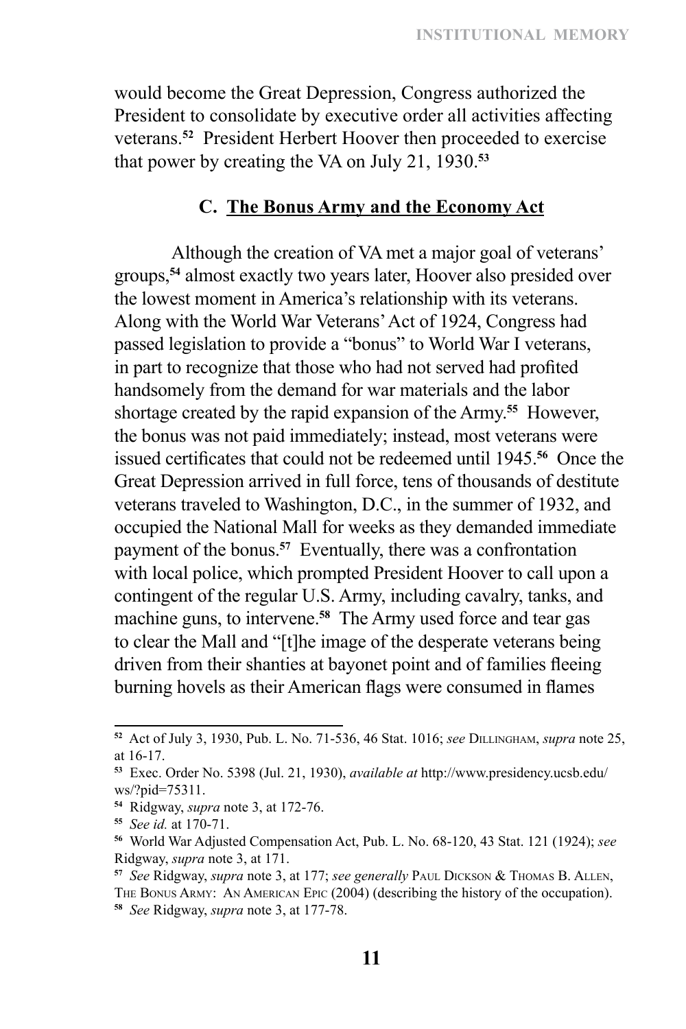would become the Great Depression, Congress authorized the President to consolidate by executive order all activities affecting veterans.[52] President Herbert Hoover then proceeded to exercise that power by creating the VA on July 21, 1930.[53]

### C. <u>The Bonus Army and the Economy Act</u>

Although the creation of VA met a major goal of veterans' groups,[54] almost exactly two years later, Hoover also presided over the lowest moment in America's relationship with its veterans. Along with the World War Veterans' Act of 1924, Congress had passed legislation to provide a "bonus" to World War I veterans, in part to recognize that those who had not served had profited handsomely from the demand for war materials and the labor shortage created by the rapid expansion of the Army.[55] However, the bonus was not paid immediately; instead, most veterans were issued certificates that could not be redeemed until 1945.[56] Once the Great Depression arrived in full force, tens of thousands of destitute veterans traveled to Washington, D.C., in the summer of 1932, and occupied the National Mall for weeks as they demanded immediate payment of the bonus.[57] Eventually, there was a confrontation with local police, which prompted President Hoover to call upon a contingent of the regular U.S. Army, including cavalry, tanks, and machine guns, to intervene.[58] The Army used force and tear gas to clear the Mall and "[t]he image of the desperate veterans being driven from their shanties at bayonet point and of families fleeing burning hovels as their American flags were consumed in flames

---

[52] Act of July 3, 1930, Pub. L. No. 71-536, 46 Stat. 1016; *see* Dillingham, *supra* note 25, at 16-17.

[53] Exec. Order No. 5398 (Jul. 21, 1930), *available at* http://www.presidency.ucsb.edu/ws/?pid=75311.

[54] Ridgway, *supra* note 3, at 172-76.

[55] *See id.* at 170-71.

[56] World War Adjusted Compensation Act, Pub. L. No. 68-120, 43 Stat. 121 (1924); *see* Ridgway, *supra* note 3, at 171.

[57] *See* Ridgway, *supra* note 3, at 177; *see generally* Paul Dickson & Thomas B. Allen, The Bonus Army: An American Epic (2004) (describing the history of the occupation).

[58] *See* Ridgway, *supra* note 3, at 177-78.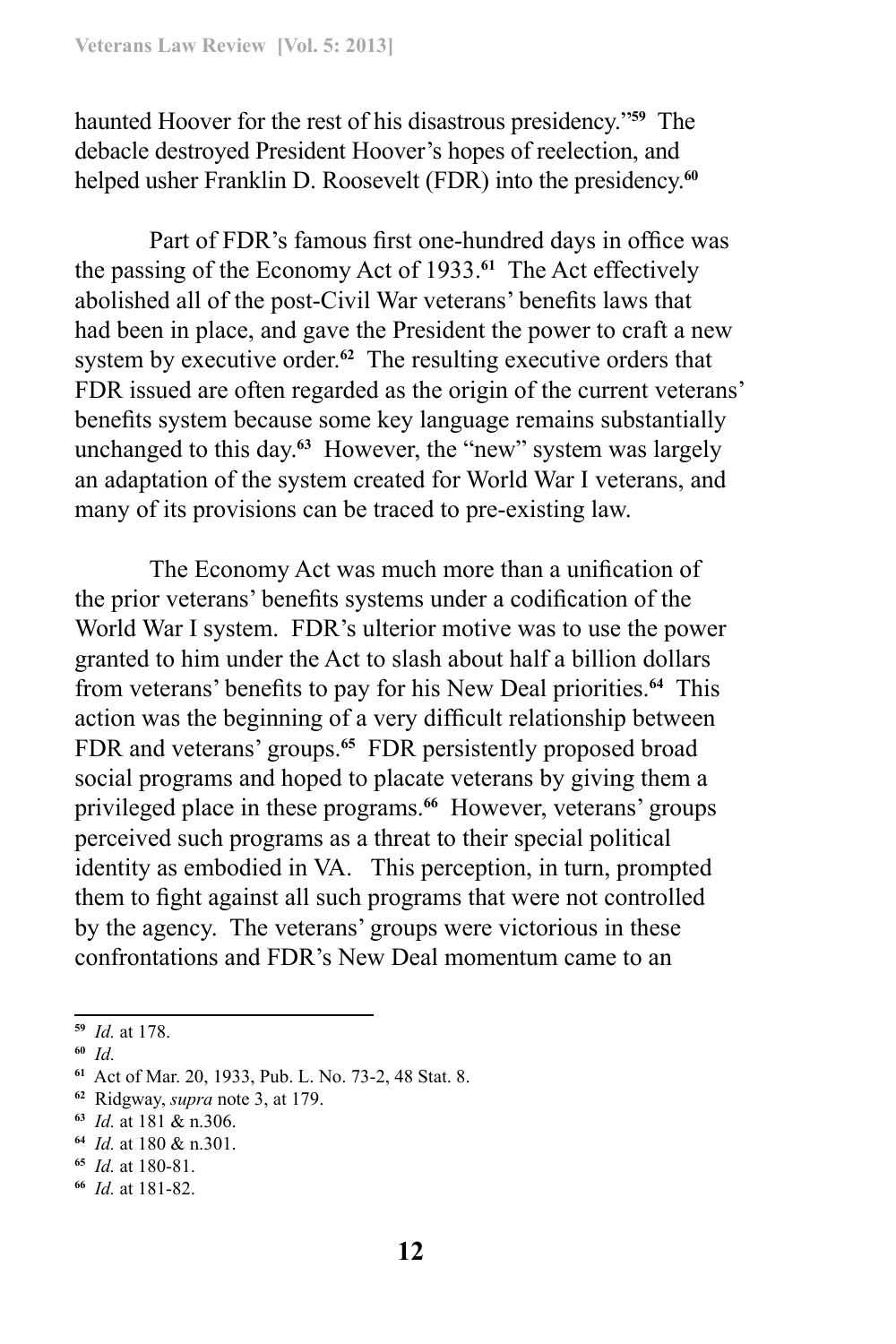haunted Hoover for the rest of his disastrous presidency."[59] The debacle destroyed President Hoover's hopes of reelection, and helped usher Franklin D. Roosevelt (FDR) into the presidency.[60]

Part of FDR's famous first one-hundred days in office was the passing of the Economy Act of 1933.[61] The Act effectively abolished all of the post-Civil War veterans' benefits laws that had been in place, and gave the President the power to craft a new system by executive order.[62] The resulting executive orders that FDR issued are often regarded as the origin of the current veterans' benefits system because some key language remains substantially unchanged to this day.[63] However, the "new" system was largely an adaptation of the system created for World War I veterans, and many of its provisions can be traced to pre-existing law.

The Economy Act was much more than a unification of the prior veterans' benefits systems under a codification of the World War I system. FDR's ulterior motive was to use the power granted to him under the Act to slash about half a billion dollars from veterans' benefits to pay for his New Deal priorities.[64] This action was the beginning of a very difficult relationship between FDR and veterans' groups.[65] FDR persistently proposed broad social programs and hoped to placate veterans by giving them a privileged place in these programs.[66] However, veterans' groups perceived such programs as a threat to their special political identity as embodied in VA. This perception, in turn, prompted them to fight against all such programs that were not controlled by the agency. The veterans' groups were victorious in these confrontations and FDR's New Deal momentum came to an

---

[59] *Id.* at 178.

[60] *Id.*

[61] Act of Mar. 20, 1933, Pub. L. No. 73-2, 48 Stat. 8.

[62] Ridgway, *supra* note 3, at 179.

[63] *Id.* at 181 & n.306.

[64] *Id.* at 180 & n.301.

[65] *Id.* at 180-81.

[66] *Id.* at 181-82.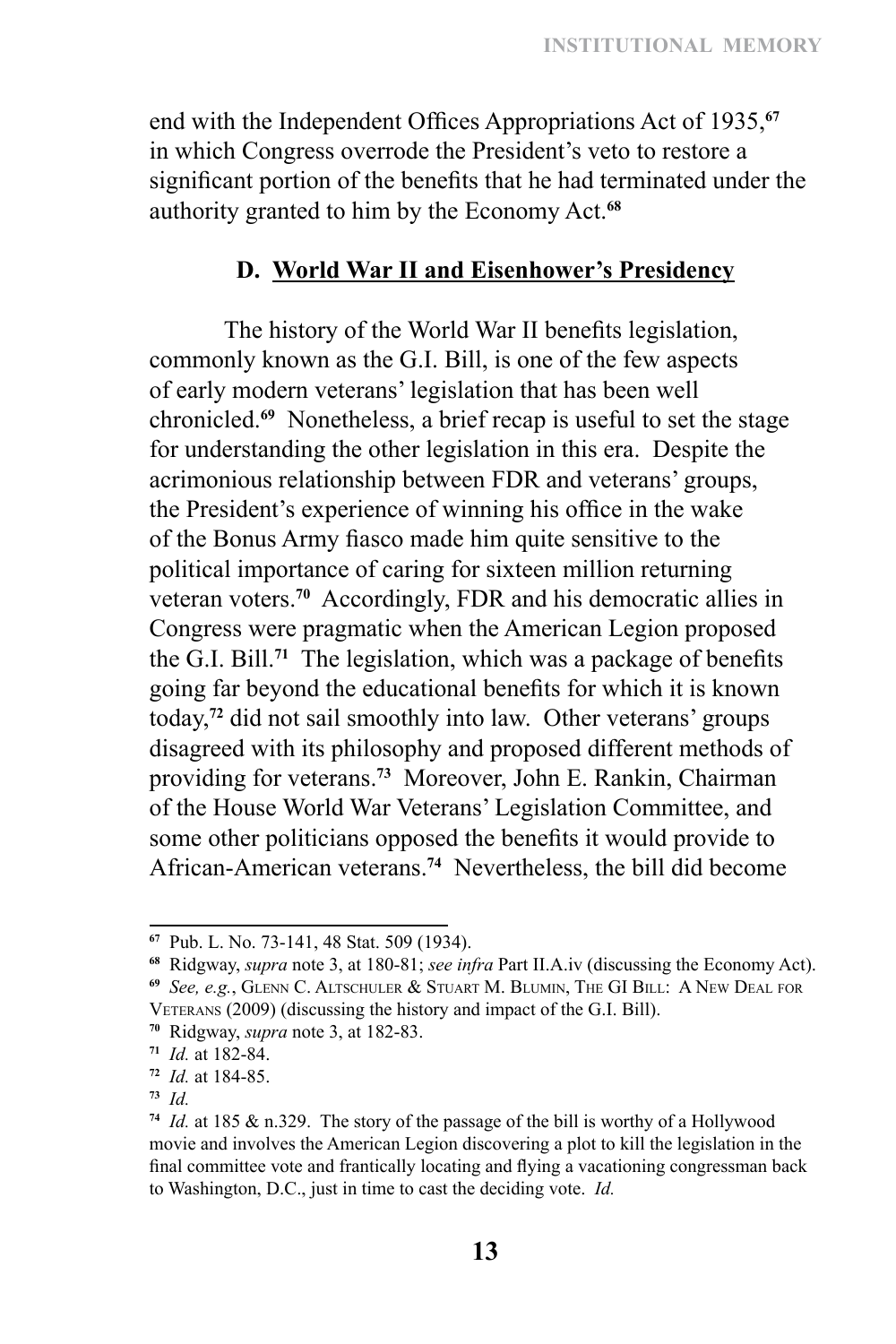end with the Independent Offices Appropriations Act of 1935,[67] in which Congress overrode the President's veto to restore a significant portion of the benefits that he had terminated under the authority granted to him by the Economy Act.[68]

### D. World War II and Eisenhower's Presidency

The history of the World War II benefits legislation, commonly known as the G.I. Bill, is one of the few aspects of early modern veterans' legislation that has been well chronicled.[69] Nonetheless, a brief recap is useful to set the stage for understanding the other legislation in this era. Despite the acrimonious relationship between FDR and veterans' groups, the President's experience of winning his office in the wake of the Bonus Army fiasco made him quite sensitive to the political importance of caring for sixteen million returning veteran voters.[70] Accordingly, FDR and his democratic allies in Congress were pragmatic when the American Legion proposed the G.I. Bill.[71] The legislation, which was a package of benefits going far beyond the educational benefits for which it is known today,[72] did not sail smoothly into law. Other veterans' groups disagreed with its philosophy and proposed different methods of providing for veterans.[73] Moreover, John E. Rankin, Chairman of the House World War Veterans' Legislation Committee, and some other politicians opposed the benefits it would provide to African-American veterans.[74] Nevertheless, the bill did become

---

[67] Pub. L. No. 73-141, 48 Stat. 509 (1934).

[68] Ridgway, *supra* note 3, at 180-81; *see infra* Part II.A.iv (discussing the Economy Act).

[69] *See, e.g.*, Glenn C. Altschuler & Stuart M. Blumin, The GI Bill: A New Deal for Veterans (2009) (discussing the history and impact of the G.I. Bill).

[70] Ridgway, *supra* note 3, at 182-83.

[71] *Id.* at 182-84.

[72] *Id.* at 184-85.

[73] *Id.*

[74] *Id.* at 185 & n.329. The story of the passage of the bill is worthy of a Hollywood movie and involves the American Legion discovering a plot to kill the legislation in the final committee vote and frantically locating and flying a vacationing congressman back to Washington, D.C., just in time to cast the deciding vote. *Id.*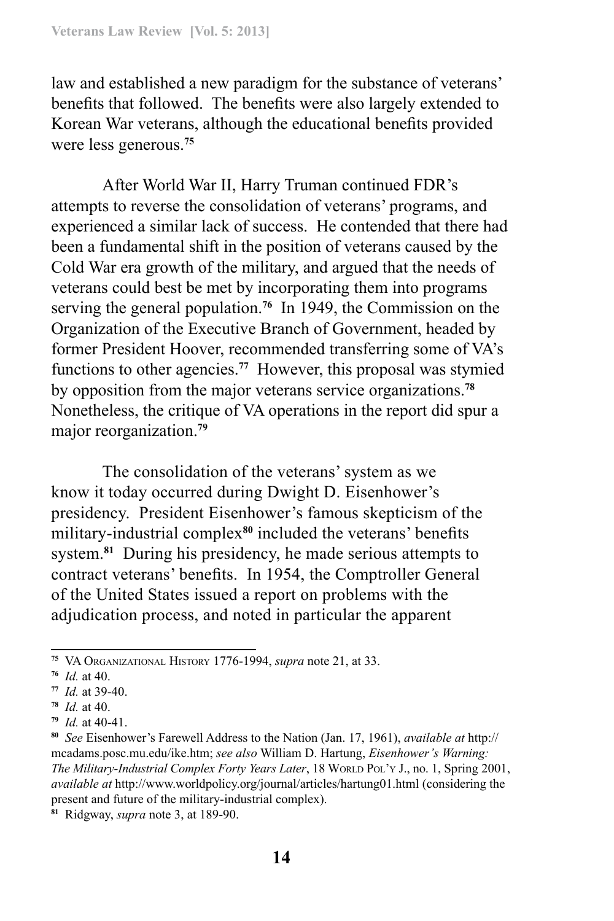law and established a new paradigm for the substance of veterans' benefits that followed. The benefits were also largely extended to Korean War veterans, although the educational benefits provided were less generous.[75]

After World War II, Harry Truman continued FDR's attempts to reverse the consolidation of veterans' programs, and experienced a similar lack of success. He contended that there had been a fundamental shift in the position of veterans caused by the Cold War era growth of the military, and argued that the needs of veterans could best be met by incorporating them into programs serving the general population.[76] In 1949, the Commission on the Organization of the Executive Branch of Government, headed by former President Hoover, recommended transferring some of VA's functions to other agencies.[77] However, this proposal was stymied by opposition from the major veterans service organizations.[78] Nonetheless, the critique of VA operations in the report did spur a major reorganization.[79]

The consolidation of the veterans' system as we know it today occurred during Dwight D. Eisenhower's presidency. President Eisenhower's famous skepticism of the military-industrial complex[80] included the veterans' benefits system.[81] During his presidency, he made serious attempts to contract veterans' benefits. In 1954, the Comptroller General of the United States issued a report on problems with the adjudication process, and noted in particular the apparent

---

[75] VA Organizational History 1776-1994, *supra* note 21, at 33.

[76] *Id.* at 40.

[77] *Id.* at 39-40.

[78] *Id.* at 40.

[79] *Id.* at 40-41.

[80] *See* Eisenhower's Farewell Address to the Nation (Jan. 17, 1961), *available at* http://mcadams.posc.mu.edu/ike.htm; *see also* William D. Hartung, *Eisenhower's Warning: The Military-Industrial Complex Forty Years Later*, 18 World Pol'y J., no. 1, Spring 2001, *available at* http://www.worldpolicy.org/journal/articles/hartung01.html (considering the present and future of the military-industrial complex).

[81] Ridgway, *supra* note 3, at 189-90.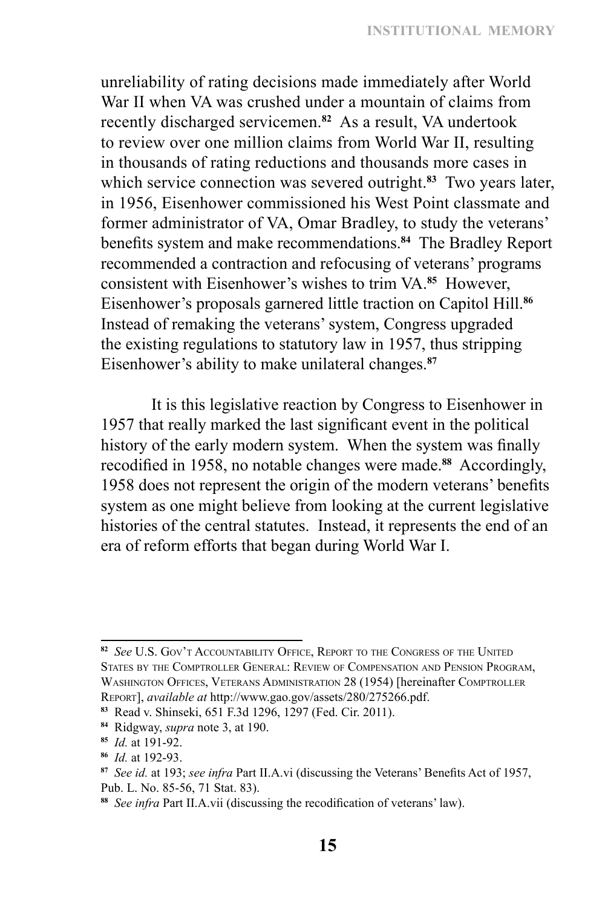unreliability of rating decisions made immediately after World War II when VA was crushed under a mountain of claims from recently discharged servicemen.[82] As a result, VA undertook to review over one million claims from World War II, resulting in thousands of rating reductions and thousands more cases in which service connection was severed outright.[83] Two years later, in 1956, Eisenhower commissioned his West Point classmate and former administrator of VA, Omar Bradley, to study the veterans' benefits system and make recommendations.[84] The Bradley Report recommended a contraction and refocusing of veterans' programs consistent with Eisenhower's wishes to trim VA.[85] However, Eisenhower's proposals garnered little traction on Capitol Hill.[86] Instead of remaking the veterans' system, Congress upgraded the existing regulations to statutory law in 1957, thus stripping Eisenhower's ability to make unilateral changes.[87]

It is this legislative reaction by Congress to Eisenhower in 1957 that really marked the last significant event in the political history of the early modern system. When the system was finally recodified in 1958, no notable changes were made.[88] Accordingly, 1958 does not represent the origin of the modern veterans' benefits system as one might believe from looking at the current legislative histories of the central statutes. Instead, it represents the end of an era of reform efforts that began during World War I.

---

[82] *See* U.S. Gov't Accountability Office, Report to the Congress of the United States by the Comptroller General: Review of Compensation and Pension Program, Washington Offices, Veterans Administration 28 (1954) [hereinafter Comptroller Report], *available at* http://www.gao.gov/assets/280/275266.pdf.

[83] Read v. Shinseki, 651 F.3d 1296, 1297 (Fed. Cir. 2011).

[84] Ridgway, *supra* note 3, at 190.

[85] *Id.* at 191-92.

[86] *Id.* at 192-93.

[87] *See id.* at 193; *see infra* Part II.A.vi (discussing the Veterans' Benefits Act of 1957, Pub. L. No. 85-56, 71 Stat. 83).

[88] *See infra* Part II.A.vii (discussing the recodification of veterans' law).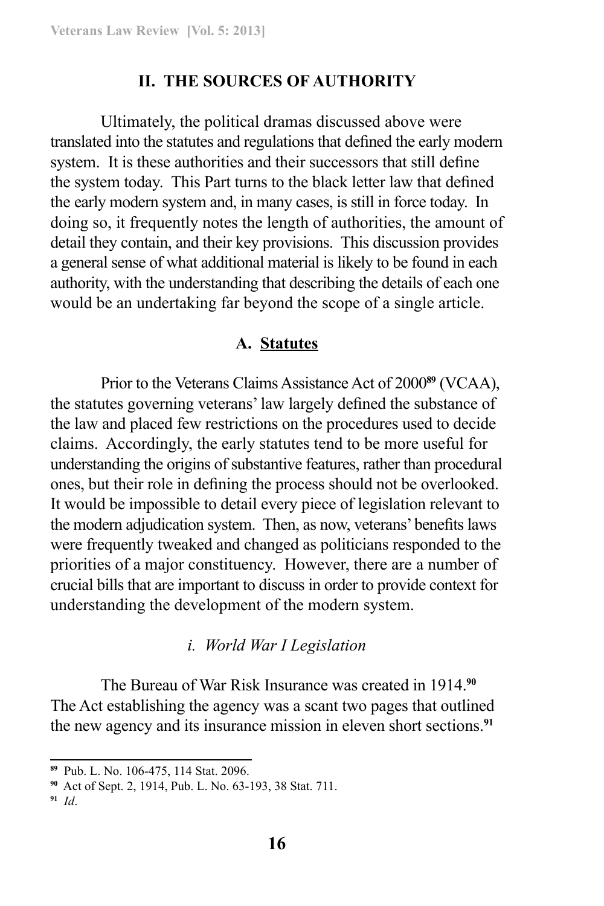## II. THE SOURCES OF AUTHORITY

Ultimately, the political dramas discussed above were translated into the statutes and regulations that defined the early modern system. It is these authorities and their successors that still define the system today. This Part turns to the black letter law that defined the early modern system and, in many cases, is still in force today. In doing so, it frequently notes the length of authorities, the amount of detail they contain, and their key provisions. This discussion provides a general sense of what additional material is likely to be found in each authority, with the understanding that describing the details of each one would be an undertaking far beyond the scope of a single article.

### A. Statutes

Prior to the Veterans Claims Assistance Act of 2000[89] (VCAA), the statutes governing veterans' law largely defined the substance of the law and placed few restrictions on the procedures used to decide claims. Accordingly, the early statutes tend to be more useful for understanding the origins of substantive features, rather than procedural ones, but their role in defining the process should not be overlooked. It would be impossible to detail every piece of legislation relevant to the modern adjudication system. Then, as now, veterans' benefits laws were frequently tweaked and changed as politicians responded to the priorities of a major constituency. However, there are a number of crucial bills that are important to discuss in order to provide context for understanding the development of the modern system.

#### *i. World War I Legislation*

The Bureau of War Risk Insurance was created in 1914.[90] The Act establishing the agency was a scant two pages that outlined the new agency and its insurance mission in eleven short sections.[91]

---

[89] Pub. L. No. 106-475, 114 Stat. 2096.

[90] Act of Sept. 2, 1914, Pub. L. No. 63-193, 38 Stat. 711.

[91] *Id*.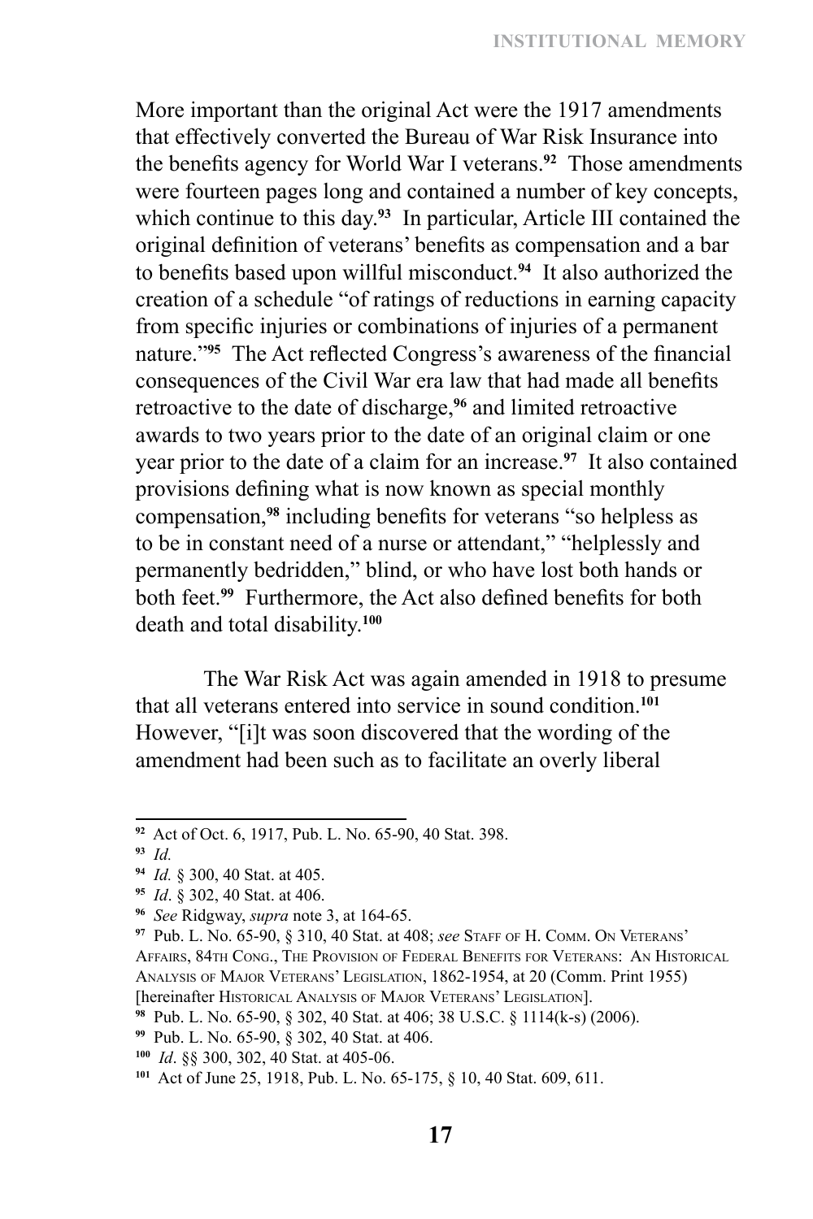More important than the original Act were the 1917 amendments that effectively converted the Bureau of War Risk Insurance into the benefits agency for World War I veterans.[92] Those amendments were fourteen pages long and contained a number of key concepts, which continue to this day.[93] In particular, Article III contained the original definition of veterans' benefits as compensation and a bar to benefits based upon willful misconduct.[94] It also authorized the creation of a schedule "of ratings of reductions in earning capacity from specific injuries or combinations of injuries of a permanent nature."[95] The Act reflected Congress's awareness of the financial consequences of the Civil War era law that had made all benefits retroactive to the date of discharge,[96] and limited retroactive awards to two years prior to the date of an original claim or one year prior to the date of a claim for an increase.[97] It also contained provisions defining what is now known as special monthly compensation,[98] including benefits for veterans "so helpless as to be in constant need of a nurse or attendant," "helplessly and permanently bedridden," blind, or who have lost both hands or both feet.[99] Furthermore, the Act also defined benefits for both death and total disability.[100]

The War Risk Act was again amended in 1918 to presume that all veterans entered into service in sound condition.[101] However, "[i]t was soon discovered that the wording of the amendment had been such as to facilitate an overly liberal

---

[92] Act of Oct. 6, 1917, Pub. L. No. 65-90, 40 Stat. 398.

[93] *Id.*

[94] *Id.* § 300, 40 Stat. at 405.

[95] *Id*. § 302, 40 Stat. at 406.

[96] *See* Ridgway, *supra* note 3, at 164-65.

[97] Pub. L. No. 65-90, § 310, 40 Stat. at 408; *see* Staff of H. Comm. On Veterans' Affairs, 84th Cong., The Provision of Federal Benefits for Veterans: An Historical Analysis of Major Veterans' Legislation, 1862-1954, at 20 (Comm. Print 1955) [hereinafter Historical Analysis of Major Veterans' Legislation].

[98] Pub. L. No. 65-90, § 302, 40 Stat. at 406; 38 U.S.C. § 1114(k-s) (2006).

[99] Pub. L. No. 65-90, § 302, 40 Stat. at 406.

[100] *Id*. §§ 300, 302, 40 Stat. at 405-06.

[101] Act of June 25, 1918, Pub. L. No. 65-175, § 10, 40 Stat. 609, 611.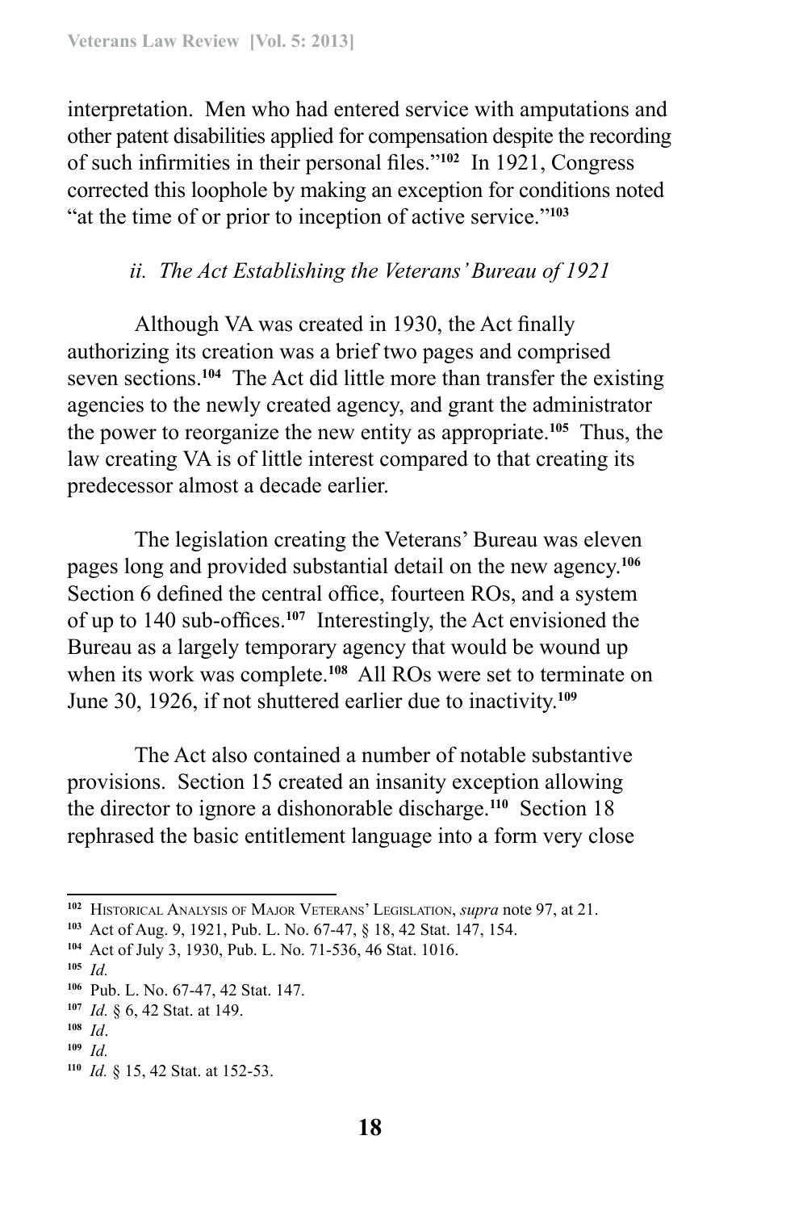interpretation. Men who had entered service with amputations and other patent disabilities applied for compensation despite the recording of such infirmities in their personal files."[102] In 1921, Congress corrected this loophole by making an exception for conditions noted "at the time of or prior to inception of active service."[103]

### *ii. The Act Establishing the Veterans' Bureau of 1921*

Although VA was created in 1930, the Act finally authorizing its creation was a brief two pages and comprised seven sections.[104] The Act did little more than transfer the existing agencies to the newly created agency, and grant the administrator the power to reorganize the new entity as appropriate.[105] Thus, the law creating VA is of little interest compared to that creating its predecessor almost a decade earlier.

The legislation creating the Veterans' Bureau was eleven pages long and provided substantial detail on the new agency.[106] Section 6 defined the central office, fourteen ROs, and a system of up to 140 sub-offices.[107] Interestingly, the Act envisioned the Bureau as a largely temporary agency that would be wound up when its work was complete.[108] All ROs were set to terminate on June 30, 1926, if not shuttered earlier due to inactivity.[109]

The Act also contained a number of notable substantive provisions. Section 15 created an insanity exception allowing the director to ignore a dishonorable discharge.[110] Section 18 rephrased the basic entitlement language into a form very close

---

[102] Historical Analysis of Major Veterans' Legislation, *supra* note 97, at 21.
[103] Act of Aug. 9, 1921, Pub. L. No. 67-47, § 18, 42 Stat. 147, 154.
[104] Act of July 3, 1930, Pub. L. No. 71-536, 46 Stat. 1016.
[105] *Id.*
[106] Pub. L. No. 67-47, 42 Stat. 147.
[107] *Id.* § 6, 42 Stat. at 149.
[108] *Id*.
[109] *Id.*
[110] *Id.* § 15, 42 Stat. at 152-53.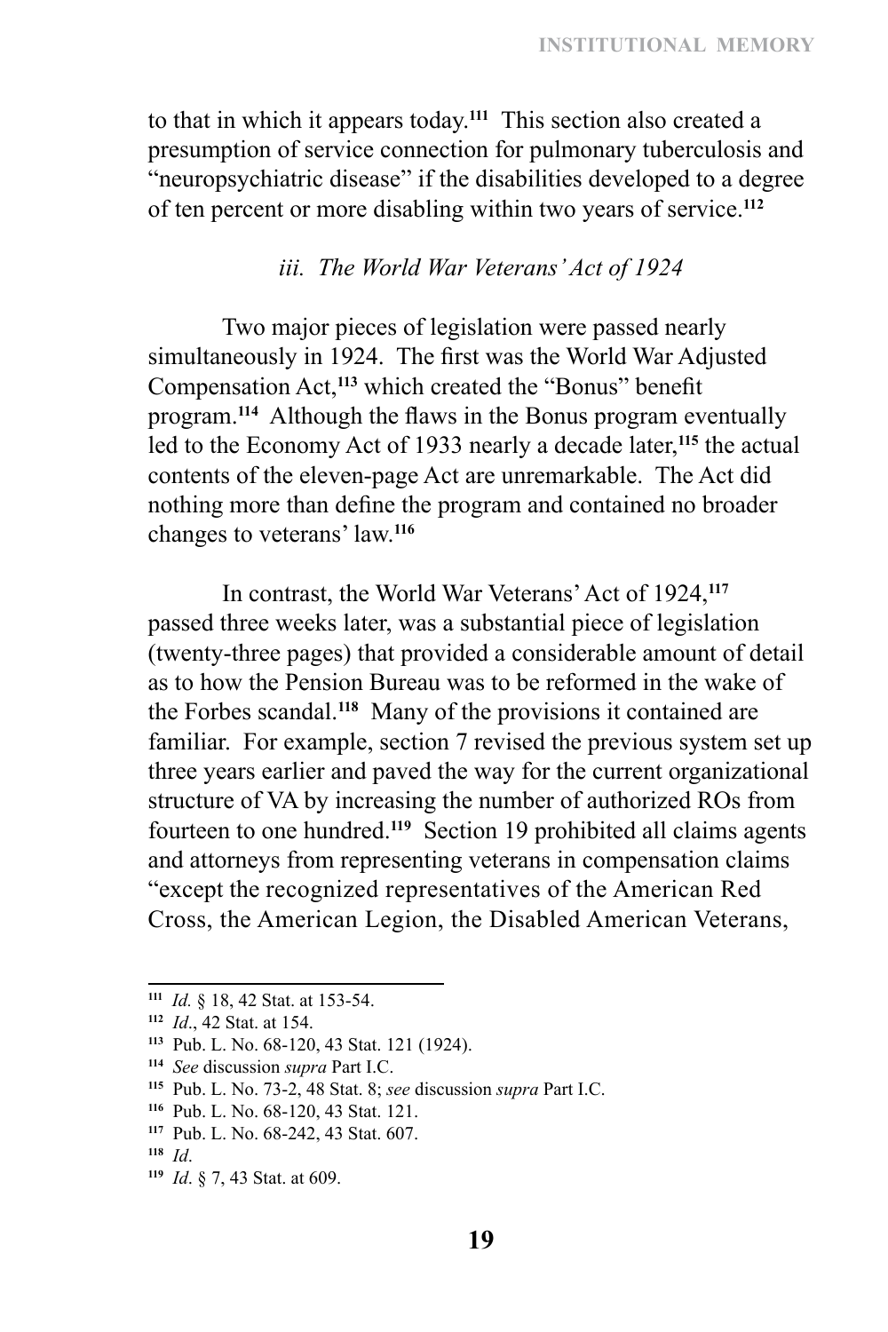to that in which it appears today.[111] This section also created a presumption of service connection for pulmonary tuberculosis and "neuropsychiatric disease" if the disabilities developed to a degree of ten percent or more disabling within two years of service.[112]

### *iii. The World War Veterans' Act of 1924*

Two major pieces of legislation were passed nearly simultaneously in 1924. The first was the World War Adjusted Compensation Act,[113] which created the "Bonus" benefit program.[114] Although the flaws in the Bonus program eventually led to the Economy Act of 1933 nearly a decade later,[115] the actual contents of the eleven-page Act are unremarkable. The Act did nothing more than define the program and contained no broader changes to veterans' law.[116]

In contrast, the World War Veterans' Act of 1924,[117] passed three weeks later, was a substantial piece of legislation (twenty-three pages) that provided a considerable amount of detail as to how the Pension Bureau was to be reformed in the wake of the Forbes scandal.[118] Many of the provisions it contained are familiar. For example, section 7 revised the previous system set up three years earlier and paved the way for the current organizational structure of VA by increasing the number of authorized ROs from fourteen to one hundred.[119] Section 19 prohibited all claims agents and attorneys from representing veterans in compensation claims "except the recognized representatives of the American Red Cross, the American Legion, the Disabled American Veterans,

---

[111] *Id.* § 18, 42 Stat. at 153-54.

[112] *Id.*, 42 Stat. at 154.

[113] Pub. L. No. 68-120, 43 Stat. 121 (1924).

[114] *See* discussion *supra* Part I.C.

[115] Pub. L. No. 73-2, 48 Stat. 8; *see* discussion *supra* Part I.C.

[116] Pub. L. No. 68-120, 43 Stat. 121.

[117] Pub. L. No. 68-242, 43 Stat. 607.

[118] *Id*.

[119] *Id*. § 7, 43 Stat. at 609.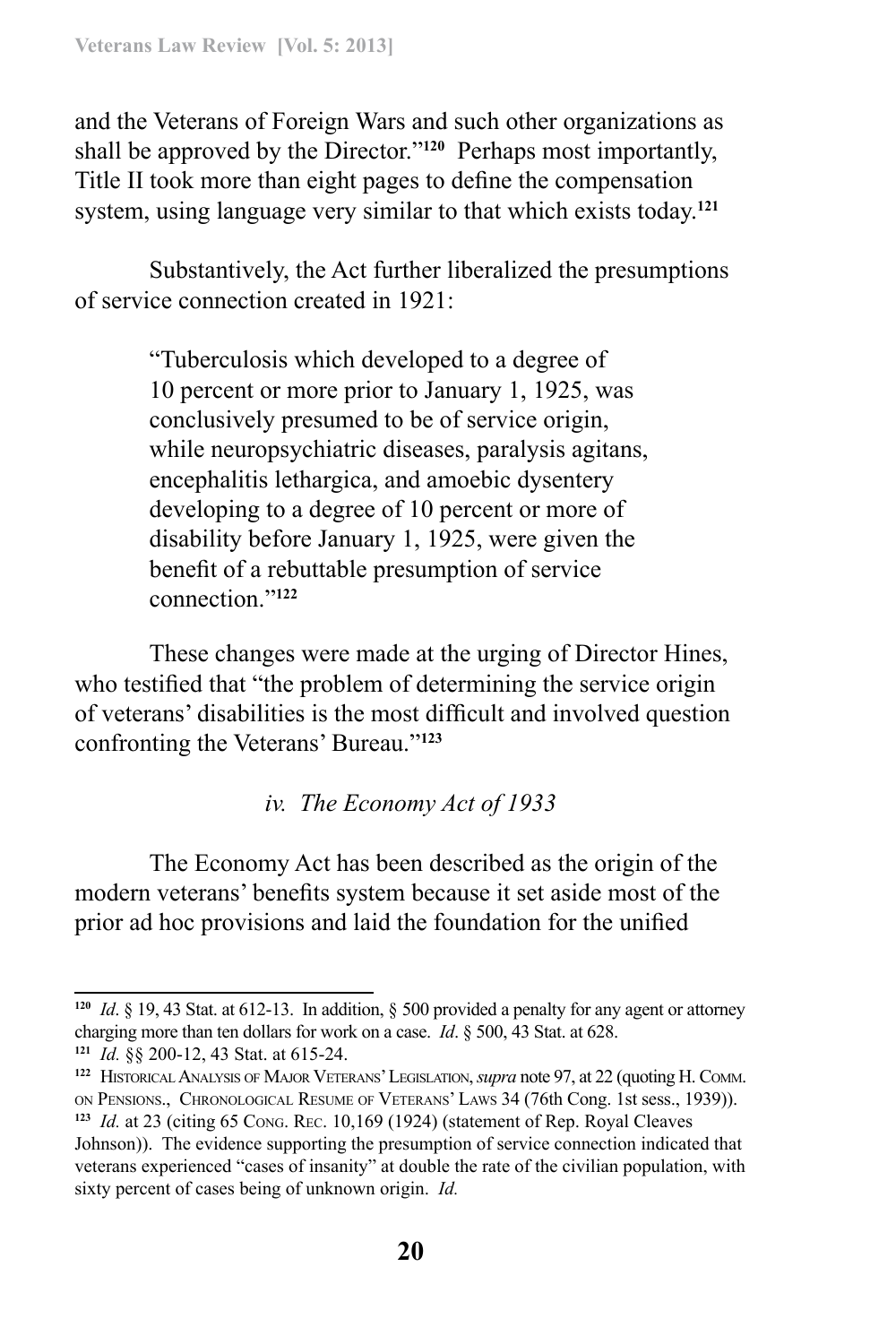and the Veterans of Foreign Wars and such other organizations as shall be approved by the Director."[120] Perhaps most importantly, Title II took more than eight pages to define the compensation system, using language very similar to that which exists today.[121]

Substantively, the Act further liberalized the presumptions of service connection created in 1921:

> "Tuberculosis which developed to a degree of 10 percent or more prior to January 1, 1925, was conclusively presumed to be of service origin, while neuropsychiatric diseases, paralysis agitans, encephalitis lethargica, and amoebic dysentery developing to a degree of 10 percent or more of disability before January 1, 1925, were given the benefit of a rebuttable presumption of service connection."[122]

These changes were made at the urging of Director Hines, who testified that "the problem of determining the service origin of veterans' disabilities is the most difficult and involved question confronting the Veterans' Bureau."[123]

*iv. The Economy Act of 1933*

The Economy Act has been described as the origin of the modern veterans' benefits system because it set aside most of the prior ad hoc provisions and laid the foundation for the unified

---

[120] *Id*. § 19, 43 Stat. at 612-13. In addition, § 500 provided a penalty for any agent or attorney charging more than ten dollars for work on a case. *Id*. § 500, 43 Stat. at 628.

[121] *Id.* §§ 200-12, 43 Stat. at 615-24.

[122] Historical Analysis of Major Veterans' Legislation, *supra* note 97, at 22 (quoting H. Comm. on Pensions., Chronological Resume of Veterans' Laws 34 (76th Cong. 1st sess., 1939)).

[123] *Id.* at 23 (citing 65 Cong. Rec. 10,169 (1924) (statement of Rep. Royal Cleaves Johnson)). The evidence supporting the presumption of service connection indicated that veterans experienced "cases of insanity" at double the rate of the civilian population, with sixty percent of cases being of unknown origin. *Id.*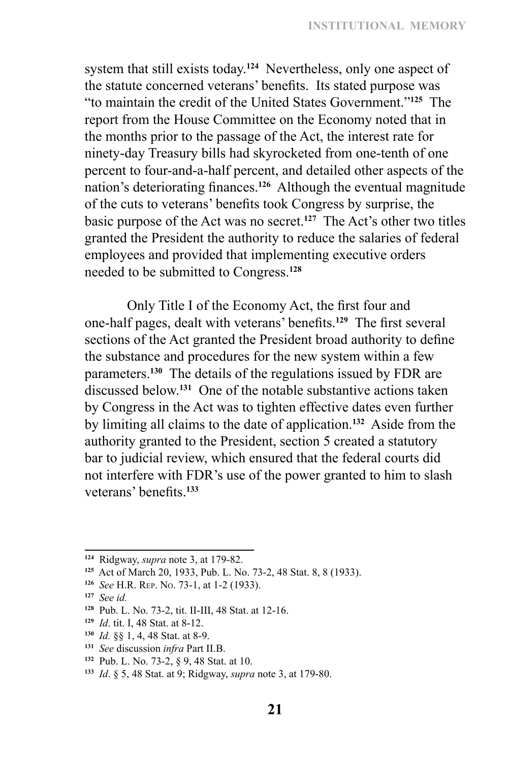system that still exists today.[124] Nevertheless, only one aspect of the statute concerned veterans' benefits. Its stated purpose was "to maintain the credit of the United States Government."[125] The report from the House Committee on the Economy noted that in the months prior to the passage of the Act, the interest rate for ninety-day Treasury bills had skyrocketed from one-tenth of one percent to four-and-a-half percent, and detailed other aspects of the nation's deteriorating finances.[126] Although the eventual magnitude of the cuts to veterans' benefits took Congress by surprise, the basic purpose of the Act was no secret.[127] The Act's other two titles granted the President the authority to reduce the salaries of federal employees and provided that implementing executive orders needed to be submitted to Congress.[128]

Only Title I of the Economy Act, the first four and one-half pages, dealt with veterans' benefits.[129] The first several sections of the Act granted the President broad authority to define the substance and procedures for the new system within a few parameters.[130] The details of the regulations issued by FDR are discussed below.[131] One of the notable substantive actions taken by Congress in the Act was to tighten effective dates even further by limiting all claims to the date of application.[132] Aside from the authority granted to the President, section 5 created a statutory bar to judicial review, which ensured that the federal courts did not interfere with FDR's use of the power granted to him to slash veterans' benefits.[133]

---

[124] Ridgway, *supra* note 3, at 179-82.

[125] Act of March 20, 1933, Pub. L. No. 73-2, 48 Stat. 8, 8 (1933).

[126] *See* H.R. Rep. No. 73-1, at 1-2 (1933).

[127] *See id.*

[128] Pub. L. No. 73-2, tit. II-III, 48 Stat. at 12-16.

[129] *Id*. tit. I, 48 Stat. at 8-12.

[130] *Id.* §§ 1, 4, 48 Stat. at 8-9.

[131] *See* discussion *infra* Part II.B.

[132] Pub. L. No. 73-2, § 9, 48 Stat. at 10.

[133] *Id*. § 5, 48 Stat. at 9; Ridgway, *supra* note 3, at 179-80.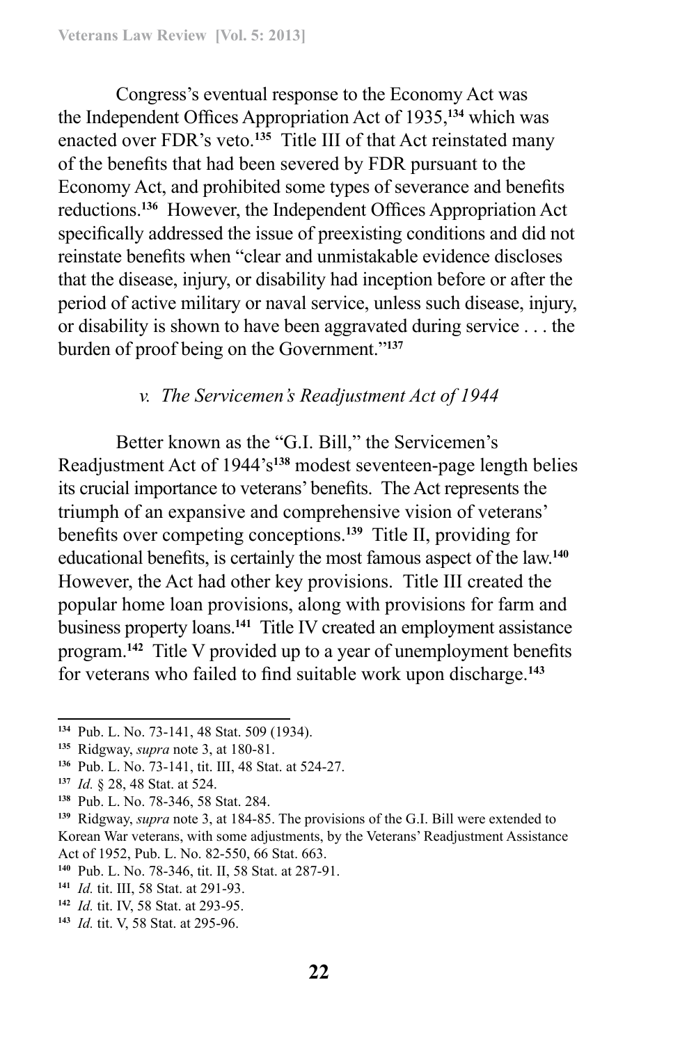Congress's eventual response to the Economy Act was the Independent Offices Appropriation Act of 1935,[134] which was enacted over FDR's veto.[135] Title III of that Act reinstated many of the benefits that had been severed by FDR pursuant to the Economy Act, and prohibited some types of severance and benefits reductions.[136] However, the Independent Offices Appropriation Act specifically addressed the issue of preexisting conditions and did not reinstate benefits when "clear and unmistakable evidence discloses that the disease, injury, or disability had inception before or after the period of active military or naval service, unless such disease, injury, or disability is shown to have been aggravated during service . . . the burden of proof being on the Government."[137]

### *v. The Servicemen's Readjustment Act of 1944*

Better known as the "G.I. Bill," the Servicemen's Readjustment Act of 1944's[138] modest seventeen-page length belies its crucial importance to veterans' benefits. The Act represents the triumph of an expansive and comprehensive vision of veterans' benefits over competing conceptions.[139] Title II, providing for educational benefits, is certainly the most famous aspect of the law.[140] However, the Act had other key provisions. Title III created the popular home loan provisions, along with provisions for farm and business property loans.[141] Title IV created an employment assistance program.[142] Title V provided up to a year of unemployment benefits for veterans who failed to find suitable work upon discharge.[143]

---

[134] Pub. L. No. 73-141, 48 Stat. 509 (1934).

[135] Ridgway, *supra* note 3, at 180-81.

[136] Pub. L. No. 73-141, tit. III, 48 Stat. at 524-27.

[137] *Id.* § 28, 48 Stat. at 524.

[138] Pub. L. No. 78-346, 58 Stat. 284.

[139] Ridgway, *supra* note 3, at 184-85. The provisions of the G.I. Bill were extended to Korean War veterans, with some adjustments, by the Veterans' Readjustment Assistance Act of 1952, Pub. L. No. 82-550, 66 Stat. 663.

[140] Pub. L. No. 78-346, tit. II, 58 Stat. at 287-91.

[141] *Id.* tit. III, 58 Stat. at 291-93.

[142] *Id.* tit. IV, 58 Stat. at 293-95.

[143] *Id.* tit. V, 58 Stat. at 295-96.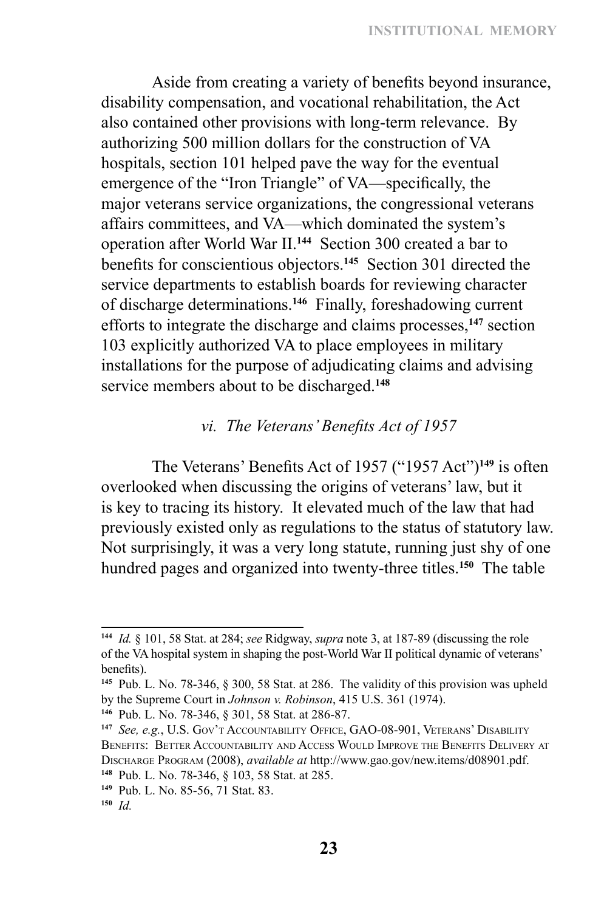Aside from creating a variety of benefits beyond insurance, disability compensation, and vocational rehabilitation, the Act also contained other provisions with long-term relevance. By authorizing 500 million dollars for the construction of VA hospitals, section 101 helped pave the way for the eventual emergence of the "Iron Triangle" of VA—specifically, the major veterans service organizations, the congressional veterans affairs committees, and VA—which dominated the system's operation after World War II.[144] Section 300 created a bar to benefits for conscientious objectors.[145] Section 301 directed the service departments to establish boards for reviewing character of discharge determinations.[146] Finally, foreshadowing current efforts to integrate the discharge and claims processes,[147] section 103 explicitly authorized VA to place employees in military installations for the purpose of adjudicating claims and advising service members about to be discharged.[148]

### *vi. The Veterans' Benefits Act of 1957*

The Veterans' Benefits Act of 1957 ("1957 Act")[149] is often overlooked when discussing the origins of veterans' law, but it is key to tracing its history. It elevated much of the law that had previously existed only as regulations to the status of statutory law. Not surprisingly, it was a very long statute, running just shy of one hundred pages and organized into twenty-three titles.[150] The table

---

[144] *Id.* § 101, 58 Stat. at 284; *see* Ridgway, *supra* note 3, at 187-89 (discussing the role of the VA hospital system in shaping the post-World War II political dynamic of veterans' benefits).

[145] Pub. L. No. 78-346, § 300, 58 Stat. at 286. The validity of this provision was upheld by the Supreme Court in *Johnson v. Robinson*, 415 U.S. 361 (1974).

[146] Pub. L. No. 78-346, § 301, 58 Stat. at 286-87.

[147] *See, e.g.*, U.S. Gov't Accountability Office, GAO-08-901, Veterans' Disability Benefits: Better Accountability and Access Would Improve the Benefits Delivery at Discharge Program (2008), *available at* http://www.gao.gov/new.items/d08901.pdf.

[148] Pub. L. No. 78-346, § 103, 58 Stat. at 285.

[149] Pub. L. No. 85-56, 71 Stat. 83.

[150] *Id.*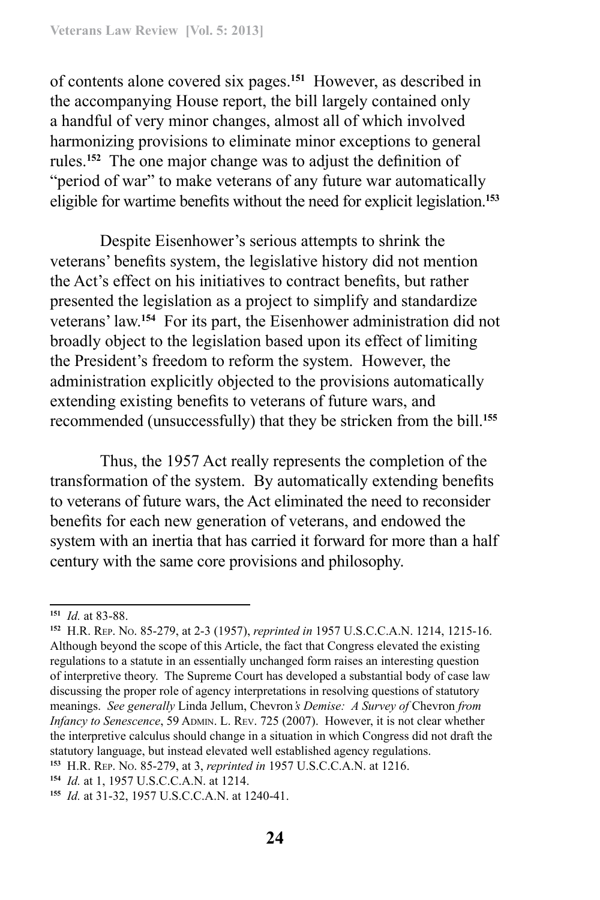of contents alone covered six pages.[151] However, as described in the accompanying House report, the bill largely contained only a handful of very minor changes, almost all of which involved harmonizing provisions to eliminate minor exceptions to general rules.[152] The one major change was to adjust the definition of "period of war" to make veterans of any future war automatically eligible for wartime benefits without the need for explicit legislation.[153]

Despite Eisenhower's serious attempts to shrink the veterans' benefits system, the legislative history did not mention the Act's effect on his initiatives to contract benefits, but rather presented the legislation as a project to simplify and standardize veterans' law.[154] For its part, the Eisenhower administration did not broadly object to the legislation based upon its effect of limiting the President's freedom to reform the system. However, the administration explicitly objected to the provisions automatically extending existing benefits to veterans of future wars, and recommended (unsuccessfully) that they be stricken from the bill.[155]

Thus, the 1957 Act really represents the completion of the transformation of the system. By automatically extending benefits to veterans of future wars, the Act eliminated the need to reconsider benefits for each new generation of veterans, and endowed the system with an inertia that has carried it forward for more than a half century with the same core provisions and philosophy.

---

[151] *Id.* at 83-88.

[152] H.R. Rep. No. 85-279, at 2-3 (1957), *reprinted in* 1957 U.S.C.C.A.N. 1214, 1215-16. Although beyond the scope of this Article, the fact that Congress elevated the existing regulations to a statute in an essentially unchanged form raises an interesting question of interpretive theory. The Supreme Court has developed a substantial body of case law discussing the proper role of agency interpretations in resolving questions of statutory meanings. *See generally* Linda Jellum, *Chevron's Demise: A Survey of Chevron from Infancy to Senescence*, 59 Admin. L. Rev. 725 (2007). However, it is not clear whether the interpretive calculus should change in a situation in which Congress did not draft the statutory language, but instead elevated well established agency regulations.

[153] H.R. Rep. No. 85-279, at 3, *reprinted in* 1957 U.S.C.C.A.N. at 1216.

[154] *Id.* at 1, 1957 U.S.C.C.A.N. at 1214.

[155] *Id.* at 31-32, 1957 U.S.C.C.A.N. at 1240-41.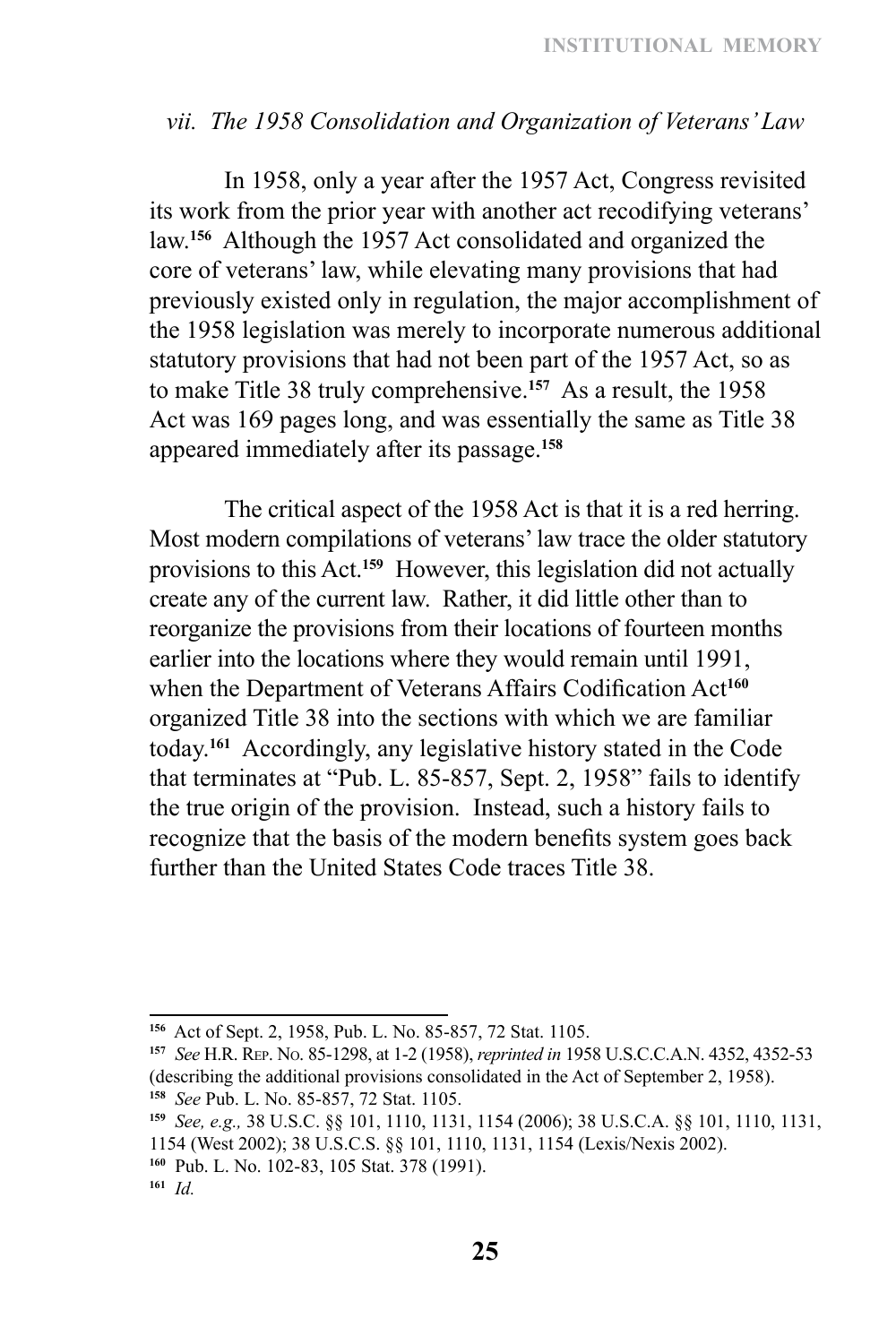### *vii. The 1958 Consolidation and Organization of Veterans' Law*

In 1958, only a year after the 1957 Act, Congress revisited its work from the prior year with another act recodifying veterans' law.[156] Although the 1957 Act consolidated and organized the core of veterans' law, while elevating many provisions that had previously existed only in regulation, the major accomplishment of the 1958 legislation was merely to incorporate numerous additional statutory provisions that had not been part of the 1957 Act, so as to make Title 38 truly comprehensive.[157] As a result, the 1958 Act was 169 pages long, and was essentially the same as Title 38 appeared immediately after its passage.[158]

The critical aspect of the 1958 Act is that it is a red herring. Most modern compilations of veterans' law trace the older statutory provisions to this Act.[159] However, this legislation did not actually create any of the current law. Rather, it did little other than to reorganize the provisions from their locations of fourteen months earlier into the locations where they would remain until 1991, when the Department of Veterans Affairs Codification Act[160] organized Title 38 into the sections with which we are familiar today.[161] Accordingly, any legislative history stated in the Code that terminates at "Pub. L. 85-857, Sept. 2, 1958" fails to identify the true origin of the provision. Instead, such a history fails to recognize that the basis of the modern benefits system goes back further than the United States Code traces Title 38.

---

[156] Act of Sept. 2, 1958, Pub. L. No. 85-857, 72 Stat. 1105.

[157] *See* H.R. Rep. No. 85-1298, at 1-2 (1958), *reprinted in* 1958 U.S.C.C.A.N. 4352, 4352-53 (describing the additional provisions consolidated in the Act of September 2, 1958).

[158] *See* Pub. L. No. 85-857, 72 Stat. 1105.

[159] *See, e.g.,* 38 U.S.C. §§ 101, 1110, 1131, 1154 (2006); 38 U.S.C.A. §§ 101, 1110, 1131, 1154 (West 2002); 38 U.S.C.S. §§ 101, 1110, 1131, 1154 (Lexis/Nexis 2002).

[160] Pub. L. No. 102-83, 105 Stat. 378 (1991).

[161] *Id.*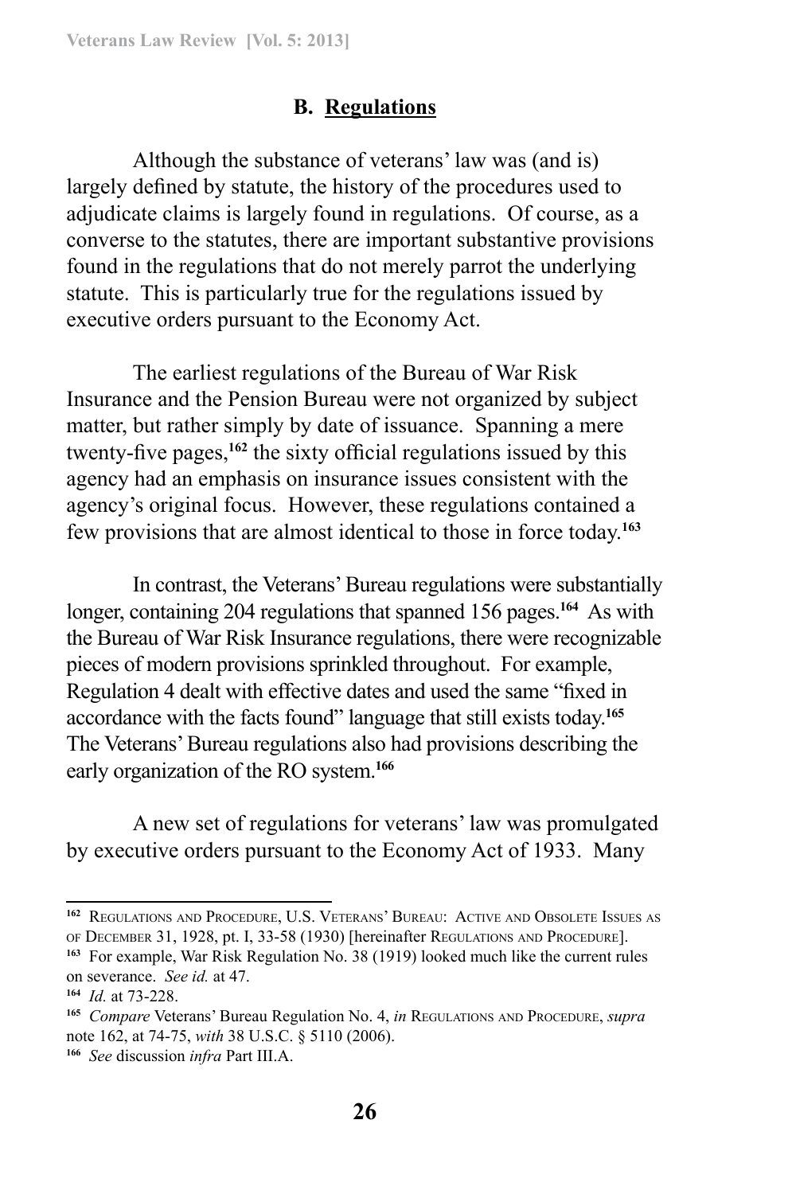## B. Regulations

Although the substance of veterans' law was (and is) largely defined by statute, the history of the procedures used to adjudicate claims is largely found in regulations. Of course, as a converse to the statutes, there are important substantive provisions found in the regulations that do not merely parrot the underlying statute. This is particularly true for the regulations issued by executive orders pursuant to the Economy Act.

The earliest regulations of the Bureau of War Risk Insurance and the Pension Bureau were not organized by subject matter, but rather simply by date of issuance. Spanning a mere twenty-five pages,[162] the sixty official regulations issued by this agency had an emphasis on insurance issues consistent with the agency's original focus. However, these regulations contained a few provisions that are almost identical to those in force today.[163]

In contrast, the Veterans' Bureau regulations were substantially longer, containing 204 regulations that spanned 156 pages.[164] As with the Bureau of War Risk Insurance regulations, there were recognizable pieces of modern provisions sprinkled throughout. For example, Regulation 4 dealt with effective dates and used the same "fixed in accordance with the facts found" language that still exists today.[165] The Veterans' Bureau regulations also had provisions describing the early organization of the RO system.[166]

A new set of regulations for veterans' law was promulgated by executive orders pursuant to the Economy Act of 1933. Many

---

[162] Regulations and Procedure, U.S. Veterans' Bureau: Active and Obsolete Issues as of December 31, 1928, pt. I, 33-58 (1930) [hereinafter Regulations and Procedure].

[163] For example, War Risk Regulation No. 38 (1919) looked much like the current rules on severance. *See id.* at 47.

[164] *Id.* at 73-228.

[165] *Compare* Veterans' Bureau Regulation No. 4, *in* Regulations and Procedure, *supra* note 162, at 74-75, *with* 38 U.S.C. § 5110 (2006).

[166] *See* discussion *infra* Part III.A.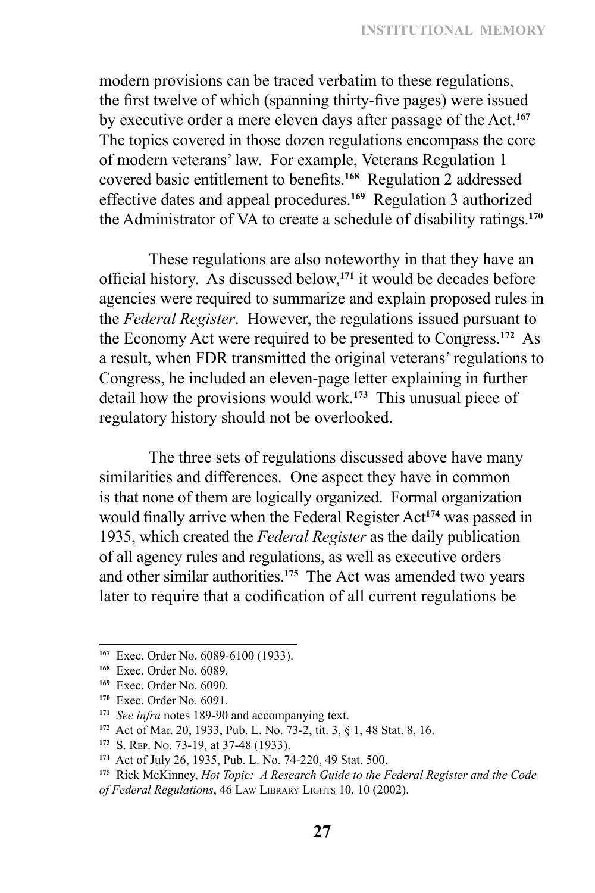modern provisions can be traced verbatim to these regulations, the first twelve of which (spanning thirty-five pages) were issued by executive order a mere eleven days after passage of the Act.[167] The topics covered in those dozen regulations encompass the core of modern veterans' law. For example, Veterans Regulation 1 covered basic entitlement to benefits.[168] Regulation 2 addressed effective dates and appeal procedures.[169] Regulation 3 authorized the Administrator of VA to create a schedule of disability ratings.[170]

These regulations are also noteworthy in that they have an official history. As discussed below,[171] it would be decades before agencies were required to summarize and explain proposed rules in the *Federal Register*. However, the regulations issued pursuant to the Economy Act were required to be presented to Congress.[172] As a result, when FDR transmitted the original veterans' regulations to Congress, he included an eleven-page letter explaining in further detail how the provisions would work.[173] This unusual piece of regulatory history should not be overlooked.

The three sets of regulations discussed above have many similarities and differences. One aspect they have in common is that none of them are logically organized. Formal organization would finally arrive when the Federal Register Act[174] was passed in 1935, which created the *Federal Register* as the daily publication of all agency rules and regulations, as well as executive orders and other similar authorities.[175] The Act was amended two years later to require that a codification of all current regulations be

---

[167] Exec. Order No. 6089-6100 (1933).

[168] Exec. Order No. 6089.

[169] Exec. Order No. 6090.

[170] Exec. Order No. 6091.

[171] *See infra* notes 189-90 and accompanying text.

[172] Act of Mar. 20, 1933, Pub. L. No. 73-2, tit. 3, § 1, 48 Stat. 8, 16.

[173] S. Rep. No. 73-19, at 37-48 (1933).

[174] Act of July 26, 1935, Pub. L. No. 74-220, 49 Stat. 500.

[175] Rick McKinney, *Hot Topic: A Research Guide to the Federal Register and the Code of Federal Regulations*, 46 Law Library Lights 10, 10 (2002).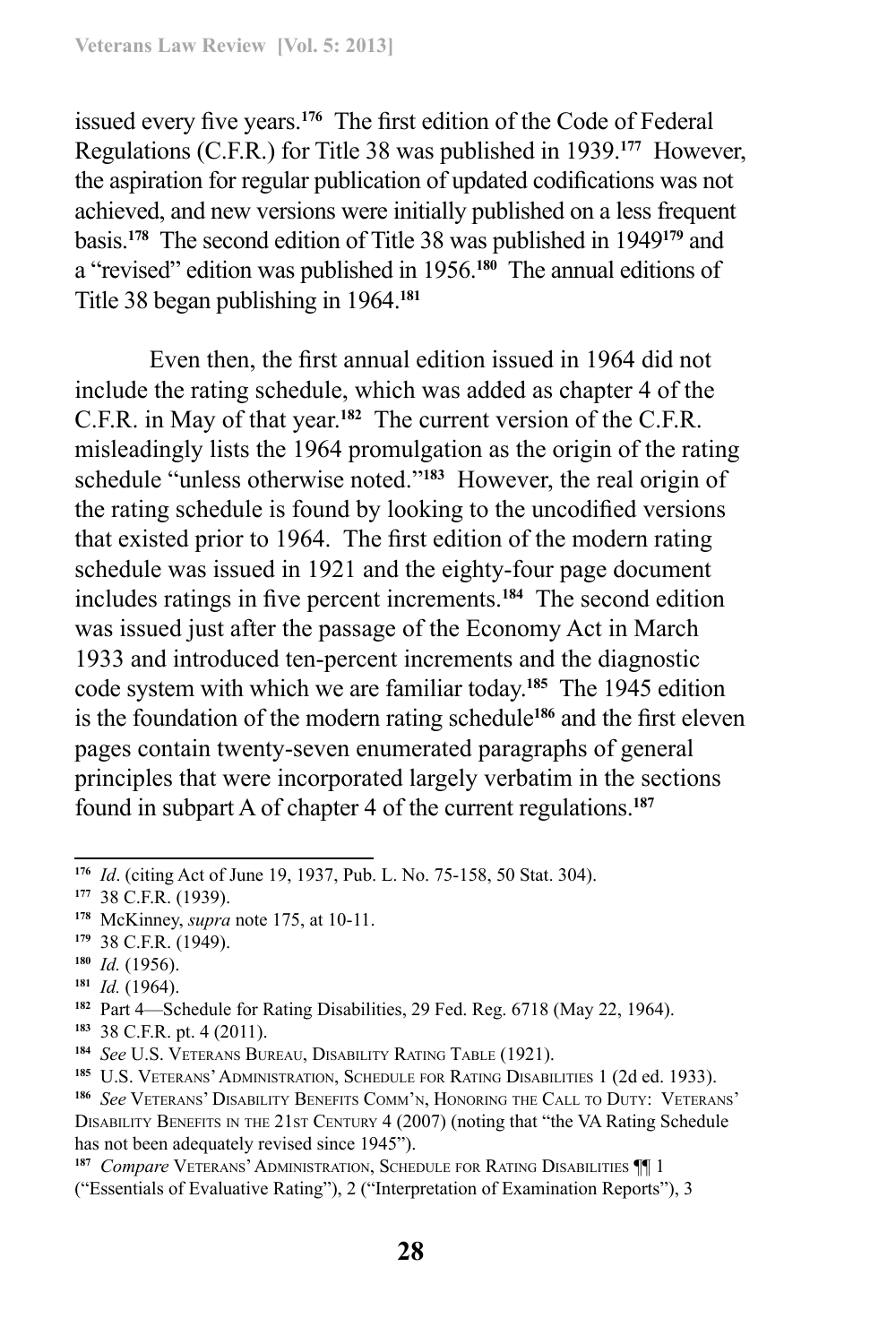issued every five years.[176] The first edition of the Code of Federal Regulations (C.F.R.) for Title 38 was published in 1939.[177] However, the aspiration for regular publication of updated codifications was not achieved, and new versions were initially published on a less frequent basis.[178] The second edition of Title 38 was published in 1949[179] and a "revised" edition was published in 1956.[180] The annual editions of Title 38 began publishing in 1964.[181]

Even then, the first annual edition issued in 1964 did not include the rating schedule, which was added as chapter 4 of the C.F.R. in May of that year.[182] The current version of the C.F.R. misleadingly lists the 1964 promulgation as the origin of the rating schedule "unless otherwise noted."[183] However, the real origin of the rating schedule is found by looking to the uncodified versions that existed prior to 1964. The first edition of the modern rating schedule was issued in 1921 and the eighty-four page document includes ratings in five percent increments.[184] The second edition was issued just after the passage of the Economy Act in March 1933 and introduced ten-percent increments and the diagnostic code system with which we are familiar today.[185] The 1945 edition is the foundation of the modern rating schedule[186] and the first eleven pages contain twenty-seven enumerated paragraphs of general principles that were incorporated largely verbatim in the sections found in subpart A of chapter 4 of the current regulations.[187]

---

[176] *Id*. (citing Act of June 19, 1937, Pub. L. No. 75-158, 50 Stat. 304).

[177] 38 C.F.R. (1939).

[178] McKinney, *supra* note 175, at 10-11.

[179] 38 C.F.R. (1949).

[180] *Id.* (1956).

[181] *Id.* (1964).

[182] Part 4—Schedule for Rating Disabilities, 29 Fed. Reg. 6718 (May 22, 1964).

[183] 38 C.F.R. pt. 4 (2011).

[184] *See* U.S. Veterans Bureau, Disability Rating Table (1921).

[185] U.S. Veterans' Administration, Schedule for Rating Disabilities 1 (2d ed. 1933).

[186] *See* Veterans' Disability Benefits Comm'n, Honoring the Call to Duty: Veterans' Disability Benefits in the 21st Century 4 (2007) (noting that "the VA Rating Schedule has not been adequately revised since 1945").

[187] *Compare* Veterans' Administration, Schedule for Rating Disabilities ¶¶ 1 ("Essentials of Evaluative Rating"), 2 ("Interpretation of Examination Reports"), 3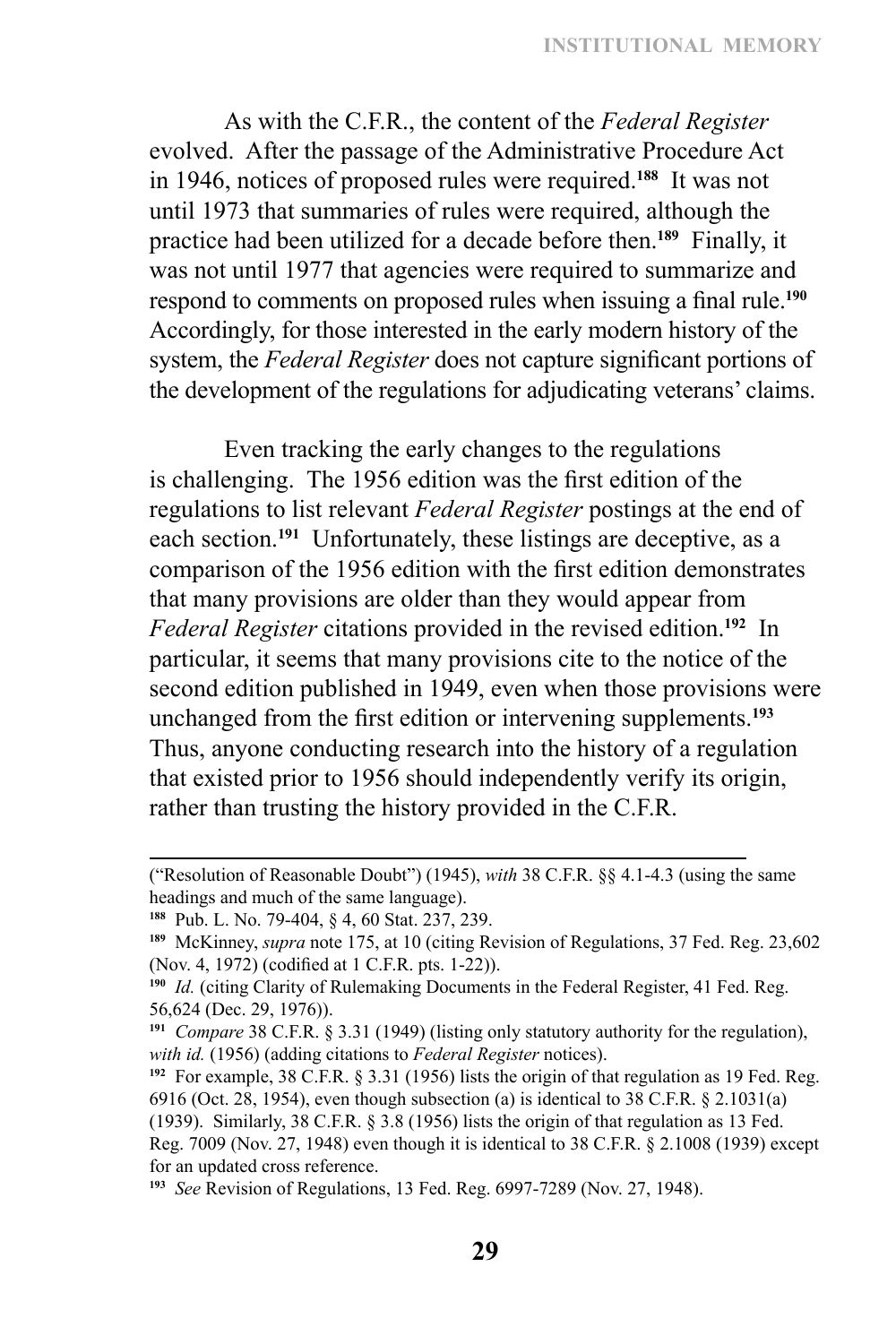As with the C.F.R., the content of the *Federal Register* evolved. After the passage of the Administrative Procedure Act in 1946, notices of proposed rules were required.[188] It was not until 1973 that summaries of rules were required, although the practice had been utilized for a decade before then.[189] Finally, it was not until 1977 that agencies were required to summarize and respond to comments on proposed rules when issuing a final rule.[190] Accordingly, for those interested in the early modern history of the system, the *Federal Register* does not capture significant portions of the development of the regulations for adjudicating veterans' claims.

Even tracking the early changes to the regulations is challenging. The 1956 edition was the first edition of the regulations to list relevant *Federal Register* postings at the end of each section.[191] Unfortunately, these listings are deceptive, as a comparison of the 1956 edition with the first edition demonstrates that many provisions are older than they would appear from *Federal Register* citations provided in the revised edition.[192] In particular, it seems that many provisions cite to the notice of the second edition published in 1949, even when those provisions were unchanged from the first edition or intervening supplements.[193] Thus, anyone conducting research into the history of a regulation that existed prior to 1956 should independently verify its origin, rather than trusting the history provided in the C.F.R.

---

("Resolution of Reasonable Doubt") (1945), *with* 38 C.F.R. §§ 4.1-4.3 (using the same headings and much of the same language).

[188] Pub. L. No. 79-404, § 4, 60 Stat. 237, 239.

[189] McKinney, *supra* note 175, at 10 (citing Revision of Regulations, 37 Fed. Reg. 23,602 (Nov. 4, 1972) (codified at 1 C.F.R. pts. 1-22)).

[190] *Id.* (citing Clarity of Rulemaking Documents in the Federal Register, 41 Fed. Reg. 56,624 (Dec. 29, 1976)).

[191] *Compare* 38 C.F.R. § 3.31 (1949) (listing only statutory authority for the regulation), *with id.* (1956) (adding citations to *Federal Register* notices).

[192] For example, 38 C.F.R. § 3.31 (1956) lists the origin of that regulation as 19 Fed. Reg. 6916 (Oct. 28, 1954), even though subsection (a) is identical to 38 C.F.R. § 2.1031(a) (1939). Similarly, 38 C.F.R. § 3.8 (1956) lists the origin of that regulation as 13 Fed. Reg. 7009 (Nov. 27, 1948) even though it is identical to 38 C.F.R. § 2.1008 (1939) except for an updated cross reference.

[193] *See* Revision of Regulations, 13 Fed. Reg. 6997-7289 (Nov. 27, 1948).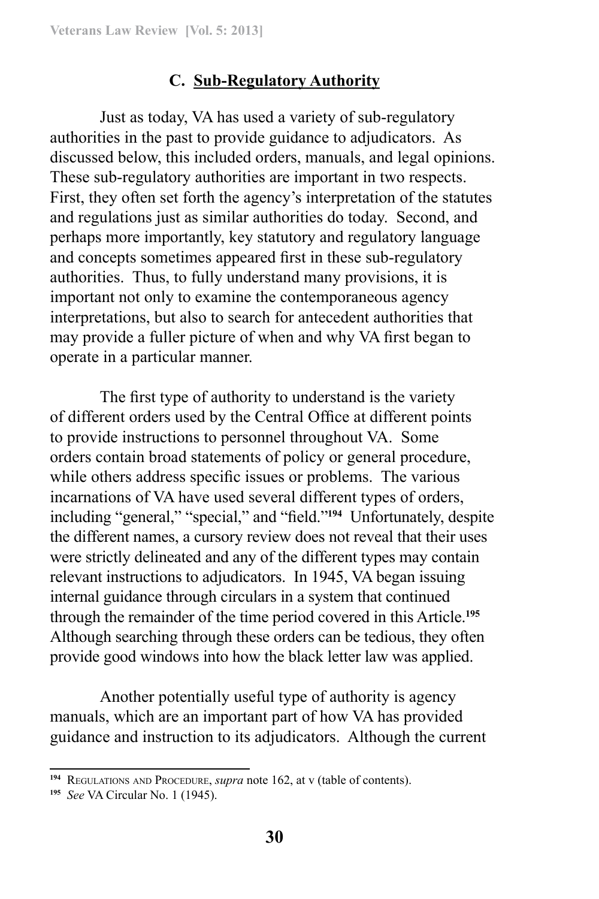### C. Sub-Regulatory Authority

Just as today, VA has used a variety of sub-regulatory authorities in the past to provide guidance to adjudicators. As discussed below, this included orders, manuals, and legal opinions. These sub-regulatory authorities are important in two respects. First, they often set forth the agency's interpretation of the statutes and regulations just as similar authorities do today. Second, and perhaps more importantly, key statutory and regulatory language and concepts sometimes appeared first in these sub-regulatory authorities. Thus, to fully understand many provisions, it is important not only to examine the contemporaneous agency interpretations, but also to search for antecedent authorities that may provide a fuller picture of when and why VA first began to operate in a particular manner.

The first type of authority to understand is the variety of different orders used by the Central Office at different points to provide instructions to personnel throughout VA. Some orders contain broad statements of policy or general procedure, while others address specific issues or problems. The various incarnations of VA have used several different types of orders, including "general," "special," and "field."[194] Unfortunately, despite the different names, a cursory review does not reveal that their uses were strictly delineated and any of the different types may contain relevant instructions to adjudicators. In 1945, VA began issuing internal guidance through circulars in a system that continued through the remainder of the time period covered in this Article.[195] Although searching through these orders can be tedious, they often provide good windows into how the black letter law was applied.

Another potentially useful type of authority is agency manuals, which are an important part of how VA has provided guidance and instruction to its adjudicators. Although the current

---

[194] REGULATIONS AND PROCEDURE, *supra* note 162, at v (table of contents).

[195] *See* VA Circular No. 1 (1945).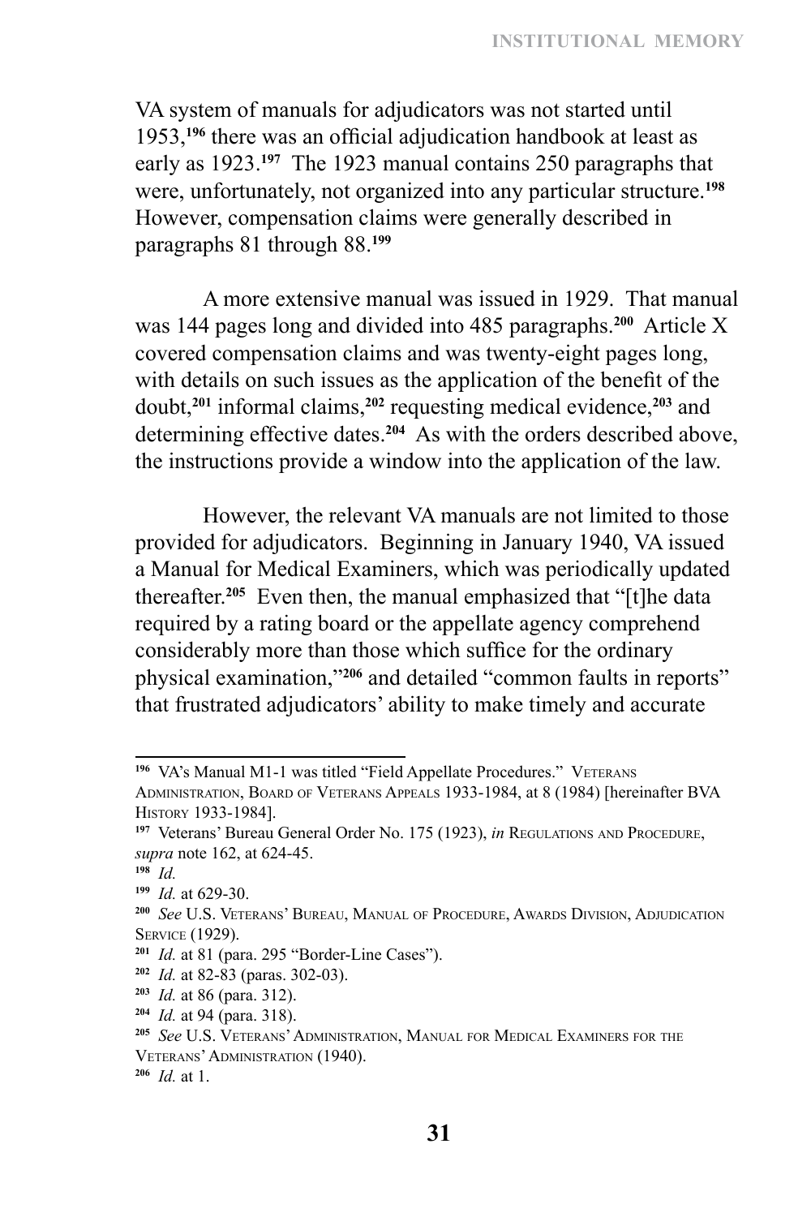VA system of manuals for adjudicators was not started until 1953,[196] there was an official adjudication handbook at least as early as 1923.[197] The 1923 manual contains 250 paragraphs that were, unfortunately, not organized into any particular structure.[198] However, compensation claims were generally described in paragraphs 81 through 88.[199]

A more extensive manual was issued in 1929. That manual was 144 pages long and divided into 485 paragraphs.[200] Article X covered compensation claims and was twenty-eight pages long, with details on such issues as the application of the benefit of the doubt,[201] informal claims,[202] requesting medical evidence,[203] and determining effective dates.[204] As with the orders described above, the instructions provide a window into the application of the law.

However, the relevant VA manuals are not limited to those provided for adjudicators. Beginning in January 1940, VA issued a Manual for Medical Examiners, which was periodically updated thereafter.[205] Even then, the manual emphasized that "[t]he data required by a rating board or the appellate agency comprehend considerably more than those which suffice for the ordinary physical examination,"[206] and detailed "common faults in reports" that frustrated adjudicators' ability to make timely and accurate

---

[196] VA's Manual M1-1 was titled "Field Appellate Procedures." Veterans Administration, Board of Veterans Appeals 1933-1984, at 8 (1984) [hereinafter BVA History 1933-1984].

[197] Veterans' Bureau General Order No. 175 (1923), *in* Regulations and Procedure, *supra* note 162, at 624-45.

[198] *Id.*

[199] *Id.* at 629-30.

[200] *See* U.S. Veterans' Bureau, Manual of Procedure, Awards Division, Adjudication Service (1929).

[201] *Id.* at 81 (para. 295 "Border-Line Cases").

[202] *Id.* at 82-83 (paras. 302-03).

[203] *Id.* at 86 (para. 312).

[204] *Id.* at 94 (para. 318).

[205] *See* U.S. Veterans' Administration, Manual for Medical Examiners for the Veterans' Administration (1940).

[206] *Id.* at 1.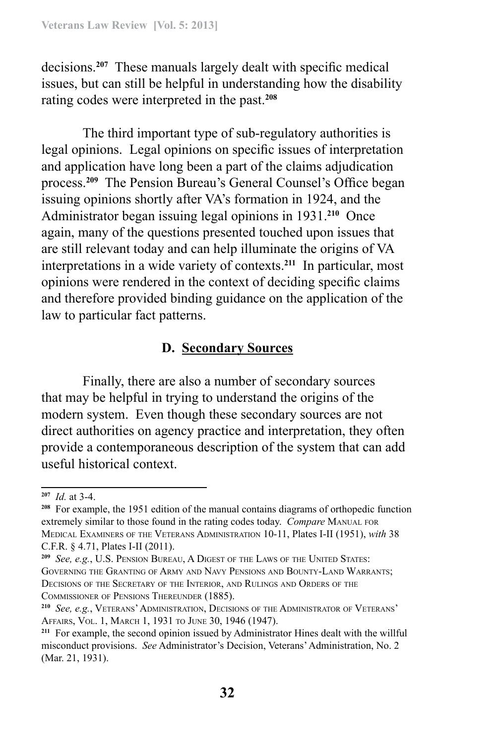decisions.[207] These manuals largely dealt with specific medical issues, but can still be helpful in understanding how the disability rating codes were interpreted in the past.[208]

The third important type of sub-regulatory authorities is legal opinions. Legal opinions on specific issues of interpretation and application have long been a part of the claims adjudication process.[209] The Pension Bureau's General Counsel's Office began issuing opinions shortly after VA's formation in 1924, and the Administrator began issuing legal opinions in 1931.[210] Once again, many of the questions presented touched upon issues that are still relevant today and can help illuminate the origins of VA interpretations in a wide variety of contexts.[211] In particular, most opinions were rendered in the context of deciding specific claims and therefore provided binding guidance on the application of the law to particular fact patterns.

### D. Secondary Sources

Finally, there are also a number of secondary sources that may be helpful in trying to understand the origins of the modern system. Even though these secondary sources are not direct authorities on agency practice and interpretation, they often provide a contemporaneous description of the system that can add useful historical context.

---

[207] *Id.* at 3-4.

[208] For example, the 1951 edition of the manual contains diagrams of orthopedic function extremely similar to those found in the rating codes today. *Compare* Manual for Medical Examiners of the Veterans Administration 10-11, Plates I-II (1951), *with* 38 C.F.R. § 4.71, Plates I-II (2011).

[209] *See, e.g.*, U.S. Pension Bureau, A Digest of the Laws of the United States: Governing the Granting of Army and Navy Pensions and Bounty-Land Warrants; Decisions of the Secretary of the Interior, and Rulings and Orders of the Commissioner of Pensions Thereunder (1885).

[210] *See, e.g.*, Veterans' Administration, Decisions of the Administrator of Veterans' Affairs, Vol. 1, March 1, 1931 to June 30, 1946 (1947).

[211] For example, the second opinion issued by Administrator Hines dealt with the willful misconduct provisions. *See* Administrator's Decision, Veterans' Administration, No. 2 (Mar. 21, 1931).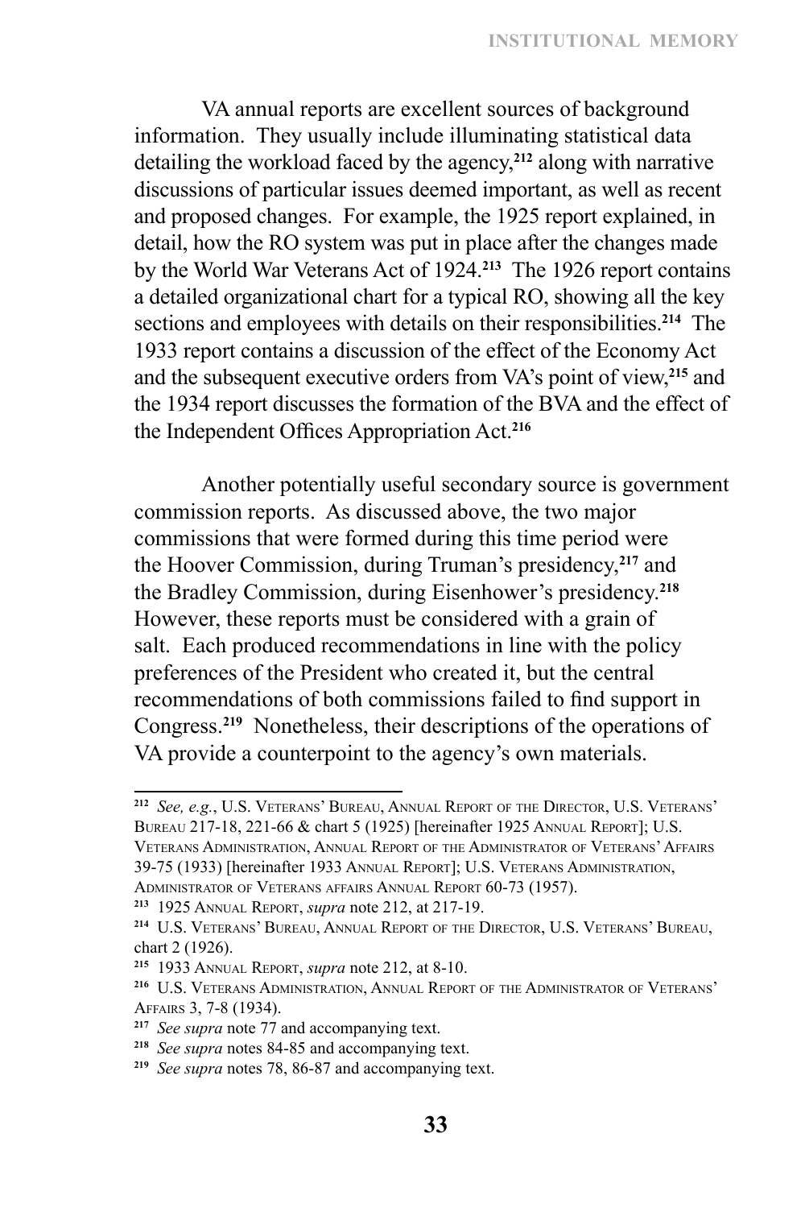VA annual reports are excellent sources of background information. They usually include illuminating statistical data detailing the workload faced by the agency,[212] along with narrative discussions of particular issues deemed important, as well as recent and proposed changes. For example, the 1925 report explained, in detail, how the RO system was put in place after the changes made by the World War Veterans Act of 1924.[213] The 1926 report contains a detailed organizational chart for a typical RO, showing all the key sections and employees with details on their responsibilities.[214] The 1933 report contains a discussion of the effect of the Economy Act and the subsequent executive orders from VA's point of view,[215] and the 1934 report discusses the formation of the BVA and the effect of the Independent Offices Appropriation Act.[216]

Another potentially useful secondary source is government commission reports. As discussed above, the two major commissions that were formed during this time period were the Hoover Commission, during Truman's presidency,[217] and the Bradley Commission, during Eisenhower's presidency.[218] However, these reports must be considered with a grain of salt. Each produced recommendations in line with the policy preferences of the President who created it, but the central recommendations of both commissions failed to find support in Congress.[219] Nonetheless, their descriptions of the operations of VA provide a counterpoint to the agency's own materials.

---

[212] *See, e.g.*, U.S. Veterans' Bureau, Annual Report of the Director, U.S. Veterans' Bureau 217-18, 221-66 & chart 5 (1925) [hereinafter 1925 Annual Report]; U.S. Veterans Administration, Annual Report of the Administrator of Veterans' Affairs 39-75 (1933) [hereinafter 1933 Annual Report]; U.S. Veterans Administration, Administrator of Veterans affairs Annual Report 60-73 (1957).

[213] 1925 Annual Report, *supra* note 212, at 217-19.

[214] U.S. Veterans' Bureau, Annual Report of the Director, U.S. Veterans' Bureau, chart 2 (1926).

[215] 1933 Annual Report, *supra* note 212, at 8-10.

[216] U.S. Veterans Administration, Annual Report of the Administrator of Veterans' Affairs 3, 7-8 (1934).

[217] *See supra* note 77 and accompanying text.

[218] *See supra* notes 84-85 and accompanying text.

[219] *See supra* notes 78, 86-87 and accompanying text.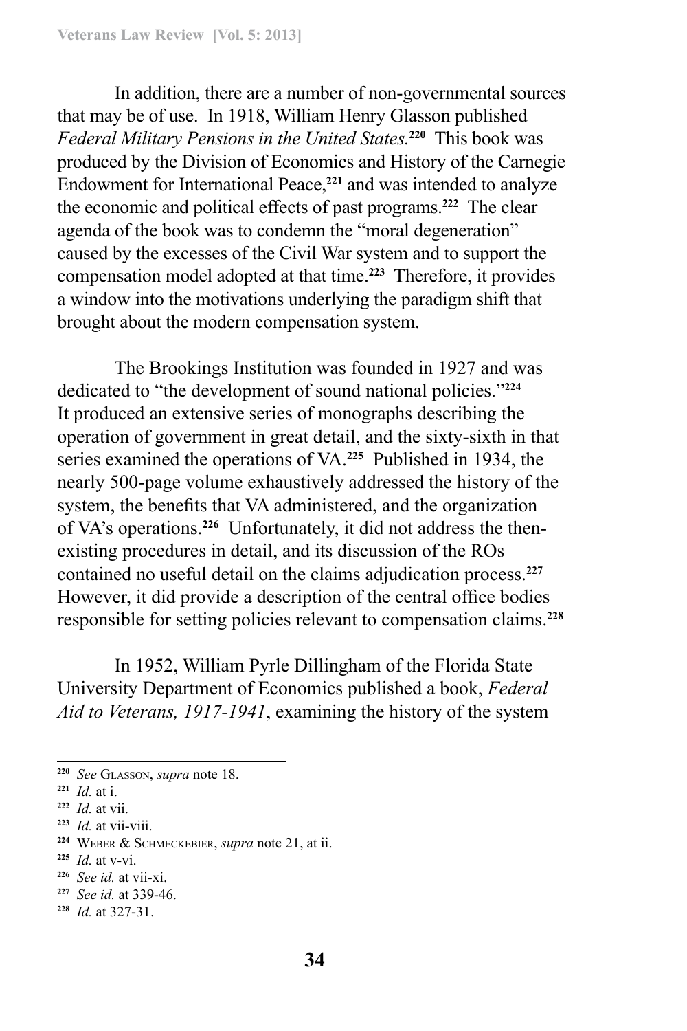In addition, there are a number of non-governmental sources that may be of use. In 1918, William Henry Glasson published *Federal Military Pensions in the United States.*[220] This book was produced by the Division of Economics and History of the Carnegie Endowment for International Peace,[221] and was intended to analyze the economic and political effects of past programs.[222] The clear agenda of the book was to condemn the "moral degeneration" caused by the excesses of the Civil War system and to support the compensation model adopted at that time.[223] Therefore, it provides a window into the motivations underlying the paradigm shift that brought about the modern compensation system.

The Brookings Institution was founded in 1927 and was dedicated to "the development of sound national policies."[224] It produced an extensive series of monographs describing the operation of government in great detail, and the sixty-sixth in that series examined the operations of VA.[225] Published in 1934, the nearly 500-page volume exhaustively addressed the history of the system, the benefits that VA administered, and the organization of VA's operations.[226] Unfortunately, it did not address the then-existing procedures in detail, and its discussion of the ROs contained no useful detail on the claims adjudication process.[227] However, it did provide a description of the central office bodies responsible for setting policies relevant to compensation claims.[228]

In 1952, William Pyrle Dillingham of the Florida State University Department of Economics published a book, *Federal Aid to Veterans, 1917-1941*, examining the history of the system

---

[220] *See* GLASSON, *supra* note 18.

[221] *Id.* at i.

[222] *Id.* at vii.

[223] *Id.* at vii-viii.

[224] WEBER & SCHMECKEBIER, *supra* note 21, at ii.

[225] *Id.* at v-vi.

[226] *See id.* at vii-xi.

[227] *See id.* at 339-46.

[228] *Id.* at 327-31.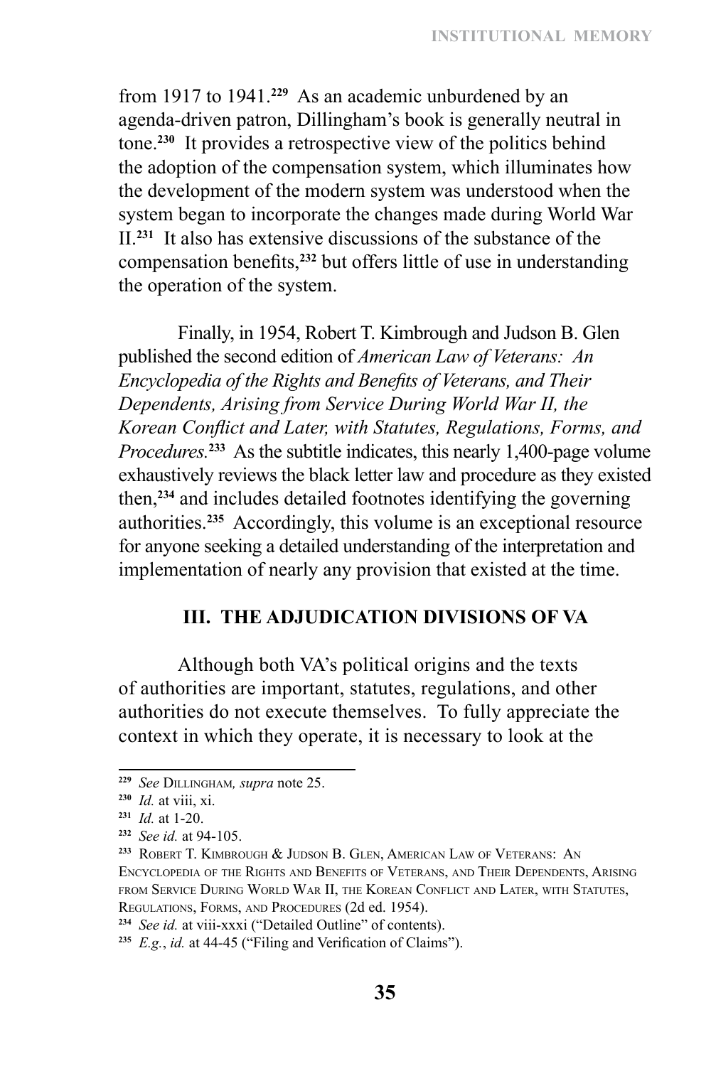from 1917 to 1941.[229] As an academic unburdened by an agenda-driven patron, Dillingham's book is generally neutral in tone.[230] It provides a retrospective view of the politics behind the adoption of the compensation system, which illuminates how the development of the modern system was understood when the system began to incorporate the changes made during World War II.[231] It also has extensive discussions of the substance of the compensation benefits,[232] but offers little of use in understanding the operation of the system.

Finally, in 1954, Robert T. Kimbrough and Judson B. Glen published the second edition of *American Law of Veterans: An Encyclopedia of the Rights and Benefits of Veterans, and Their Dependents, Arising from Service During World War II, the Korean Conflict and Later, with Statutes, Regulations, Forms, and Procedures.*[233] As the subtitle indicates, this nearly 1,400-page volume exhaustively reviews the black letter law and procedure as they existed then,[234] and includes detailed footnotes identifying the governing authorities.[235] Accordingly, this volume is an exceptional resource for anyone seeking a detailed understanding of the interpretation and implementation of nearly any provision that existed at the time.

## III. THE ADJUDICATION DIVISIONS OF VA

Although both VA's political origins and the texts of authorities are important, statutes, regulations, and other authorities do not execute themselves. To fully appreciate the context in which they operate, it is necessary to look at the

---

[229] *See* Dillingham, *supra* note 25.

[230] *Id.* at viii, xi.

[231] *Id.* at 1-20.

[232] *See id.* at 94-105.

[233] Robert T. Kimbrough & Judson B. Glen, American Law of Veterans: An Encyclopedia of the Rights and Benefits of Veterans, and Their Dependents, Arising from Service During World War II, the Korean Conflict and Later, with Statutes, Regulations, Forms, and Procedures (2d ed. 1954).

[234] *See id.* at viii-xxxi ("Detailed Outline" of contents).

[235] *E.g.*, *id.* at 44-45 ("Filing and Verification of Claims").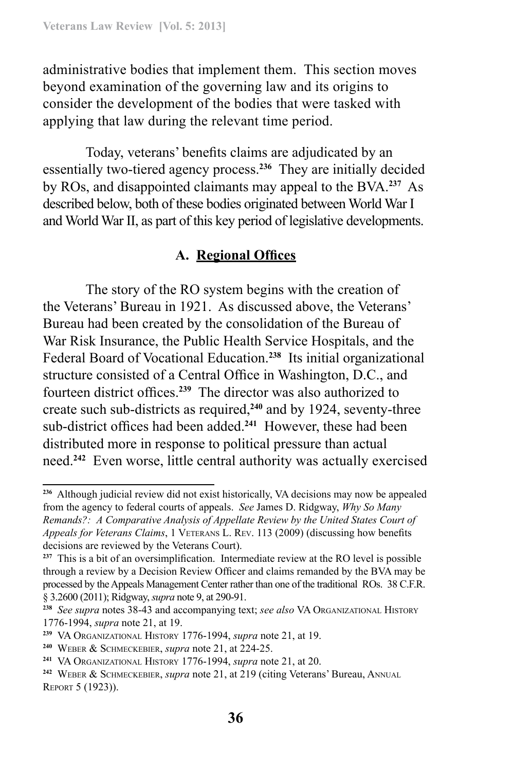administrative bodies that implement them. This section moves beyond examination of the governing law and its origins to consider the development of the bodies that were tasked with applying that law during the relevant time period.

Today, veterans' benefits claims are adjudicated by an essentially two-tiered agency process.[236] They are initially decided by ROs, and disappointed claimants may appeal to the BVA.[237] As described below, both of these bodies originated between World War I and World War II, as part of this key period of legislative developments.

### A. Regional Offices

The story of the RO system begins with the creation of the Veterans' Bureau in 1921. As discussed above, the Veterans' Bureau had been created by the consolidation of the Bureau of War Risk Insurance, the Public Health Service Hospitals, and the Federal Board of Vocational Education.[238] Its initial organizational structure consisted of a Central Office in Washington, D.C., and fourteen district offices.[239] The director was also authorized to create such sub-districts as required,[240] and by 1924, seventy-three sub-district offices had been added.[241] However, these had been distributed more in response to political pressure than actual need.[242] Even worse, little central authority was actually exercised

---

[236] Although judicial review did not exist historically, VA decisions may now be appealed from the agency to federal courts of appeals. *See* James D. Ridgway, *Why So Many Remands?: A Comparative Analysis of Appellate Review by the United States Court of Appeals for Veterans Claims*, 1 Veterans L. Rev. 113 (2009) (discussing how benefits decisions are reviewed by the Veterans Court).

[237] This is a bit of an oversimplification. Intermediate review at the RO level is possible through a review by a Decision Review Officer and claims remanded by the BVA may be processed by the Appeals Management Center rather than one of the traditional ROs. 38 C.F.R. § 3.2600 (2011); Ridgway, *supra* note 9, at 290-91.

[238] *See supra* notes 38-43 and accompanying text; *see also* VA Organizational History 1776-1994, *supra* note 21, at 19.

[239] VA Organizational History 1776-1994, *supra* note 21, at 19.

[240] Weber & Schmeckebier, *supra* note 21, at 224-25.

[241] VA Organizational History 1776-1994, *supra* note 21, at 20.

[242] Weber & Schmeckebier, *supra* note 21, at 219 (citing Veterans' Bureau, Annual Report 5 (1923)).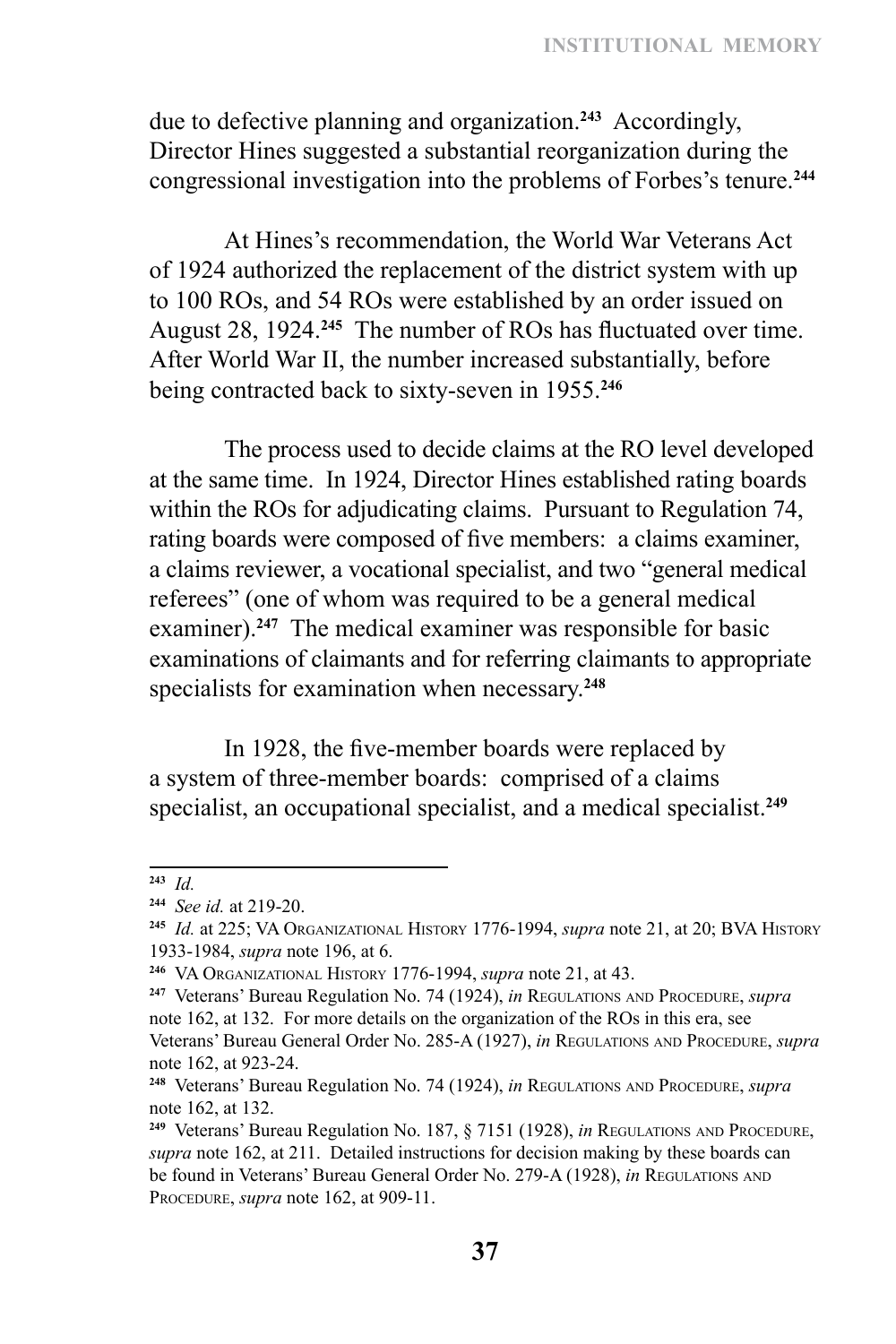due to defective planning and organization.[243] Accordingly, Director Hines suggested a substantial reorganization during the congressional investigation into the problems of Forbes's tenure.[244]

At Hines's recommendation, the World War Veterans Act of 1924 authorized the replacement of the district system with up to 100 ROs, and 54 ROs were established by an order issued on August 28, 1924.[245] The number of ROs has fluctuated over time. After World War II, the number increased substantially, before being contracted back to sixty-seven in 1955.[246]

The process used to decide claims at the RO level developed at the same time. In 1924, Director Hines established rating boards within the ROs for adjudicating claims. Pursuant to Regulation 74, rating boards were composed of five members: a claims examiner, a claims reviewer, a vocational specialist, and two "general medical referees" (one of whom was required to be a general medical examiner).[247] The medical examiner was responsible for basic examinations of claimants and for referring claimants to appropriate specialists for examination when necessary.[248]

In 1928, the five-member boards were replaced by a system of three-member boards: comprised of a claims specialist, an occupational specialist, and a medical specialist.[249]

---

[243] *Id.*

[244] *See id.* at 219-20.

[245] *Id.* at 225; VA Organizational History 1776-1994, *supra* note 21, at 20; BVA History 1933-1984, *supra* note 196, at 6.

[246] VA Organizational History 1776-1994, *supra* note 21, at 43.

[247] Veterans' Bureau Regulation No. 74 (1924), *in* Regulations and Procedure, *supra* note 162, at 132. For more details on the organization of the ROs in this era, see Veterans' Bureau General Order No. 285-A (1927), *in* Regulations and Procedure, *supra* note 162, at 923-24.

[248] Veterans' Bureau Regulation No. 74 (1924), *in* Regulations and Procedure, *supra* note 162, at 132.

[249] Veterans' Bureau Regulation No. 187, § 7151 (1928), *in* Regulations and Procedure, *supra* note 162, at 211. Detailed instructions for decision making by these boards can be found in Veterans' Bureau General Order No. 279-A (1928), *in* Regulations and Procedure, *supra* note 162, at 909-11.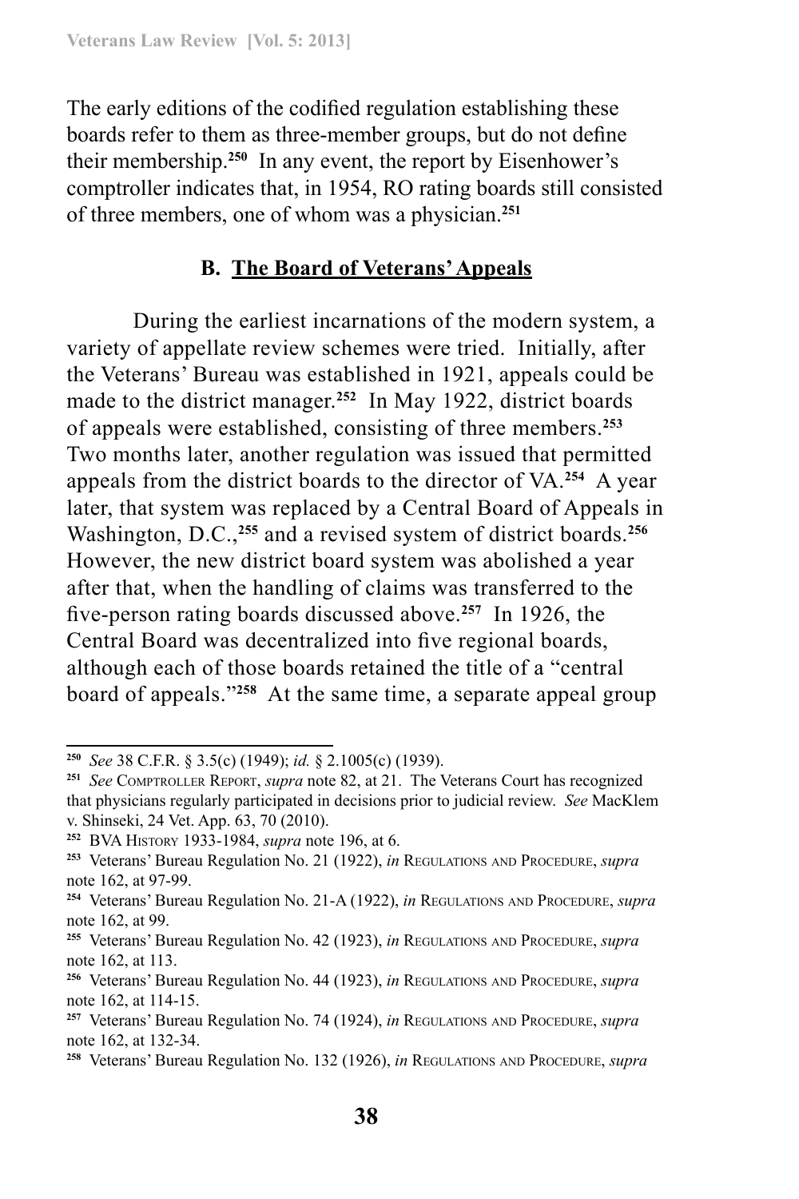The early editions of the codified regulation establishing these boards refer to them as three-member groups, but do not define their membership.[250] In any event, the report by Eisenhower's comptroller indicates that, in 1954, RO rating boards still consisted of three members, one of whom was a physician.[251]

### B. The Board of Veterans' Appeals

During the earliest incarnations of the modern system, a variety of appellate review schemes were tried. Initially, after the Veterans' Bureau was established in 1921, appeals could be made to the district manager.[252] In May 1922, district boards of appeals were established, consisting of three members.[253] Two months later, another regulation was issued that permitted appeals from the district boards to the director of VA.[254] A year later, that system was replaced by a Central Board of Appeals in Washington, D.C.,[255] and a revised system of district boards.[256] However, the new district board system was abolished a year after that, when the handling of claims was transferred to the five-person rating boards discussed above.[257] In 1926, the Central Board was decentralized into five regional boards, although each of those boards retained the title of a "central board of appeals."[258] At the same time, a separate appeal group

---

[250] *See* 38 C.F.R. § 3.5(c) (1949); *id.* § 2.1005(c) (1939).

[251] *See* Comptroller Report, *supra* note 82, at 21. The Veterans Court has recognized that physicians regularly participated in decisions prior to judicial review. *See* MacKlem v. Shinseki, 24 Vet. App. 63, 70 (2010).

[252] BVA History 1933-1984, *supra* note 196, at 6.

[253] Veterans' Bureau Regulation No. 21 (1922), *in* Regulations and Procedure, *supra* note 162, at 97-99.

[254] Veterans' Bureau Regulation No. 21-A (1922), *in* Regulations and Procedure, *supra* note 162, at 99.

[255] Veterans' Bureau Regulation No. 42 (1923), *in* Regulations and Procedure, *supra* note 162, at 113.

[256] Veterans' Bureau Regulation No. 44 (1923), *in* Regulations and Procedure, *supra* note 162, at 114-15.

[257] Veterans' Bureau Regulation No. 74 (1924), *in* Regulations and Procedure, *supra* note 162, at 132-34.

[258] Veterans' Bureau Regulation No. 132 (1926), *in* Regulations and Procedure, *supra*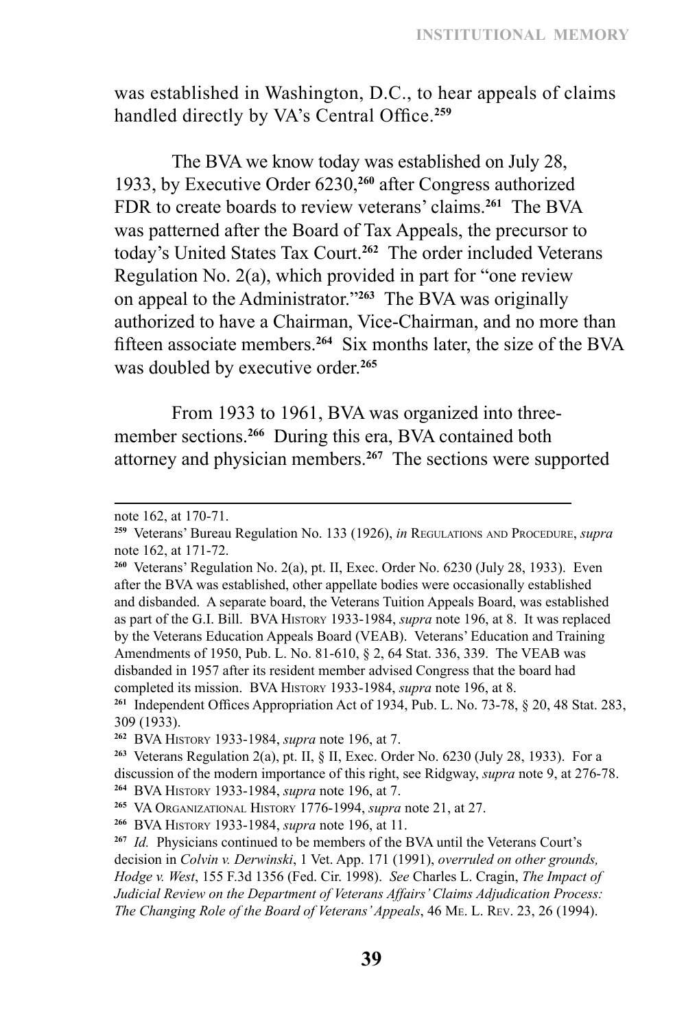was established in Washington, D.C., to hear appeals of claims handled directly by VA's Central Office.[259]

The BVA we know today was established on July 28, 1933, by Executive Order 6230,[260] after Congress authorized FDR to create boards to review veterans' claims.[261] The BVA was patterned after the Board of Tax Appeals, the precursor to today's United States Tax Court.[262] The order included Veterans Regulation No. 2(a), which provided in part for "one review on appeal to the Administrator."[263] The BVA was originally authorized to have a Chairman, Vice-Chairman, and no more than fifteen associate members.[264] Six months later, the size of the BVA was doubled by executive order.[265]

From 1933 to 1961, BVA was organized into three-member sections.[266] During this era, BVA contained both attorney and physician members.[267] The sections were supported

---

note 162, at 170-71.

[259] Veterans' Bureau Regulation No. 133 (1926), *in* Regulations and Procedure, *supra* note 162, at 171-72.

[260] Veterans' Regulation No. 2(a), pt. II, Exec. Order No. 6230 (July 28, 1933). Even after the BVA was established, other appellate bodies were occasionally established and disbanded. A separate board, the Veterans Tuition Appeals Board, was established as part of the G.I. Bill. BVA History 1933-1984, *supra* note 196, at 8. It was replaced by the Veterans Education Appeals Board (VEAB). Veterans' Education and Training Amendments of 1950, Pub. L. No. 81-610, § 2, 64 Stat. 336, 339. The VEAB was disbanded in 1957 after its resident member advised Congress that the board had completed its mission. BVA History 1933-1984, *supra* note 196, at 8.

[261] Independent Offices Appropriation Act of 1934, Pub. L. No. 73-78, § 20, 48 Stat. 283, 309 (1933).

[262] BVA History 1933-1984, *supra* note 196, at 7.

[263] Veterans Regulation 2(a), pt. II, § II, Exec. Order No. 6230 (July 28, 1933). For a discussion of the modern importance of this right, see Ridgway, *supra* note 9, at 276-78.

[264] BVA History 1933-1984, *supra* note 196, at 7.

[265] VA Organizational History 1776-1994, *supra* note 21, at 27.

[266] BVA History 1933-1984, *supra* note 196, at 11.

[267] *Id.* Physicians continued to be members of the BVA until the Veterans Court's decision in *Colvin v. Derwinski*, 1 Vet. App. 171 (1991), *overruled on other grounds, Hodge v. West*, 155 F.3d 1356 (Fed. Cir. 1998). *See* Charles L. Cragin, *The Impact of Judicial Review on the Department of Veterans Affairs' Claims Adjudication Process: The Changing Role of the Board of Veterans' Appeals*, 46 Me. L. Rev. 23, 26 (1994).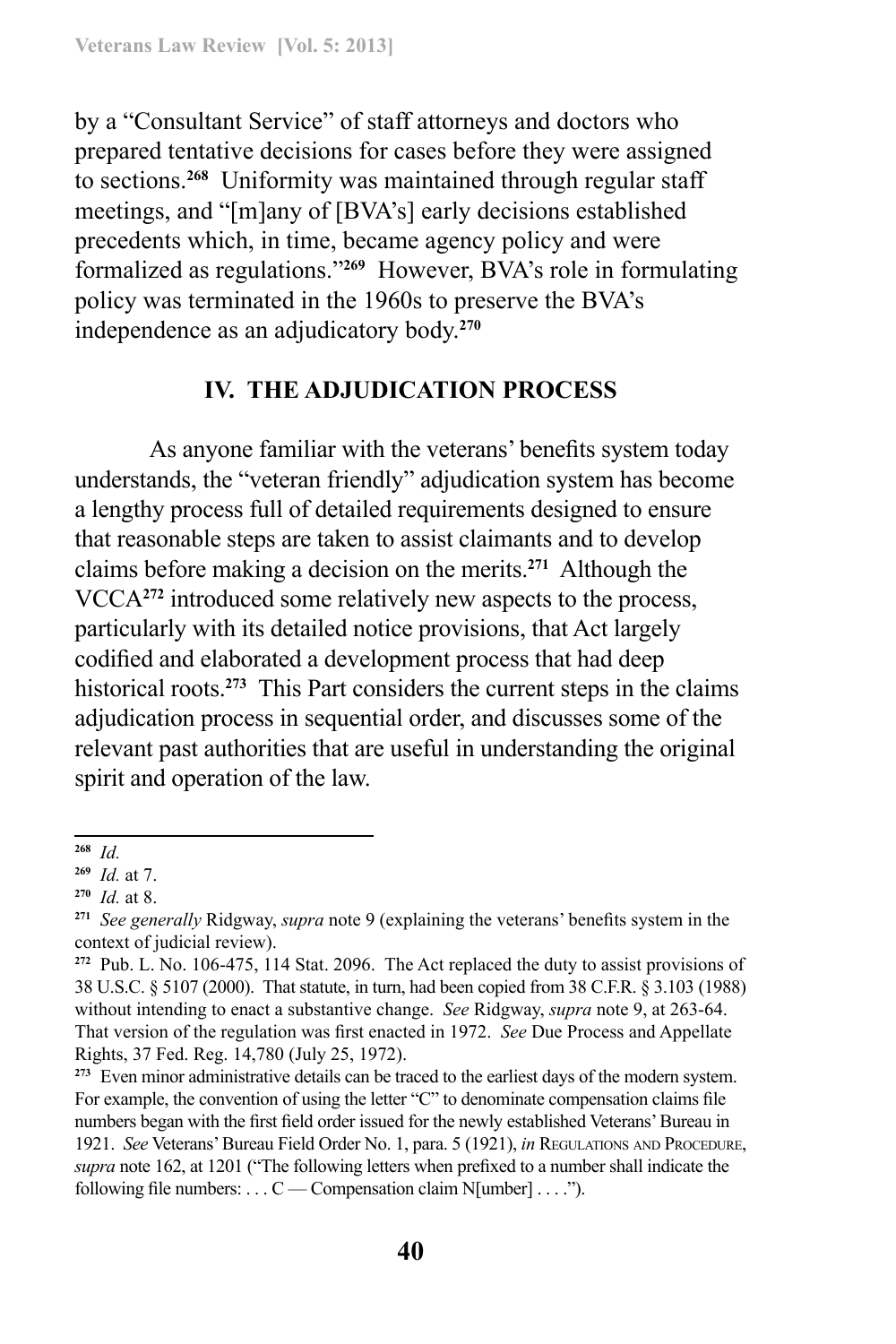by a "Consultant Service" of staff attorneys and doctors who prepared tentative decisions for cases before they were assigned to sections.[268] Uniformity was maintained through regular staff meetings, and "[m]any of [BVA's] early decisions established precedents which, in time, became agency policy and were formalized as regulations."[269] However, BVA's role in formulating policy was terminated in the 1960s to preserve the BVA's independence as an adjudicatory body.[270]

## IV. THE ADJUDICATION PROCESS

As anyone familiar with the veterans' benefits system today understands, the "veteran friendly" adjudication system has become a lengthy process full of detailed requirements designed to ensure that reasonable steps are taken to assist claimants and to develop claims before making a decision on the merits.[271] Although the VCCA[272] introduced some relatively new aspects to the process, particularly with its detailed notice provisions, that Act largely codified and elaborated a development process that had deep historical roots.[273] This Part considers the current steps in the claims adjudication process in sequential order, and discusses some of the relevant past authorities that are useful in understanding the original spirit and operation of the law.

---

[268] *Id.*

[269] *Id.* at 7.

[270] *Id.* at 8.

[271] *See generally* Ridgway, *supra* note 9 (explaining the veterans' benefits system in the context of judicial review).

[272] Pub. L. No. 106-475, 114 Stat. 2096. The Act replaced the duty to assist provisions of 38 U.S.C. § 5107 (2000). That statute, in turn, had been copied from 38 C.F.R. § 3.103 (1988) without intending to enact a substantive change. *See* Ridgway, *supra* note 9, at 263-64. That version of the regulation was first enacted in 1972. *See* Due Process and Appellate Rights, 37 Fed. Reg. 14,780 (July 25, 1972).

[273] Even minor administrative details can be traced to the earliest days of the modern system. For example, the convention of using the letter "C" to denominate compensation claims file numbers began with the first field order issued for the newly established Veterans' Bureau in 1921. *See* Veterans' Bureau Field Order No. 1, para. 5 (1921), *in* Regulations and Procedure, *supra* note 162, at 1201 ("The following letters when prefixed to a number shall indicate the following file numbers: . . . C — Compensation claim N[umber] . . . .").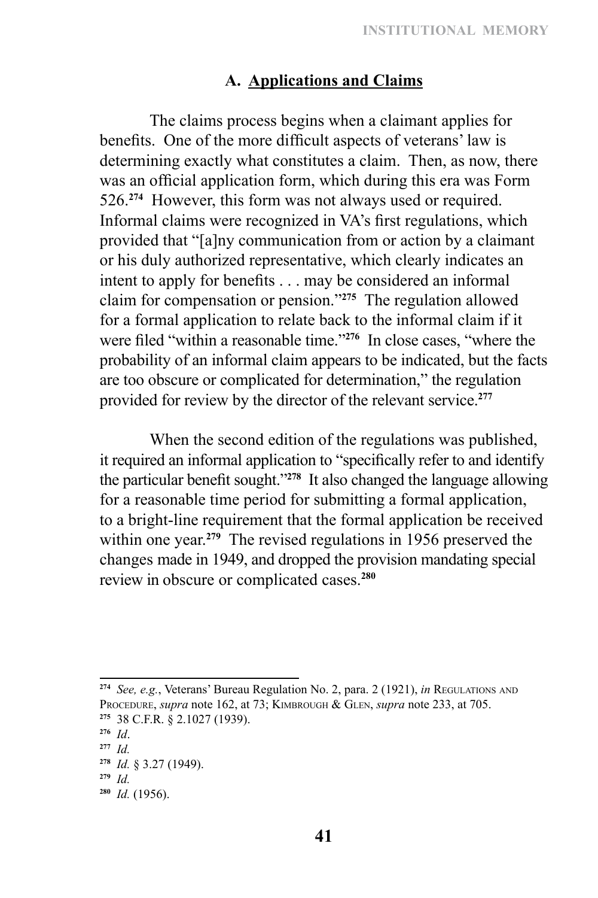### A. <u>Applications and Claims</u>

The claims process begins when a claimant applies for benefits. One of the more difficult aspects of veterans' law is determining exactly what constitutes a claim. Then, as now, there was an official application form, which during this era was Form 526.[274] However, this form was not always used or required. Informal claims were recognized in VA's first regulations, which provided that "[a]ny communication from or action by a claimant or his duly authorized representative, which clearly indicates an intent to apply for benefits . . . may be considered an informal claim for compensation or pension."[275] The regulation allowed for a formal application to relate back to the informal claim if it were filed "within a reasonable time."[276] In close cases, "where the probability of an informal claim appears to be indicated, but the facts are too obscure or complicated for determination," the regulation provided for review by the director of the relevant service.[277]

When the second edition of the regulations was published, it required an informal application to "specifically refer to and identify the particular benefit sought."[278] It also changed the language allowing for a reasonable time period for submitting a formal application, to a bright-line requirement that the formal application be received within one year.[279] The revised regulations in 1956 preserved the changes made in 1949, and dropped the provision mandating special review in obscure or complicated cases.[280]

---

[274] *See, e.g.*, Veterans' Bureau Regulation No. 2, para. 2 (1921), *in* Regulations and Procedure, *supra* note 162, at 73; Kimbrough & Glen, *supra* note 233, at 705.

[275] 38 C.F.R. § 2.1027 (1939).

[276] *Id*.

[277] *Id.*

[278] *Id.* § 3.27 (1949).

[279] *Id.*

[280] *Id.* (1956).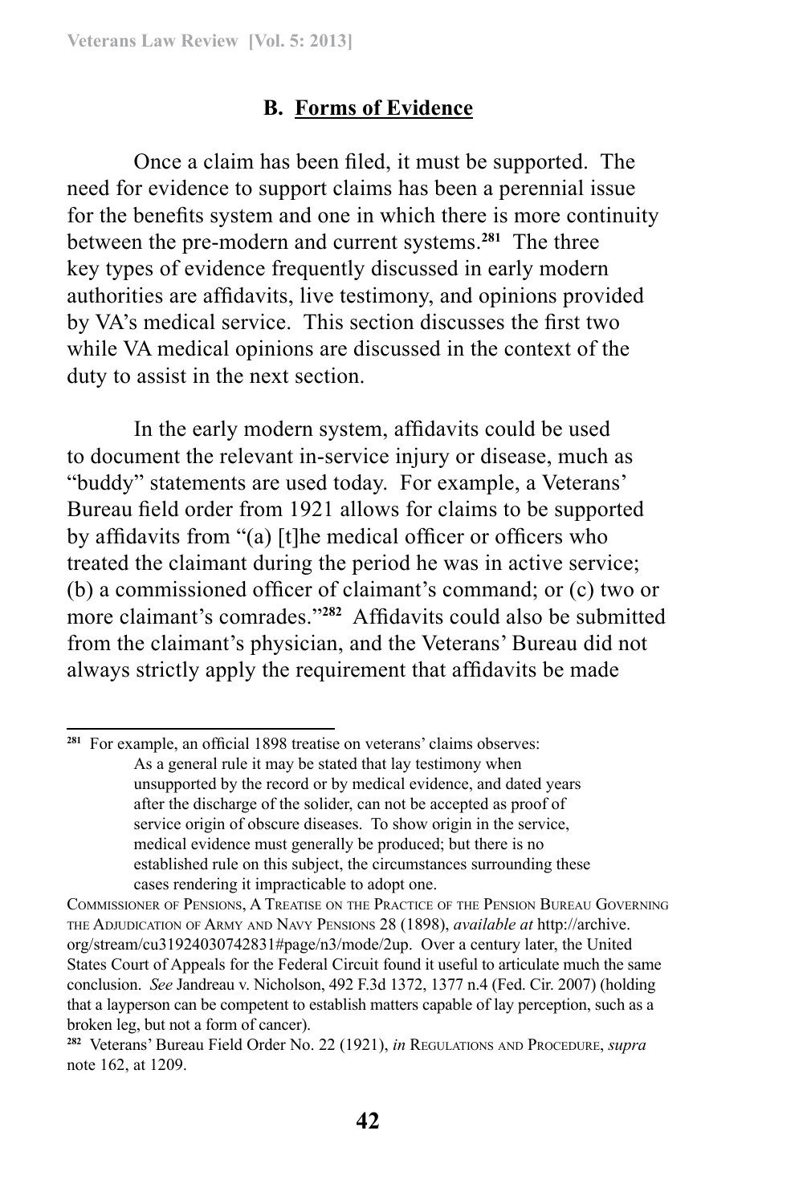## B. Forms of Evidence

Once a claim has been filed, it must be supported. The need for evidence to support claims has been a perennial issue for the benefits system and one in which there is more continuity between the pre-modern and current systems.[281] The three key types of evidence frequently discussed in early modern authorities are affidavits, live testimony, and opinions provided by VA's medical service. This section discusses the first two while VA medical opinions are discussed in the context of the duty to assist in the next section.

In the early modern system, affidavits could be used to document the relevant in-service injury or disease, much as "buddy" statements are used today. For example, a Veterans' Bureau field order from 1921 allows for claims to be supported by affidavits from "(a) [t]he medical officer or officers who treated the claimant during the period he was in active service; (b) a commissioned officer of claimant's command; or (c) two or more claimant's comrades."[282] Affidavits could also be submitted from the claimant's physician, and the Veterans' Bureau did not always strictly apply the requirement that affidavits be made

---

[281] For example, an official 1898 treatise on veterans' claims observes:

> As a general rule it may be stated that lay testimony when unsupported by the record or by medical evidence, and dated years after the discharge of the solider, can not be accepted as proof of service origin of obscure diseases. To show origin in the service, medical evidence must generally be produced; but there is no established rule on this subject, the circumstances surrounding these cases rendering it impracticable to adopt one.

Commissioner of Pensions, A Treatise on the Practice of the Pension Bureau Governing the Adjudication of Army and Navy Pensions 28 (1898), *available at* http://archive.org/stream/cu31924030742831#page/n3/mode/2up. Over a century later, the United States Court of Appeals for the Federal Circuit found it useful to articulate much the same conclusion. *See* Jandreau v. Nicholson, 492 F.3d 1372, 1377 n.4 (Fed. Cir. 2007) (holding that a layperson can be competent to establish matters capable of lay perception, such as a broken leg, but not a form of cancer).

[282] Veterans' Bureau Field Order No. 22 (1921), *in* Regulations and Procedure, *supra* note 162, at 1209.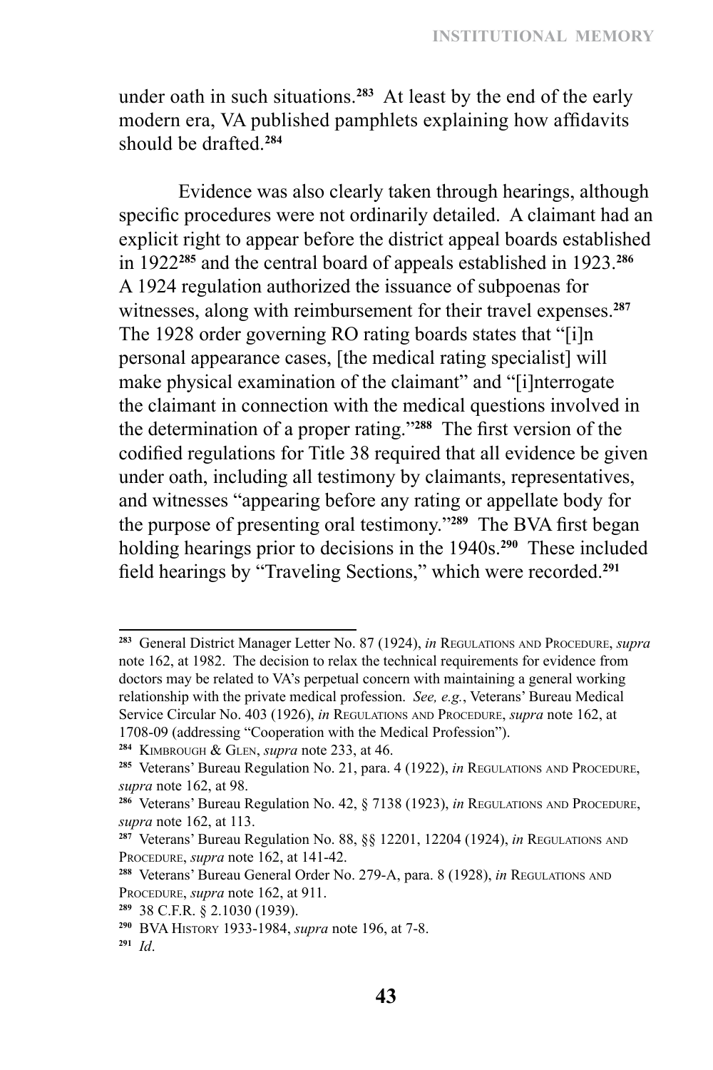under oath in such situations.[283] At least by the end of the early modern era, VA published pamphlets explaining how affidavits should be drafted.[284]

Evidence was also clearly taken through hearings, although specific procedures were not ordinarily detailed. A claimant had an explicit right to appear before the district appeal boards established in 1922[285] and the central board of appeals established in 1923.[286] A 1924 regulation authorized the issuance of subpoenas for witnesses, along with reimbursement for their travel expenses.[287] The 1928 order governing RO rating boards states that "[i]n personal appearance cases, [the medical rating specialist] will make physical examination of the claimant" and "[i]nterrogate the claimant in connection with the medical questions involved in the determination of a proper rating."[288] The first version of the codified regulations for Title 38 required that all evidence be given under oath, including all testimony by claimants, representatives, and witnesses "appearing before any rating or appellate body for the purpose of presenting oral testimony."[289] The BVA first began holding hearings prior to decisions in the 1940s.[290] These included field hearings by "Traveling Sections," which were recorded.[291]

---

[283] General District Manager Letter No. 87 (1924), *in* Regulations and Procedure, *supra* note 162, at 1982. The decision to relax the technical requirements for evidence from doctors may be related to VA's perpetual concern with maintaining a general working relationship with the private medical profession. *See, e.g.*, Veterans' Bureau Medical Service Circular No. 403 (1926), *in* Regulations and Procedure, *supra* note 162, at 1708-09 (addressing "Cooperation with the Medical Profession").

[284] Kimbrough & Glen, *supra* note 233, at 46.

[285] Veterans' Bureau Regulation No. 21, para. 4 (1922), *in* Regulations and Procedure, *supra* note 162, at 98.

[286] Veterans' Bureau Regulation No. 42, § 7138 (1923), *in* Regulations and Procedure, *supra* note 162, at 113.

[287] Veterans' Bureau Regulation No. 88, §§ 12201, 12204 (1924), *in* Regulations and Procedure, *supra* note 162, at 141-42.

[288] Veterans' Bureau General Order No. 279-A, para. 8 (1928), *in* Regulations and Procedure, *supra* note 162, at 911.

[289] 38 C.F.R. § 2.1030 (1939).

[290] BVA History 1933-1984, *supra* note 196, at 7-8.

[291] *Id*.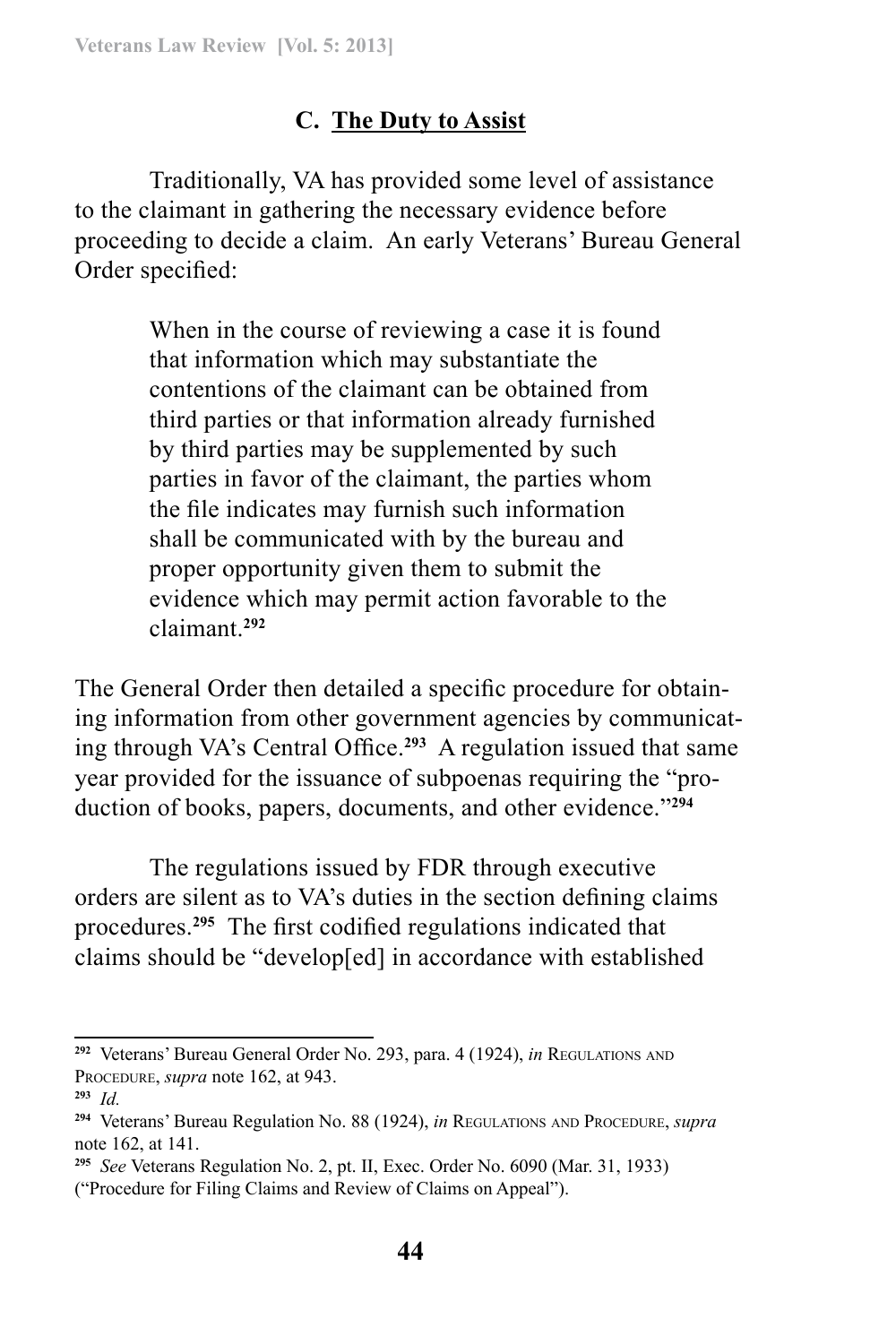### C. The Duty to Assist

Traditionally, VA has provided some level of assistance to the claimant in gathering the necessary evidence before proceeding to decide a claim. An early Veterans' Bureau General Order specified:

> When in the course of reviewing a case it is found that information which may substantiate the contentions of the claimant can be obtained from third parties or that information already furnished by third parties may be supplemented by such parties in favor of the claimant, the parties whom the file indicates may furnish such information shall be communicated with by the bureau and proper opportunity given them to submit the evidence which may permit action favorable to the claimant.[292]

The General Order then detailed a specific procedure for obtaining information from other government agencies by communicating through VA's Central Office.[293] A regulation issued that same year provided for the issuance of subpoenas requiring the "production of books, papers, documents, and other evidence."[294]

The regulations issued by FDR through executive orders are silent as to VA's duties in the section defining claims procedures.[295] The first codified regulations indicated that claims should be "develop[ed] in accordance with established

---

[292] Veterans' Bureau General Order No. 293, para. 4 (1924), *in* Regulations and Procedure, *supra* note 162, at 943.

[293] *Id.*

[294] Veterans' Bureau Regulation No. 88 (1924), *in* Regulations and Procedure, *supra* note 162, at 141.

[295] *See* Veterans Regulation No. 2, pt. II, Exec. Order No. 6090 (Mar. 31, 1933) ("Procedure for Filing Claims and Review of Claims on Appeal").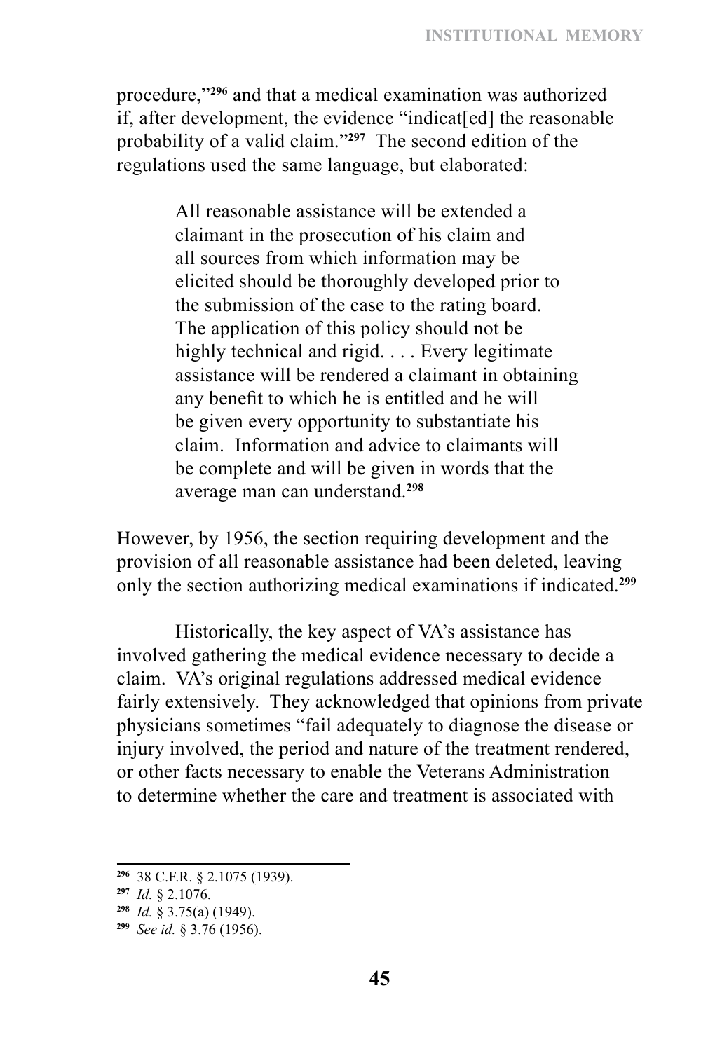procedure,"[296] and that a medical examination was authorized if, after development, the evidence "indicat[ed] the reasonable probability of a valid claim."[297] The second edition of the regulations used the same language, but elaborated:

> All reasonable assistance will be extended a claimant in the prosecution of his claim and all sources from which information may be elicited should be thoroughly developed prior to the submission of the case to the rating board. The application of this policy should not be highly technical and rigid. . . . Every legitimate assistance will be rendered a claimant in obtaining any benefit to which he is entitled and he will be given every opportunity to substantiate his claim. Information and advice to claimants will be complete and will be given in words that the average man can understand.[298]

However, by 1956, the section requiring development and the provision of all reasonable assistance had been deleted, leaving only the section authorizing medical examinations if indicated.[299]

Historically, the key aspect of VA's assistance has involved gathering the medical evidence necessary to decide a claim. VA's original regulations addressed medical evidence fairly extensively. They acknowledged that opinions from private physicians sometimes "fail adequately to diagnose the disease or injury involved, the period and nature of the treatment rendered, or other facts necessary to enable the Veterans Administration to determine whether the care and treatment is associated with

---

[296] 38 C.F.R. § 2.1075 (1939).

[297] *Id.* § 2.1076.

[298] *Id.* § 3.75(a) (1949).

[299] *See id.* § 3.76 (1956).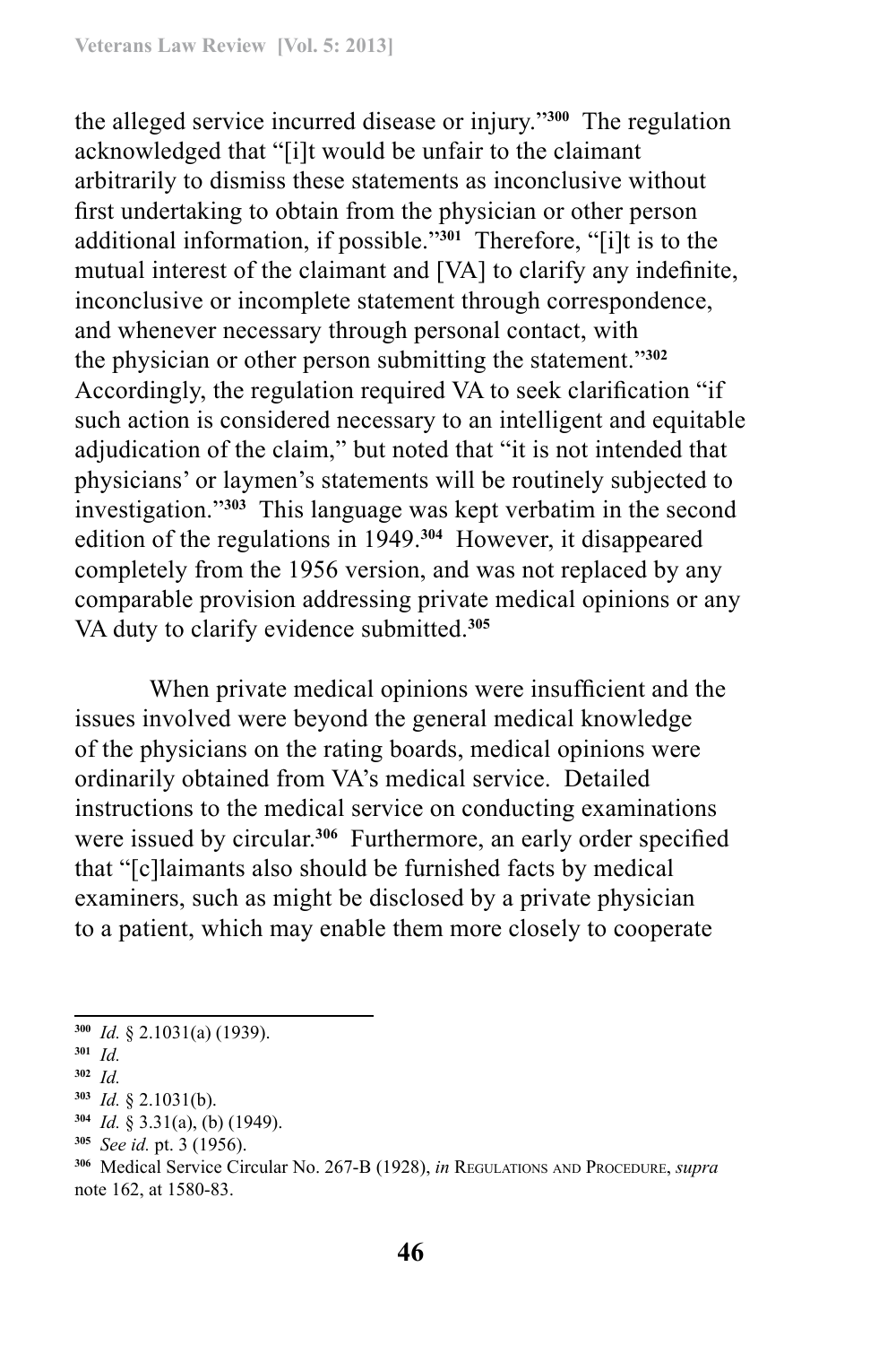the alleged service incurred disease or injury."[300] The regulation acknowledged that "[i]t would be unfair to the claimant arbitrarily to dismiss these statements as inconclusive without first undertaking to obtain from the physician or other person additional information, if possible."[301] Therefore, "[i]t is to the mutual interest of the claimant and [VA] to clarify any indefinite, inconclusive or incomplete statement through correspondence, and whenever necessary through personal contact, with the physician or other person submitting the statement."[302] Accordingly, the regulation required VA to seek clarification "if such action is considered necessary to an intelligent and equitable adjudication of the claim," but noted that "it is not intended that physicians' or laymen's statements will be routinely subjected to investigation."[303] This language was kept verbatim in the second edition of the regulations in 1949.[304] However, it disappeared completely from the 1956 version, and was not replaced by any comparable provision addressing private medical opinions or any VA duty to clarify evidence submitted.[305]

When private medical opinions were insufficient and the issues involved were beyond the general medical knowledge of the physicians on the rating boards, medical opinions were ordinarily obtained from VA's medical service. Detailed instructions to the medical service on conducting examinations were issued by circular.[306] Furthermore, an early order specified that "[c]laimants also should be furnished facts by medical examiners, such as might be disclosed by a private physician to a patient, which may enable them more closely to cooperate

---

[300] *Id.* § 2.1031(a) (1939).

[301] *Id.*

[302] *Id.*

[303] *Id.* § 2.1031(b).

[304] *Id.* § 3.31(a), (b) (1949).

[305] *See id.* pt. 3 (1956).

[306] Medical Service Circular No. 267-B (1928), *in* Regulations and Procedure, *supra* note 162, at 1580-83.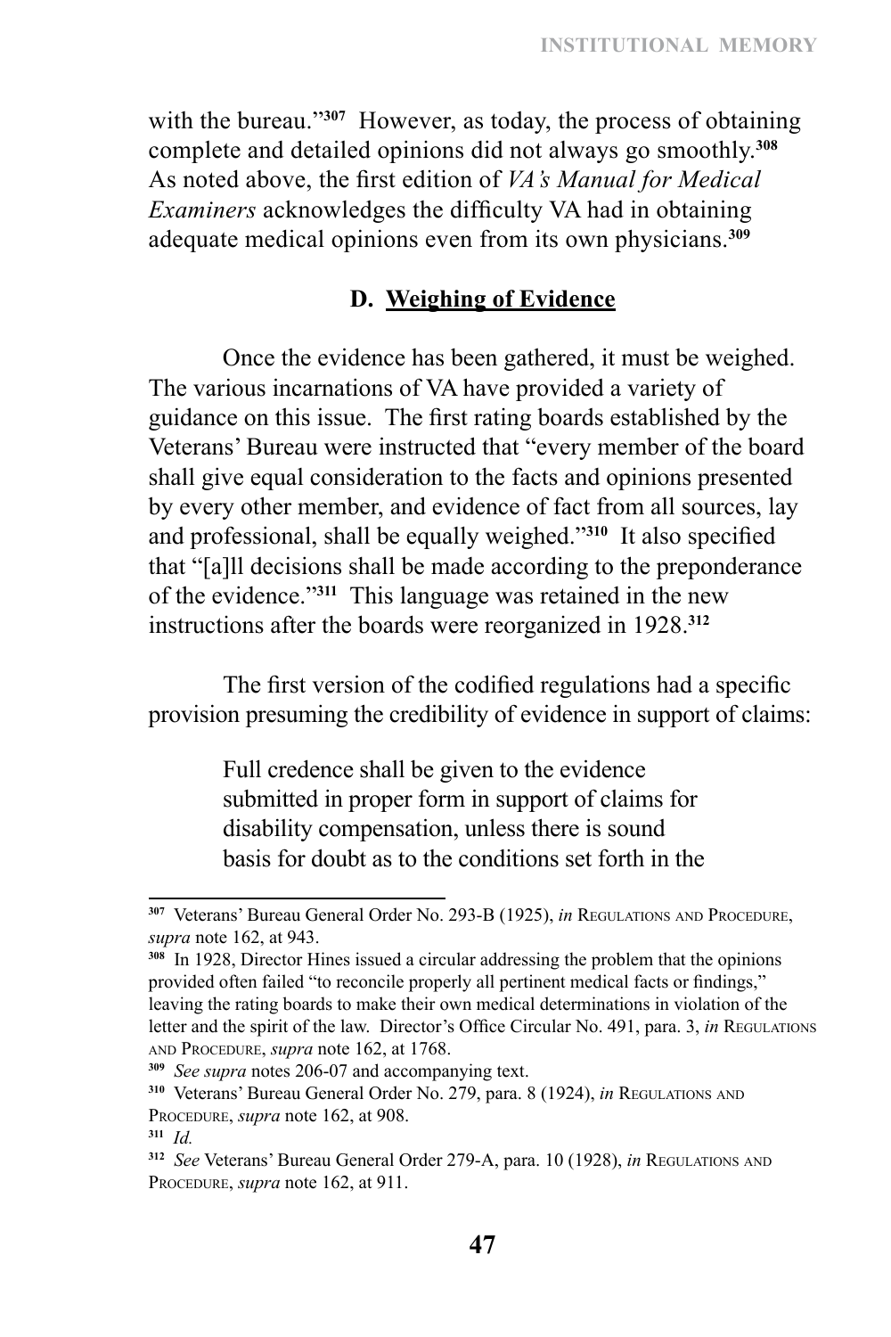with the bureau."[307] However, as today, the process of obtaining complete and detailed opinions did not always go smoothly.[308] As noted above, the first edition of *VA's Manual for Medical Examiners* acknowledges the difficulty VA had in obtaining adequate medical opinions even from its own physicians.[309]

### D. Weighing of Evidence

Once the evidence has been gathered, it must be weighed. The various incarnations of VA have provided a variety of guidance on this issue. The first rating boards established by the Veterans' Bureau were instructed that "every member of the board shall give equal consideration to the facts and opinions presented by every other member, and evidence of fact from all sources, lay and professional, shall be equally weighed."[310] It also specified that "[a]ll decisions shall be made according to the preponderance of the evidence."[311] This language was retained in the new instructions after the boards were reorganized in 1928.[312]

The first version of the codified regulations had a specific provision presuming the credibility of evidence in support of claims:

> Full credence shall be given to the evidence submitted in proper form in support of claims for disability compensation, unless there is sound basis for doubt as to the conditions set forth in the

---

[307] Veterans' Bureau General Order No. 293-B (1925), *in* Regulations and Procedure, *supra* note 162, at 943.

[308] In 1928, Director Hines issued a circular addressing the problem that the opinions provided often failed "to reconcile properly all pertinent medical facts or findings," leaving the rating boards to make their own medical determinations in violation of the letter and the spirit of the law. Director's Office Circular No. 491, para. 3, *in* Regulations and Procedure, *supra* note 162, at 1768.

[309] *See supra* notes 206-07 and accompanying text.

[310] Veterans' Bureau General Order No. 279, para. 8 (1924), *in* Regulations and Procedure, *supra* note 162, at 908.

[311] *Id.*

[312] *See* Veterans' Bureau General Order 279-A, para. 10 (1928), *in* Regulations and Procedure, *supra* note 162, at 911.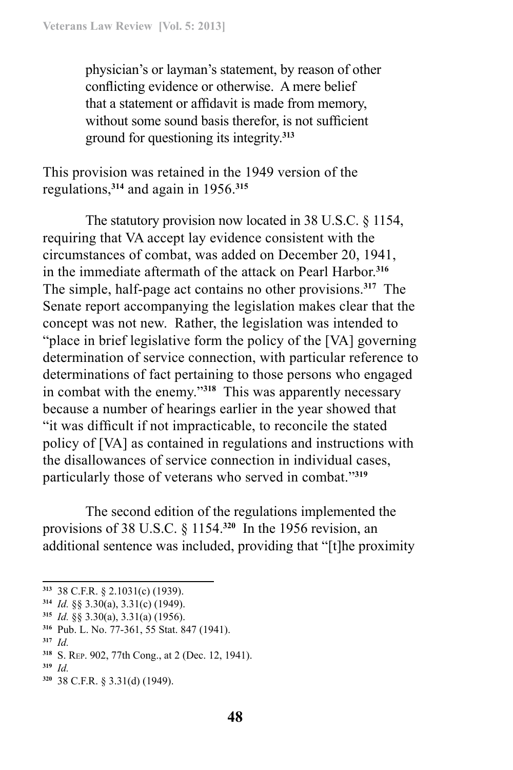> physician's or layman's statement, by reason of other conflicting evidence or otherwise. A mere belief that a statement or affidavit is made from memory, without some sound basis therefor, is not sufficient ground for questioning its integrity.[313]

This provision was retained in the 1949 version of the regulations,[314] and again in 1956.[315]

The statutory provision now located in 38 U.S.C. § 1154, requiring that VA accept lay evidence consistent with the circumstances of combat, was added on December 20, 1941, in the immediate aftermath of the attack on Pearl Harbor.[316] The simple, half-page act contains no other provisions.[317] The Senate report accompanying the legislation makes clear that the concept was not new. Rather, the legislation was intended to "place in brief legislative form the policy of the [VA] governing determination of service connection, with particular reference to determinations of fact pertaining to those persons who engaged in combat with the enemy."[318] This was apparently necessary because a number of hearings earlier in the year showed that "it was difficult if not impracticable, to reconcile the stated policy of [VA] as contained in regulations and instructions with the disallowances of service connection in individual cases, particularly those of veterans who served in combat."[319]

The second edition of the regulations implemented the provisions of 38 U.S.C. § 1154.[320] In the 1956 revision, an additional sentence was included, providing that "[t]he proximity

---

[313] 38 C.F.R. § 2.1031(c) (1939).

[314] *Id.* §§ 3.30(a), 3.31(c) (1949).

[315] *Id.* §§ 3.30(a), 3.31(a) (1956).

[316] Pub. L. No. 77-361, 55 Stat. 847 (1941).

[317] *Id.*

[318] S. Rep. 902, 77th Cong., at 2 (Dec. 12, 1941).

[319] *Id.*

[320] 38 C.F.R. § 3.31(d) (1949).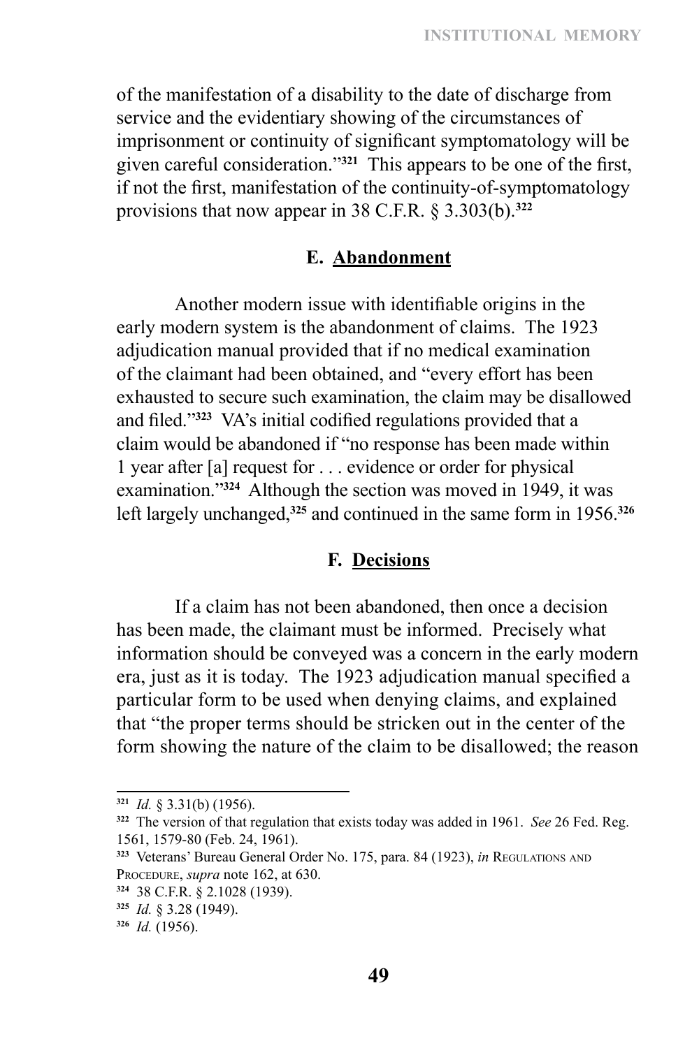of the manifestation of a disability to the date of discharge from service and the evidentiary showing of the circumstances of imprisonment or continuity of significant symptomatology will be given careful consideration."[321] This appears to be one of the first, if not the first, manifestation of the continuity-of-symptomatology provisions that now appear in 38 C.F.R. § 3.303(b).[322]

### E. Abandonment

Another modern issue with identifiable origins in the early modern system is the abandonment of claims. The 1923 adjudication manual provided that if no medical examination of the claimant had been obtained, and "every effort has been exhausted to secure such examination, the claim may be disallowed and filed."[323] VA's initial codified regulations provided that a claim would be abandoned if "no response has been made within 1 year after [a] request for . . . evidence or order for physical examination."[324] Although the section was moved in 1949, it was left largely unchanged,[325] and continued in the same form in 1956.[326]

### F. Decisions

If a claim has not been abandoned, then once a decision has been made, the claimant must be informed. Precisely what information should be conveyed was a concern in the early modern era, just as it is today. The 1923 adjudication manual specified a particular form to be used when denying claims, and explained that "the proper terms should be stricken out in the center of the form showing the nature of the claim to be disallowed; the reason

---

[321] *Id.* § 3.31(b) (1956).

[322] The version of that regulation that exists today was added in 1961. *See* 26 Fed. Reg. 1561, 1579-80 (Feb. 24, 1961).

[323] Veterans' Bureau General Order No. 175, para. 84 (1923), *in* Regulations and Procedure, *supra* note 162, at 630.

[324] 38 C.F.R. § 2.1028 (1939).

[325] *Id.* § 3.28 (1949).

[326] *Id.* (1956).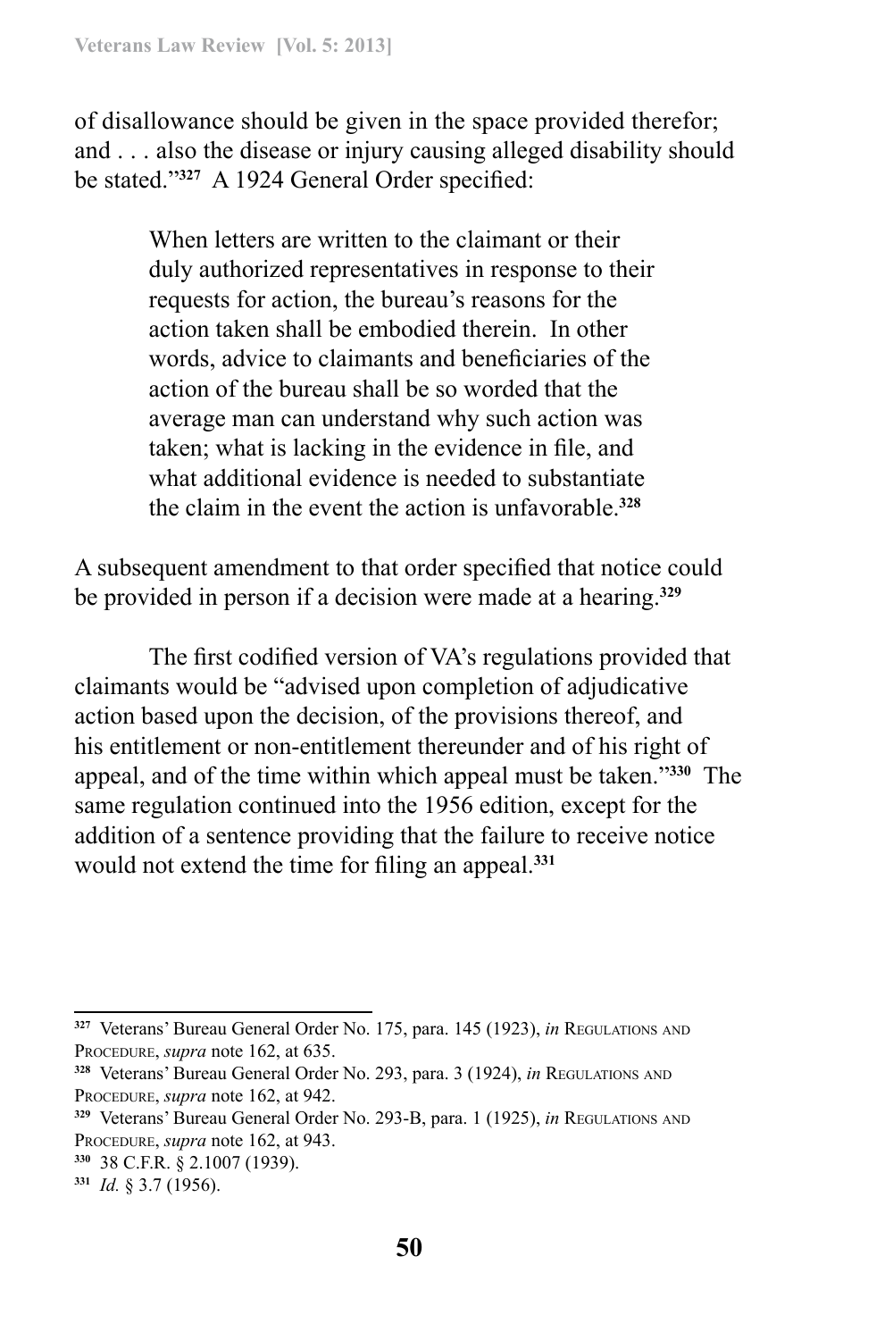of disallowance should be given in the space provided therefor; and . . . also the disease or injury causing alleged disability should be stated."[327] A 1924 General Order specified:

> When letters are written to the claimant or their duly authorized representatives in response to their requests for action, the bureau's reasons for the action taken shall be embodied therein. In other words, advice to claimants and beneficiaries of the action of the bureau shall be so worded that the average man can understand why such action was taken; what is lacking in the evidence in file, and what additional evidence is needed to substantiate the claim in the event the action is unfavorable.[328]

A subsequent amendment to that order specified that notice could be provided in person if a decision were made at a hearing.[329]

The first codified version of VA's regulations provided that claimants would be "advised upon completion of adjudicative action based upon the decision, of the provisions thereof, and his entitlement or non-entitlement thereunder and of his right of appeal, and of the time within which appeal must be taken."[330] The same regulation continued into the 1956 edition, except for the addition of a sentence providing that the failure to receive notice would not extend the time for filing an appeal.[331]

---

[327] Veterans' Bureau General Order No. 175, para. 145 (1923), *in* Regulations and Procedure, *supra* note 162, at 635.

[328] Veterans' Bureau General Order No. 293, para. 3 (1924), *in* Regulations and Procedure, *supra* note 162, at 942.

[329] Veterans' Bureau General Order No. 293-B, para. 1 (1925), *in* Regulations and Procedure, *supra* note 162, at 943.

[330] 38 C.F.R. § 2.1007 (1939).

[331] *Id.* § 3.7 (1956).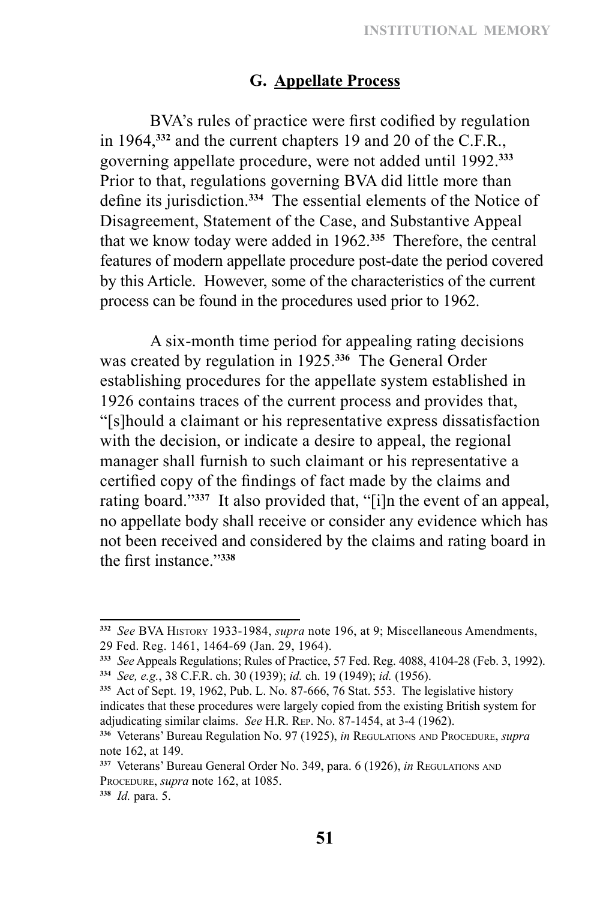### G. <u>Appellate Process</u>

BVA's rules of practice were first codified by regulation in 1964,[332] and the current chapters 19 and 20 of the C.F.R., governing appellate procedure, were not added until 1992.[333] Prior to that, regulations governing BVA did little more than define its jurisdiction.[334] The essential elements of the Notice of Disagreement, Statement of the Case, and Substantive Appeal that we know today were added in 1962.[335] Therefore, the central features of modern appellate procedure post-date the period covered by this Article. However, some of the characteristics of the current process can be found in the procedures used prior to 1962.

A six-month time period for appealing rating decisions was created by regulation in 1925.[336] The General Order establishing procedures for the appellate system established in 1926 contains traces of the current process and provides that, "[s]hould a claimant or his representative express dissatisfaction with the decision, or indicate a desire to appeal, the regional manager shall furnish to such claimant or his representative a certified copy of the findings of fact made by the claims and rating board."[337] It also provided that, "[i]n the event of an appeal, no appellate body shall receive or consider any evidence which has not been received and considered by the claims and rating board in the first instance."[338]

---

[332] *See* BVA History 1933-1984, *supra* note 196, at 9; Miscellaneous Amendments, 29 Fed. Reg. 1461, 1464-69 (Jan. 29, 1964).

[333] *See* Appeals Regulations; Rules of Practice, 57 Fed. Reg. 4088, 4104-28 (Feb. 3, 1992).

[334] *See, e.g.*, 38 C.F.R. ch. 30 (1939); *id.* ch. 19 (1949); *id.* (1956).

[335] Act of Sept. 19, 1962, Pub. L. No. 87-666, 76 Stat. 553. The legislative history indicates that these procedures were largely copied from the existing British system for adjudicating similar claims. *See* H.R. Rep. No. 87-1454, at 3-4 (1962).

[336] Veterans' Bureau Regulation No. 97 (1925), *in* Regulations and Procedure, *supra* note 162, at 149.

[337] Veterans' Bureau General Order No. 349, para. 6 (1926), *in* Regulations and Procedure, *supra* note 162, at 1085.

[338] *Id.* para. 5.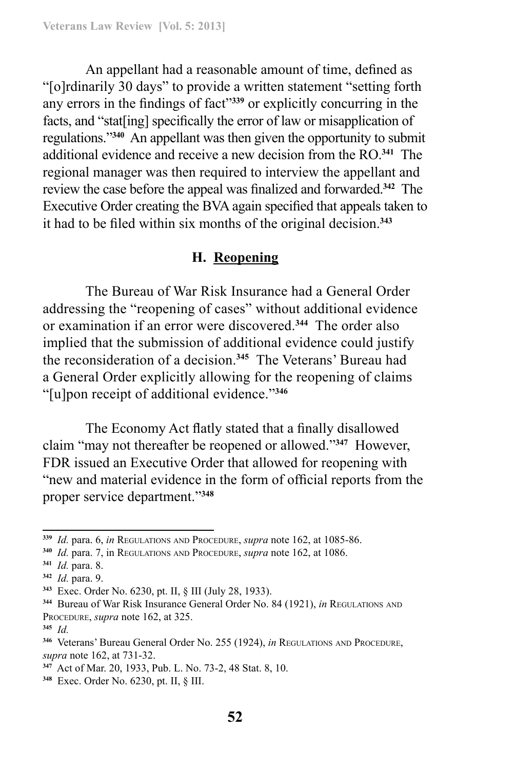An appellant had a reasonable amount of time, defined as "[o]rdinarily 30 days" to provide a written statement "setting forth any errors in the findings of fact"[339] or explicitly concurring in the facts, and "stat[ing] specifically the error of law or misapplication of regulations."[340] An appellant was then given the opportunity to submit additional evidence and receive a new decision from the RO.[341] The regional manager was then required to interview the appellant and review the case before the appeal was finalized and forwarded.[342] The Executive Order creating the BVA again specified that appeals taken to it had to be filed within six months of the original decision.[343]

### H. Reopening

The Bureau of War Risk Insurance had a General Order addressing the "reopening of cases" without additional evidence or examination if an error were discovered.[344] The order also implied that the submission of additional evidence could justify the reconsideration of a decision.[345] The Veterans' Bureau had a General Order explicitly allowing for the reopening of claims "[u]pon receipt of additional evidence."[346]

The Economy Act flatly stated that a finally disallowed claim "may not thereafter be reopened or allowed."[347] However, FDR issued an Executive Order that allowed for reopening with "new and material evidence in the form of official reports from the proper service department."[348]

---

[339] *Id.* para. 6, *in* Regulations and Procedure, *supra* note 162, at 1085-86.

[340] *Id.* para. 7, in Regulations and Procedure, *supra* note 162, at 1086.

[341] *Id.* para. 8.

[342] *Id.* para. 9.

[343] Exec. Order No. 6230, pt. II, § III (July 28, 1933).

[344] Bureau of War Risk Insurance General Order No. 84 (1921), *in* Regulations and Procedure, *supra* note 162, at 325.

[345] *Id.*

[346] Veterans' Bureau General Order No. 255 (1924), *in* Regulations and Procedure, *supra* note 162, at 731-32.

[347] Act of Mar. 20, 1933, Pub. L. No. 73-2, 48 Stat. 8, 10.

[348] Exec. Order No. 6230, pt. II, § III.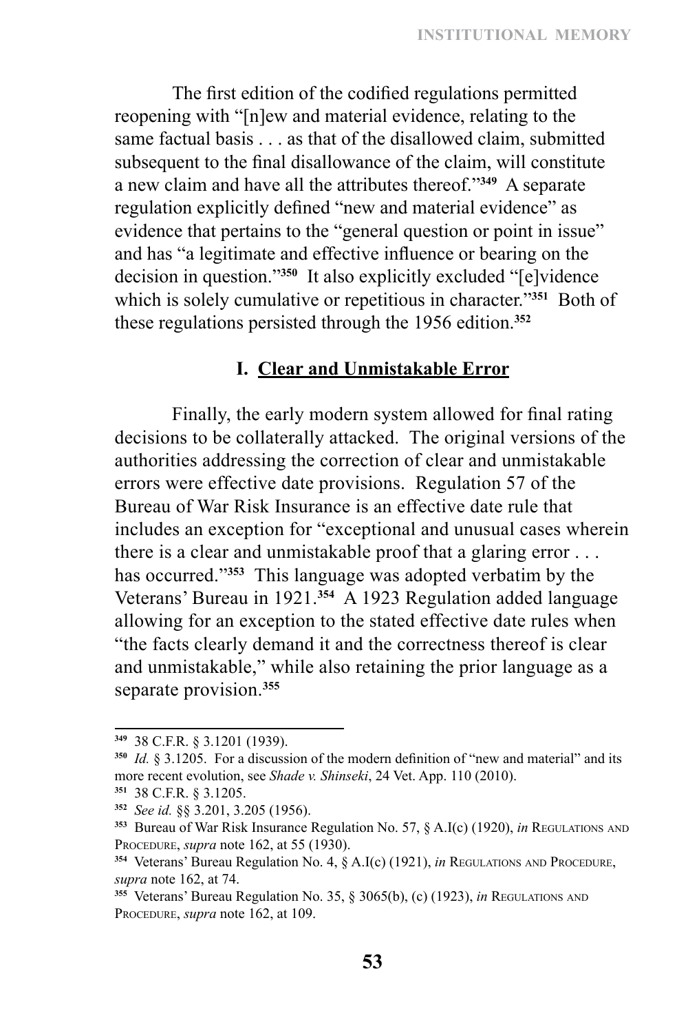The first edition of the codified regulations permitted reopening with "[n]ew and material evidence, relating to the same factual basis . . . as that of the disallowed claim, submitted subsequent to the final disallowance of the claim, will constitute a new claim and have all the attributes thereof."[349] A separate regulation explicitly defined "new and material evidence" as evidence that pertains to the "general question or point in issue" and has "a legitimate and effective influence or bearing on the decision in question."[350] It also explicitly excluded "[e]vidence which is solely cumulative or repetitious in character."[351] Both of these regulations persisted through the 1956 edition.[352]

### I. Clear and Unmistakable Error

Finally, the early modern system allowed for final rating decisions to be collaterally attacked. The original versions of the authorities addressing the correction of clear and unmistakable errors were effective date provisions. Regulation 57 of the Bureau of War Risk Insurance is an effective date rule that includes an exception for "exceptional and unusual cases wherein there is a clear and unmistakable proof that a glaring error . . . has occurred."[353] This language was adopted verbatim by the Veterans' Bureau in 1921.[354] A 1923 Regulation added language allowing for an exception to the stated effective date rules when "the facts clearly demand it and the correctness thereof is clear and unmistakable," while also retaining the prior language as a separate provision.[355]

---

[349] 38 C.F.R. § 3.1201 (1939).

[350] *Id.* § 3.1205. For a discussion of the modern definition of "new and material" and its more recent evolution, see *Shade v. Shinseki*, 24 Vet. App. 110 (2010).

[351] 38 C.F.R. § 3.1205.

[352] *See id.* §§ 3.201, 3.205 (1956).

[353] Bureau of War Risk Insurance Regulation No. 57, § A.I(c) (1920), *in* Regulations and Procedure, *supra* note 162, at 55 (1930).

[354] Veterans' Bureau Regulation No. 4, § A.I(c) (1921), *in* Regulations and Procedure, *supra* note 162, at 74.

[355] Veterans' Bureau Regulation No. 35, § 3065(b), (c) (1923), *in* Regulations and Procedure, *supra* note 162, at 109.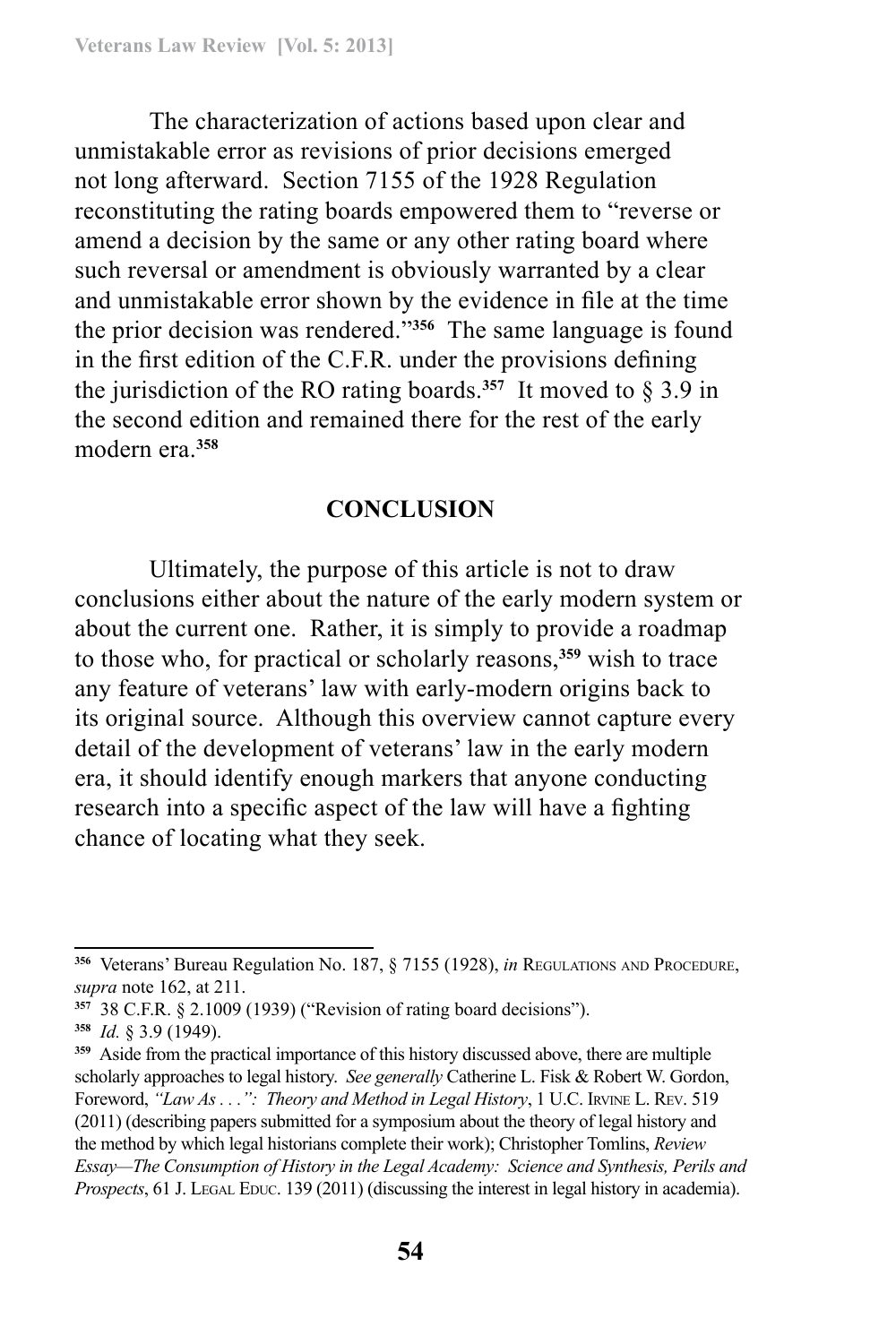The characterization of actions based upon clear and unmistakable error as revisions of prior decisions emerged not long afterward. Section 7155 of the 1928 Regulation reconstituting the rating boards empowered them to "reverse or amend a decision by the same or any other rating board where such reversal or amendment is obviously warranted by a clear and unmistakable error shown by the evidence in file at the time the prior decision was rendered."[356] The same language is found in the first edition of the C.F.R. under the provisions defining the jurisdiction of the RO rating boards.[357] It moved to § 3.9 in the second edition and remained there for the rest of the early modern era.[358]

## CONCLUSION

Ultimately, the purpose of this article is not to draw conclusions either about the nature of the early modern system or about the current one. Rather, it is simply to provide a roadmap to those who, for practical or scholarly reasons,[359] wish to trace any feature of veterans' law with early-modern origins back to its original source. Although this overview cannot capture every detail of the development of veterans' law in the early modern era, it should identify enough markers that anyone conducting research into a specific aspect of the law will have a fighting chance of locating what they seek.

---

[356] Veterans' Bureau Regulation No. 187, § 7155 (1928), *in* Regulations and Procedure, *supra* note 162, at 211.

[357] 38 C.F.R. § 2.1009 (1939) ("Revision of rating board decisions").

[358] *Id.* § 3.9 (1949).

[359] Aside from the practical importance of this history discussed above, there are multiple scholarly approaches to legal history. *See generally* Catherine L. Fisk & Robert W. Gordon, Foreword, *"Law As . . .": Theory and Method in Legal History*, 1 U.C. Irvine L. Rev. 519 (2011) (describing papers submitted for a symposium about the theory of legal history and the method by which legal historians complete their work); Christopher Tomlins, *Review Essay—The Consumption of History in the Legal Academy: Science and Synthesis, Perils and Prospects*, 61 J. Legal Educ. 139 (2011) (discussing the interest in legal history in academia).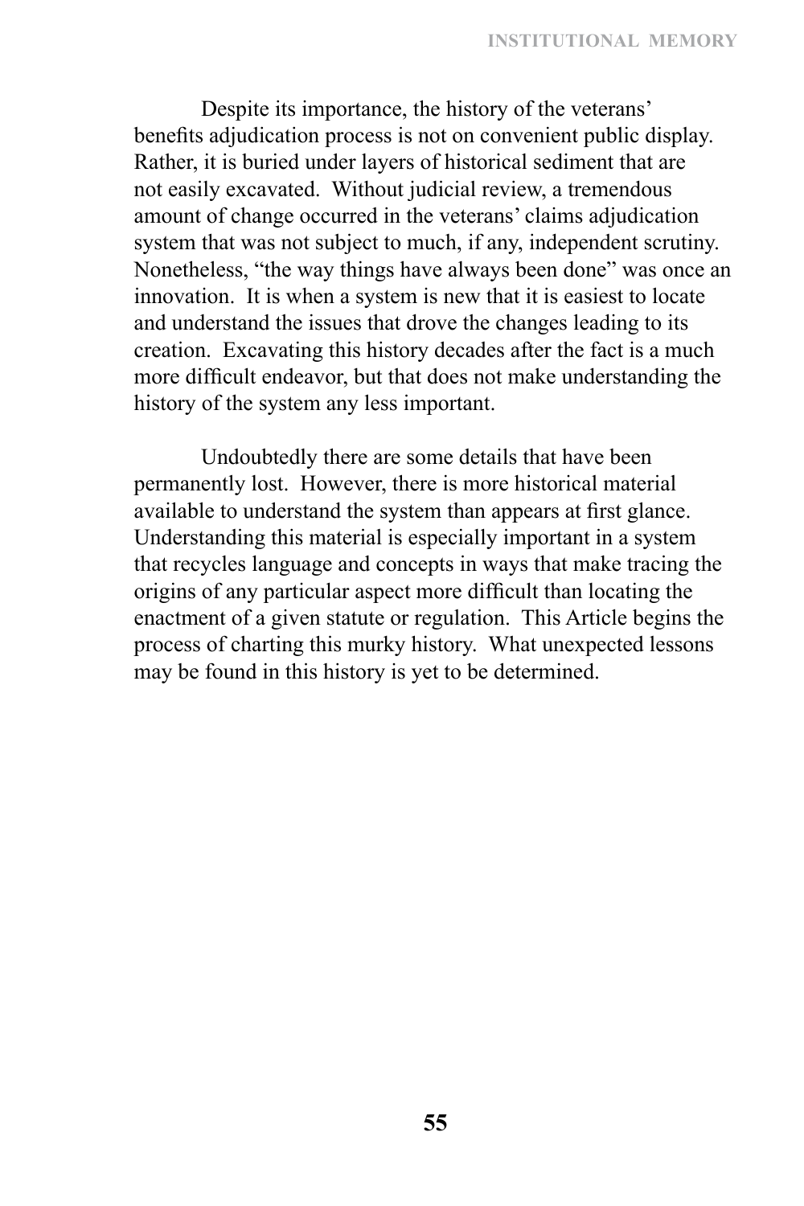Despite its importance, the history of the veterans' benefits adjudication process is not on convenient public display. Rather, it is buried under layers of historical sediment that are not easily excavated. Without judicial review, a tremendous amount of change occurred in the veterans' claims adjudication system that was not subject to much, if any, independent scrutiny. Nonetheless, "the way things have always been done" was once an innovation. It is when a system is new that it is easiest to locate and understand the issues that drove the changes leading to its creation. Excavating this history decades after the fact is a much more difficult endeavor, but that does not make understanding the history of the system any less important.

Undoubtedly there are some details that have been permanently lost. However, there is more historical material available to understand the system than appears at first glance. Understanding this material is especially important in a system that recycles language and concepts in ways that make tracing the origins of any particular aspect more difficult than locating the enactment of a given statute or regulation. This Article begins the process of charting this murky history. What unexpected lessons may be found in this history is yet to be determined.